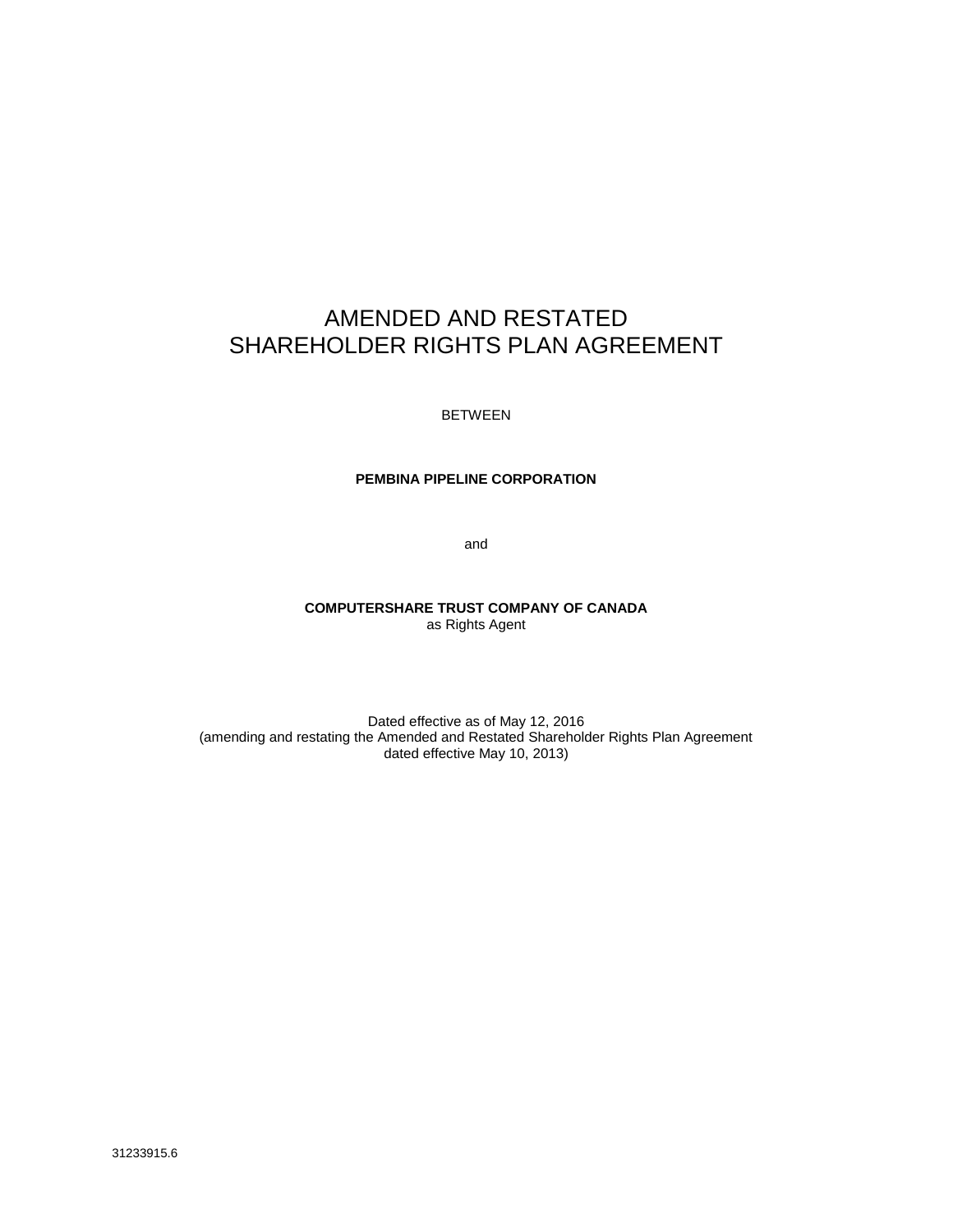# AMENDED AND RESTATED SHAREHOLDER RIGHTS PLAN AGREEMENT

BETWEEN

**PEMBINA PIPELINE CORPORATION**

and

**COMPUTERSHARE TRUST COMPANY OF CANADA**
as Rights Agent

Dated effective as of May 12, 2016
(amending and restating the Amended and Restated Shareholder Rights Plan Agreement dated effective May 10, 2013)

31233915.6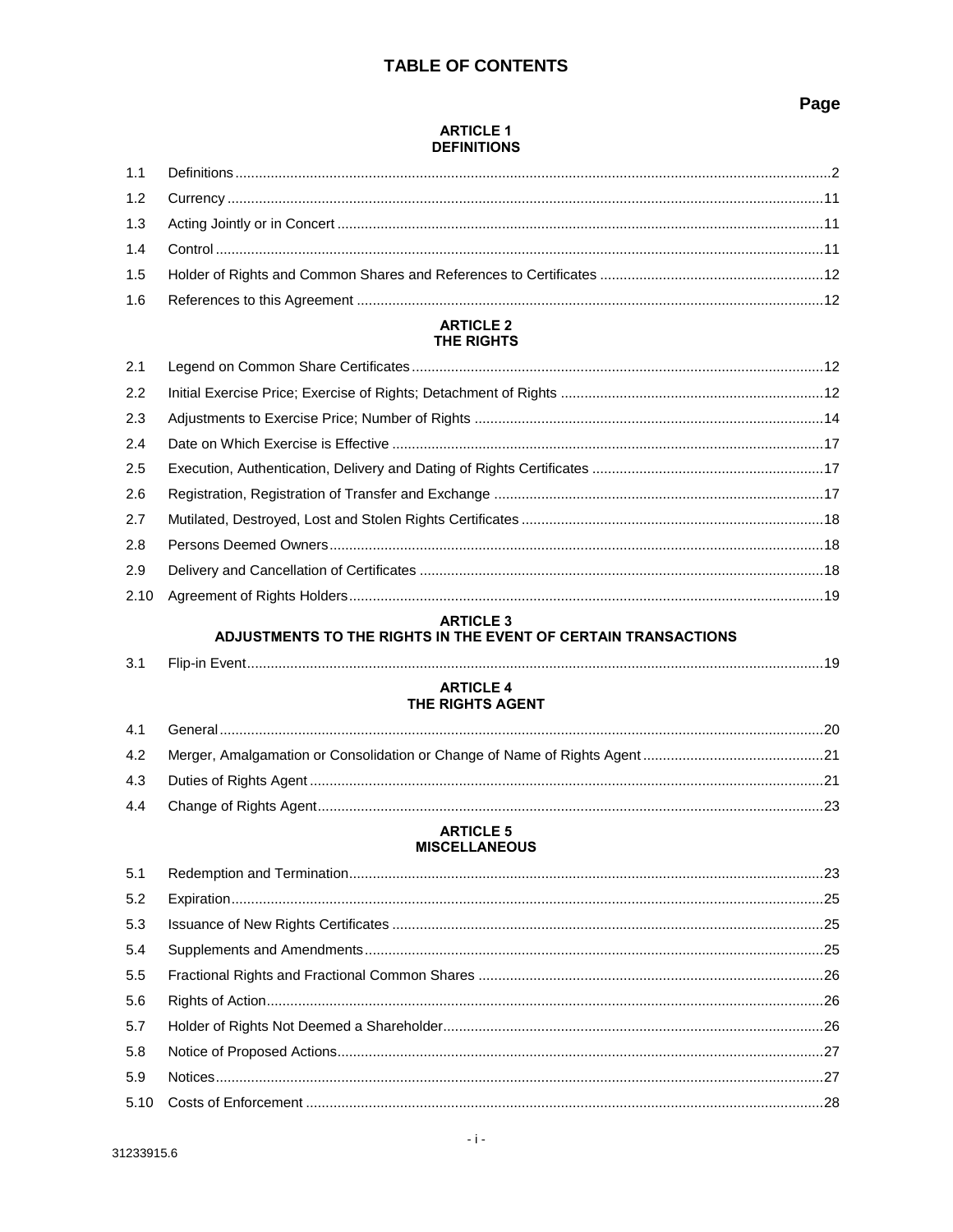# TABLE OF CONTENTS

| | | Page |
|---|---|---|
| | **ARTICLE 1**<br>**DEFINITIONS** | |
| 1.1 | Definitions | 2 |
| 1.2 | Currency | 11 |
| 1.3 | Acting Jointly or in Concert | 11 |
| 1.4 | Control | 11 |
| 1.5 | Holder of Rights and Common Shares and References to Certificates | 12 |
| 1.6 | References to this Agreement | 12 |
| | **ARTICLE 2**<br>**THE RIGHTS** | |
| 2.1 | Legend on Common Share Certificates | 12 |
| 2.2 | Initial Exercise Price; Exercise of Rights; Detachment of Rights | 12 |
| 2.3 | Adjustments to Exercise Price; Number of Rights | 14 |
| 2.4 | Date on Which Exercise is Effective | 17 |
| 2.5 | Execution, Authentication, Delivery and Dating of Rights Certificates | 17 |
| 2.6 | Registration, Registration of Transfer and Exchange | 17 |
| 2.7 | Mutilated, Destroyed, Lost and Stolen Rights Certificates | 18 |
| 2.8 | Persons Deemed Owners | 18 |
| 2.9 | Delivery and Cancellation of Certificates | 18 |
| 2.10 | Agreement of Rights Holders | 19 |
| | **ARTICLE 3**<br>**ADJUSTMENTS TO THE RIGHTS IN THE EVENT OF CERTAIN TRANSACTIONS** | |
| 3.1 | Flip-in Event | 19 |
| | **ARTICLE 4**<br>**THE RIGHTS AGENT** | |
| 4.1 | General | 20 |
| 4.2 | Merger, Amalgamation or Consolidation or Change of Name of Rights Agent | 21 |
| 4.3 | Duties of Rights Agent | 21 |
| 4.4 | Change of Rights Agent | 23 |
| | **ARTICLE 5**<br>**MISCELLANEOUS** | |
| 5.1 | Redemption and Termination | 23 |
| 5.2 | Expiration | 25 |
| 5.3 | Issuance of New Rights Certificates | 25 |
| 5.4 | Supplements and Amendments | 25 |
| 5.5 | Fractional Rights and Fractional Common Shares | 26 |
| 5.6 | Rights of Action | 26 |
| 5.7 | Holder of Rights Not Deemed a Shareholder | 26 |
| 5.8 | Notice of Proposed Actions | 27 |
| 5.9 | Notices | 27 |
| 5.10 | Costs of Enforcement | 28 |

31233915.6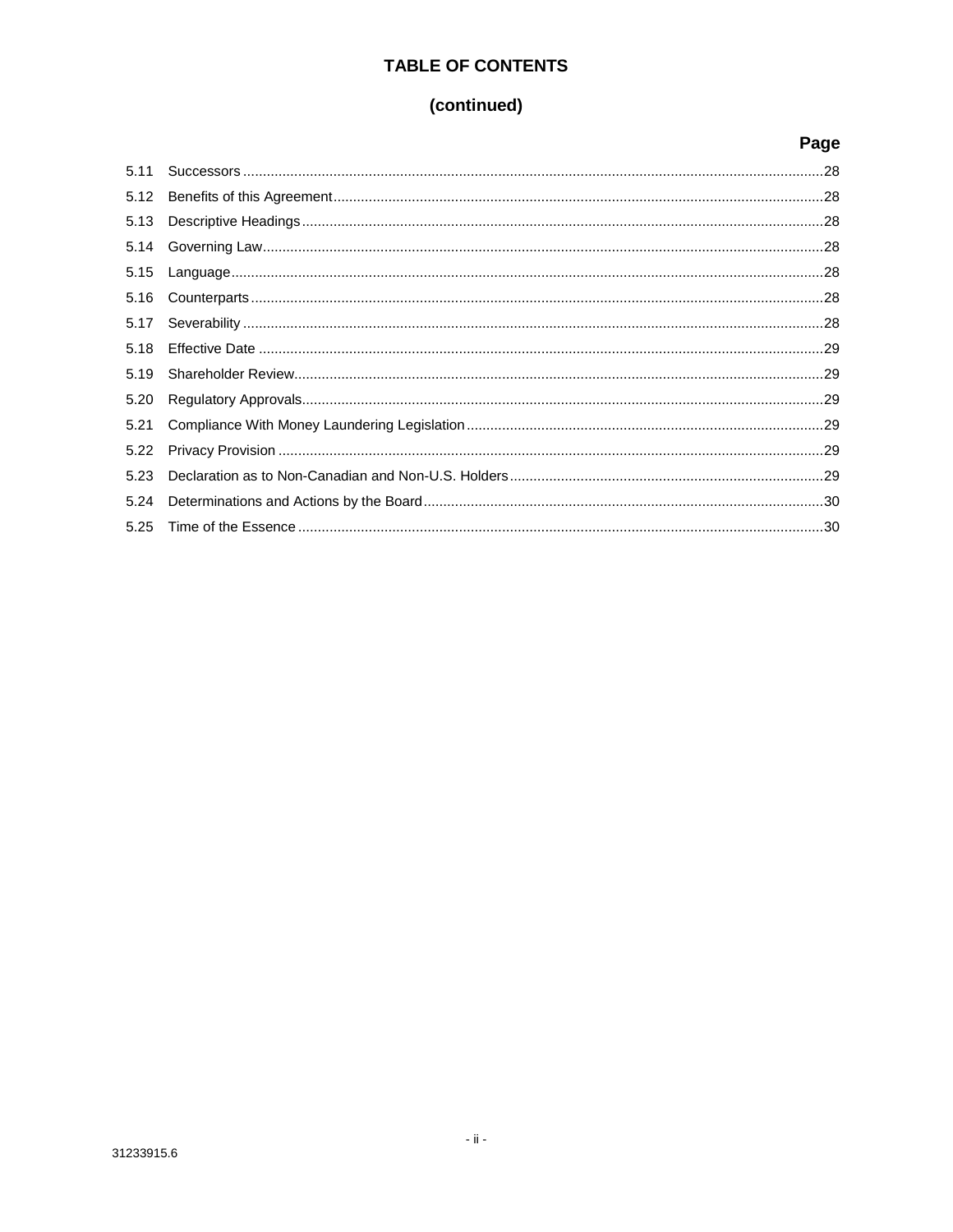# TABLE OF CONTENTS

## (continued)

| | | Page |
|---|---|---|
| 5.11 | Successors | 28 |
| 5.12 | Benefits of this Agreement | 28 |
| 5.13 | Descriptive Headings | 28 |
| 5.14 | Governing Law | 28 |
| 5.15 | Language | 28 |
| 5.16 | Counterparts | 28 |
| 5.17 | Severability | 28 |
| 5.18 | Effective Date | 29 |
| 5.19 | Shareholder Review | 29 |
| 5.20 | Regulatory Approvals | 29 |
| 5.21 | Compliance With Money Laundering Legislation | 29 |
| 5.22 | Privacy Provision | 29 |
| 5.23 | Declaration as to Non-Canadian and Non-U.S. Holders | 29 |
| 5.24 | Determinations and Actions by the Board | 30 |
| 5.25 | Time of the Essence | 30 |

31233915.6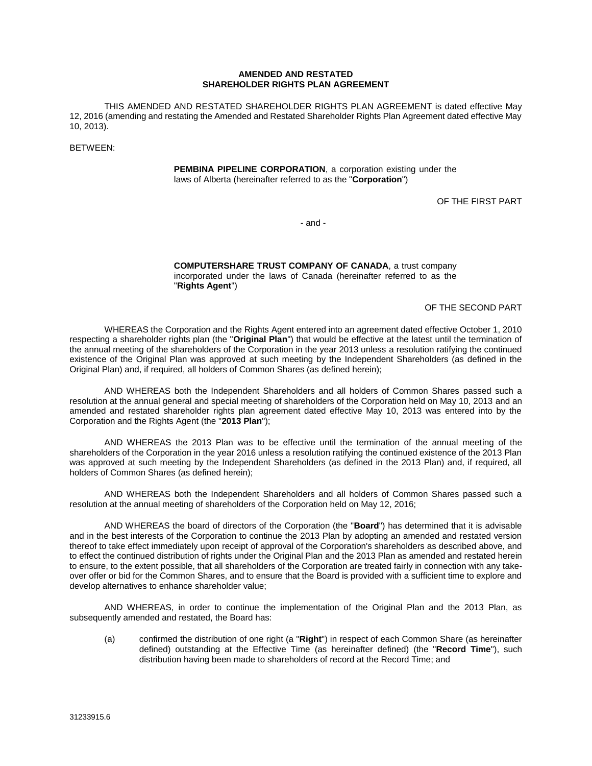**AMENDED AND RESTATED**
**SHAREHOLDER RIGHTS PLAN AGREEMENT**

THIS AMENDED AND RESTATED SHAREHOLDER RIGHTS PLAN AGREEMENT is dated effective May 12, 2016 (amending and restating the Amended and Restated Shareholder Rights Plan Agreement dated effective May 10, 2013).

BETWEEN:

> **PEMBINA PIPELINE CORPORATION**, a corporation existing under the laws of Alberta (hereinafter referred to as the "**Corporation**")
>
> OF THE FIRST PART

- and -

> **COMPUTERSHARE TRUST COMPANY OF CANADA**, a trust company incorporated under the laws of Canada (hereinafter referred to as the "**Rights Agent**")
>
> OF THE SECOND PART

WHEREAS the Corporation and the Rights Agent entered into an agreement dated effective October 1, 2010 respecting a shareholder rights plan (the "**Original Plan**") that would be effective at the latest until the termination of the annual meeting of the shareholders of the Corporation in the year 2013 unless a resolution ratifying the continued existence of the Original Plan was approved at such meeting by the Independent Shareholders (as defined in the Original Plan) and, if required, all holders of Common Shares (as defined herein);

AND WHEREAS both the Independent Shareholders and all holders of Common Shares passed such a resolution at the annual general and special meeting of shareholders of the Corporation held on May 10, 2013 and an amended and restated shareholder rights plan agreement dated effective May 10, 2013 was entered into by the Corporation and the Rights Agent (the "**2013 Plan**");

AND WHEREAS the 2013 Plan was to be effective until the termination of the annual meeting of the shareholders of the Corporation in the year 2016 unless a resolution ratifying the continued existence of the 2013 Plan was approved at such meeting by the Independent Shareholders (as defined in the 2013 Plan) and, if required, all holders of Common Shares (as defined herein);

AND WHEREAS both the Independent Shareholders and all holders of Common Shares passed such a resolution at the annual meeting of shareholders of the Corporation held on May 12, 2016;

AND WHEREAS the board of directors of the Corporation (the "**Board**") has determined that it is advisable and in the best interests of the Corporation to continue the 2013 Plan by adopting an amended and restated version thereof to take effect immediately upon receipt of approval of the Corporation's shareholders as described above, and to effect the continued distribution of rights under the Original Plan and the 2013 Plan as amended and restated herein to ensure, to the extent possible, that all shareholders of the Corporation are treated fairly in connection with any take-over offer or bid for the Common Shares, and to ensure that the Board is provided with a sufficient time to explore and develop alternatives to enhance shareholder value;

AND WHEREAS, in order to continue the implementation of the Original Plan and the 2013 Plan, as subsequently amended and restated, the Board has:

(a) confirmed the distribution of one right (a "**Right**") in respect of each Common Share (as hereinafter defined) outstanding at the Effective Time (as hereinafter defined) (the "**Record Time**"), such distribution having been made to shareholders of record at the Record Time; and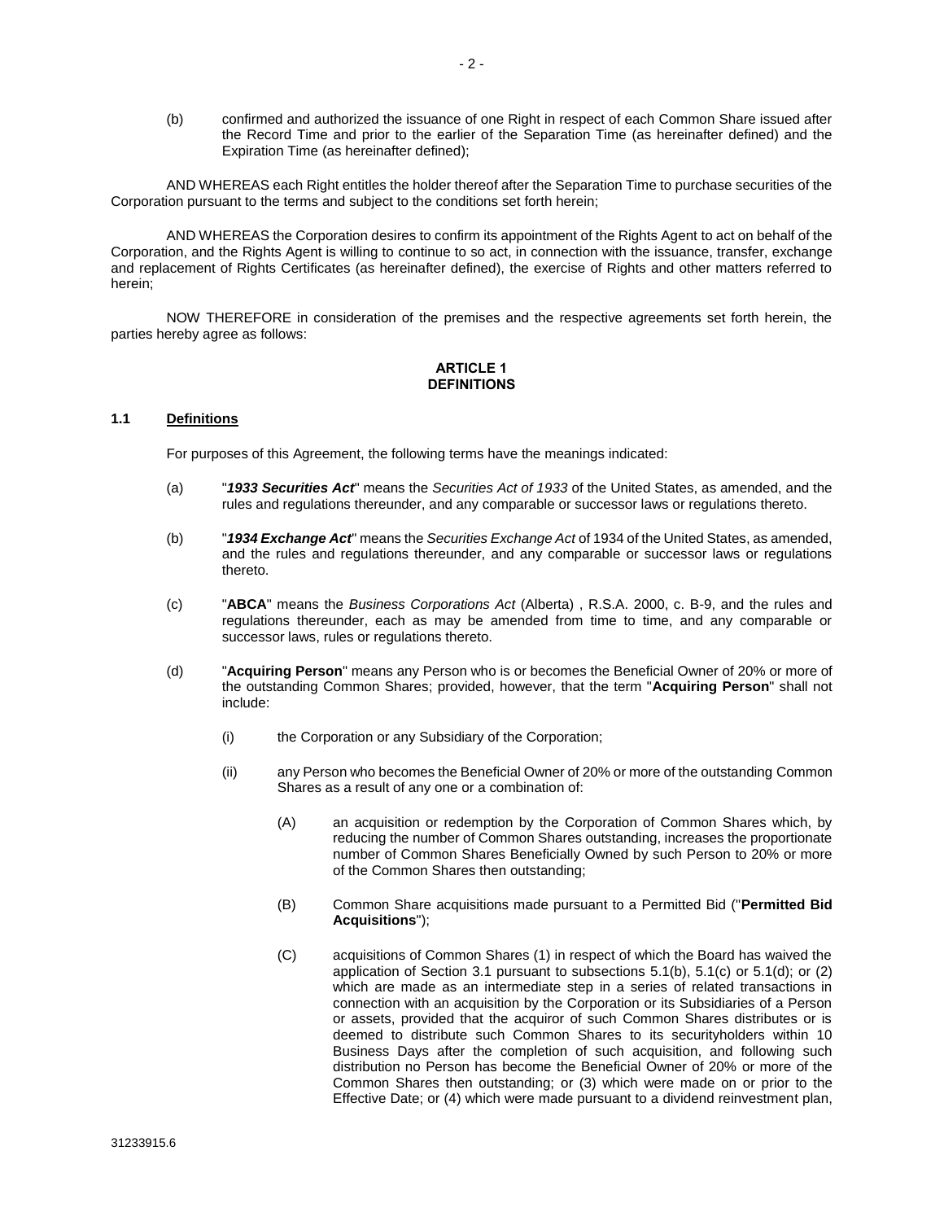(b) confirmed and authorized the issuance of one Right in respect of each Common Share issued after the Record Time and prior to the earlier of the Separation Time (as hereinafter defined) and the Expiration Time (as hereinafter defined);

AND WHEREAS each Right entitles the holder thereof after the Separation Time to purchase securities of the Corporation pursuant to the terms and subject to the conditions set forth herein;

AND WHEREAS the Corporation desires to confirm its appointment of the Rights Agent to act on behalf of the Corporation, and the Rights Agent is willing to continue to so act, in connection with the issuance, transfer, exchange and replacement of Rights Certificates (as hereinafter defined), the exercise of Rights and other matters referred to herein;

NOW THEREFORE in consideration of the premises and the respective agreements set forth herein, the parties hereby agree as follows:

## ARTICLE 1
## DEFINITIONS

### 1.1 Definitions

For purposes of this Agreement, the following terms have the meanings indicated:

(a) "***1933 Securities Act***" means the *Securities Act of 1933* of the United States, as amended, and the rules and regulations thereunder, and any comparable or successor laws or regulations thereto.

(b) "***1934 Exchange Act***" means the *Securities Exchange Act* of 1934 of the United States, as amended, and the rules and regulations thereunder, and any comparable or successor laws or regulations thereto.

(c) "**ABCA**" means the *Business Corporations Act* (Alberta) , R.S.A. 2000, c. B-9, and the rules and regulations thereunder, each as may be amended from time to time, and any comparable or successor laws, rules or regulations thereto.

(d) "**Acquiring Person**" means any Person who is or becomes the Beneficial Owner of 20% or more of the outstanding Common Shares; provided, however, that the term "**Acquiring Person**" shall not include:

(i) the Corporation or any Subsidiary of the Corporation;

(ii) any Person who becomes the Beneficial Owner of 20% or more of the outstanding Common Shares as a result of any one or a combination of:

(A) an acquisition or redemption by the Corporation of Common Shares which, by reducing the number of Common Shares outstanding, increases the proportionate number of Common Shares Beneficially Owned by such Person to 20% or more of the Common Shares then outstanding;

(B) Common Share acquisitions made pursuant to a Permitted Bid ("**Permitted Bid Acquisitions**");

(C) acquisitions of Common Shares (1) in respect of which the Board has waived the application of Section 3.1 pursuant to subsections 5.1(b), 5.1(c) or 5.1(d); or (2) which are made as an intermediate step in a series of related transactions in connection with an acquisition by the Corporation or its Subsidiaries of a Person or assets, provided that the acquiror of such Common Shares distributes or is deemed to distribute such Common Shares to its securityholders within 10 Business Days after the completion of such acquisition, and following such distribution no Person has become the Beneficial Owner of 20% or more of the Common Shares then outstanding; or (3) which were made on or prior to the Effective Date; or (4) which were made pursuant to a dividend reinvestment plan,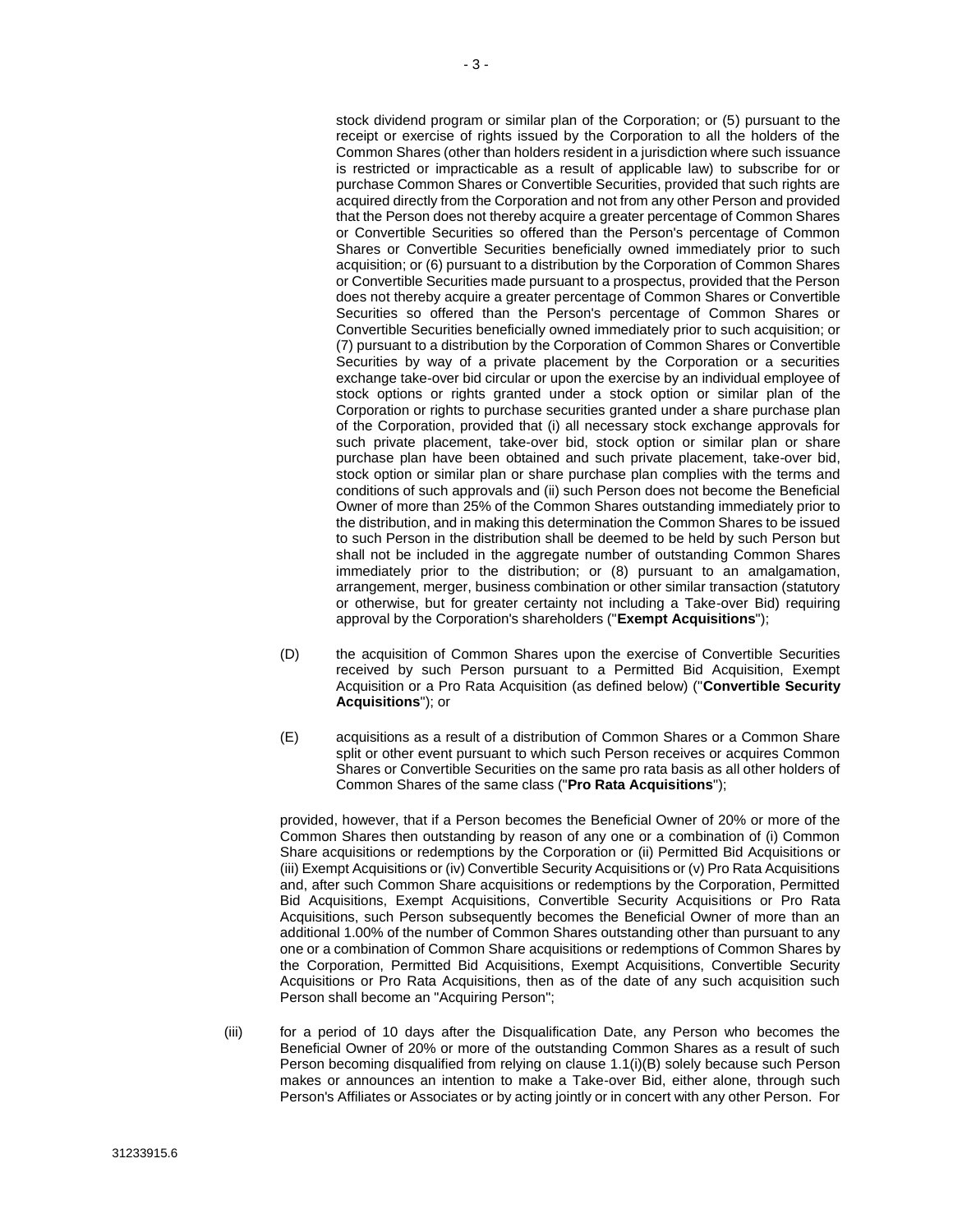stock dividend program or similar plan of the Corporation; or (5) pursuant to the receipt or exercise of rights issued by the Corporation to all the holders of the Common Shares (other than holders resident in a jurisdiction where such issuance is restricted or impracticable as a result of applicable law) to subscribe for or purchase Common Shares or Convertible Securities, provided that such rights are acquired directly from the Corporation and not from any other Person and provided that the Person does not thereby acquire a greater percentage of Common Shares or Convertible Securities so offered than the Person's percentage of Common Shares or Convertible Securities beneficially owned immediately prior to such acquisition; or (6) pursuant to a distribution by the Corporation of Common Shares or Convertible Securities made pursuant to a prospectus, provided that the Person does not thereby acquire a greater percentage of Common Shares or Convertible Securities so offered than the Person's percentage of Common Shares or Convertible Securities beneficially owned immediately prior to such acquisition; or (7) pursuant to a distribution by the Corporation of Common Shares or Convertible Securities by way of a private placement by the Corporation or a securities exchange take-over bid circular or upon the exercise by an individual employee of stock options or rights granted under a stock option or similar plan of the Corporation or rights to purchase securities granted under a share purchase plan of the Corporation, provided that (i) all necessary stock exchange approvals for such private placement, take-over bid, stock option or similar plan or share purchase plan have been obtained and such private placement, take-over bid, stock option or similar plan or share purchase plan complies with the terms and conditions of such approvals and (ii) such Person does not become the Beneficial Owner of more than 25% of the Common Shares outstanding immediately prior to the distribution, and in making this determination the Common Shares to be issued to such Person in the distribution shall be deemed to be held by such Person but shall not be included in the aggregate number of outstanding Common Shares immediately prior to the distribution; or (8) pursuant to an amalgamation, arrangement, merger, business combination or other similar transaction (statutory or otherwise, but for greater certainty not including a Take-over Bid) requiring approval by the Corporation's shareholders ("**Exempt Acquisitions**");

(D) the acquisition of Common Shares upon the exercise of Convertible Securities received by such Person pursuant to a Permitted Bid Acquisition, Exempt Acquisition or a Pro Rata Acquisition (as defined below) ("**Convertible Security Acquisitions**"); or

(E) acquisitions as a result of a distribution of Common Shares or a Common Share split or other event pursuant to which such Person receives or acquires Common Shares or Convertible Securities on the same pro rata basis as all other holders of Common Shares of the same class ("**Pro Rata Acquisitions**");

provided, however, that if a Person becomes the Beneficial Owner of 20% or more of the Common Shares then outstanding by reason of any one or a combination of (i) Common Share acquisitions or redemptions by the Corporation or (ii) Permitted Bid Acquisitions or (iii) Exempt Acquisitions or (iv) Convertible Security Acquisitions or (v) Pro Rata Acquisitions and, after such Common Share acquisitions or redemptions by the Corporation, Permitted Bid Acquisitions, Exempt Acquisitions, Convertible Security Acquisitions or Pro Rata Acquisitions, such Person subsequently becomes the Beneficial Owner of more than an additional 1.00% of the number of Common Shares outstanding other than pursuant to any one or a combination of Common Share acquisitions or redemptions of Common Shares by the Corporation, Permitted Bid Acquisitions, Exempt Acquisitions, Convertible Security Acquisitions or Pro Rata Acquisitions, then as of the date of any such acquisition such Person shall become an "Acquiring Person";

(iii) for a period of 10 days after the Disqualification Date, any Person who becomes the Beneficial Owner of 20% or more of the outstanding Common Shares as a result of such Person becoming disqualified from relying on clause 1.1(i)(B) solely because such Person makes or announces an intention to make a Take-over Bid, either alone, through such Person's Affiliates or Associates or by acting jointly or in concert with any other Person. For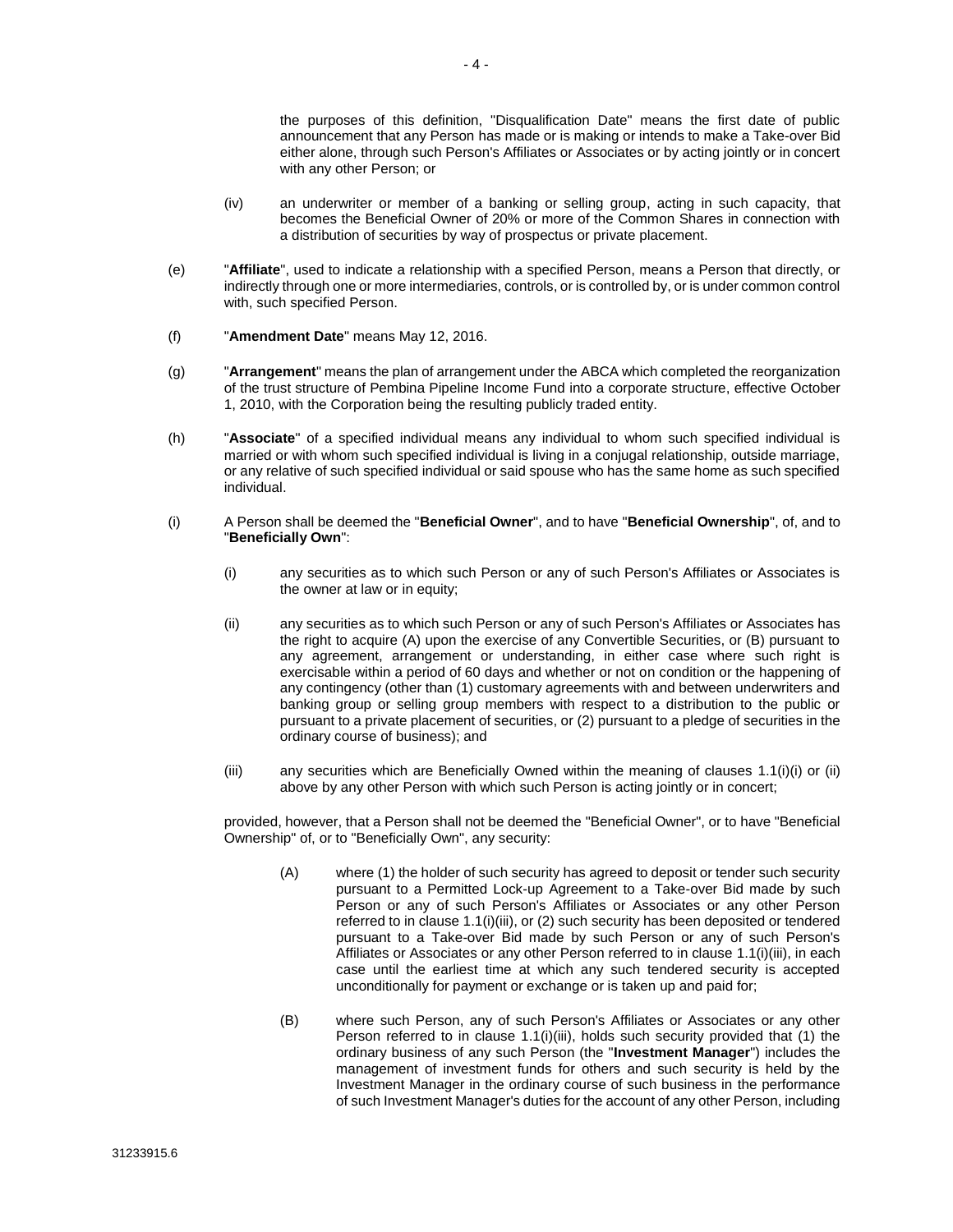the purposes of this definition, "Disqualification Date" means the first date of public announcement that any Person has made or is making or intends to make a Take-over Bid either alone, through such Person's Affiliates or Associates or by acting jointly or in concert with any other Person; or

(iv) an underwriter or member of a banking or selling group, acting in such capacity, that becomes the Beneficial Owner of 20% or more of the Common Shares in connection with a distribution of securities by way of prospectus or private placement.

(e) "**Affiliate**", used to indicate a relationship with a specified Person, means a Person that directly, or indirectly through one or more intermediaries, controls, or is controlled by, or is under common control with, such specified Person.

(f) "**Amendment Date**" means May 12, 2016.

(g) "**Arrangement**" means the plan of arrangement under the ABCA which completed the reorganization of the trust structure of Pembina Pipeline Income Fund into a corporate structure, effective October 1, 2010, with the Corporation being the resulting publicly traded entity.

(h) "**Associate**" of a specified individual means any individual to whom such specified individual is married or with whom such specified individual is living in a conjugal relationship, outside marriage, or any relative of such specified individual or said spouse who has the same home as such specified individual.

(i) A Person shall be deemed the "**Beneficial Owner**", and to have "**Beneficial Ownership**", of, and to "**Beneficially Own**":

(i) any securities as to which such Person or any of such Person's Affiliates or Associates is the owner at law or in equity;

(ii) any securities as to which such Person or any of such Person's Affiliates or Associates has the right to acquire (A) upon the exercise of any Convertible Securities, or (B) pursuant to any agreement, arrangement or understanding, in either case where such right is exercisable within a period of 60 days and whether or not on condition or the happening of any contingency (other than (1) customary agreements with and between underwriters and banking group or selling group members with respect to a distribution to the public or pursuant to a private placement of securities, or (2) pursuant to a pledge of securities in the ordinary course of business); and

(iii) any securities which are Beneficially Owned within the meaning of clauses 1.1(i)(i) or (ii) above by any other Person with which such Person is acting jointly or in concert;

provided, however, that a Person shall not be deemed the "Beneficial Owner", or to have "Beneficial Ownership" of, or to "Beneficially Own", any security:

(A) where (1) the holder of such security has agreed to deposit or tender such security pursuant to a Permitted Lock-up Agreement to a Take-over Bid made by such Person or any of such Person's Affiliates or Associates or any other Person referred to in clause 1.1(i)(iii), or (2) such security has been deposited or tendered pursuant to a Take-over Bid made by such Person or any of such Person's Affiliates or Associates or any other Person referred to in clause 1.1(i)(iii), in each case until the earliest time at which any such tendered security is accepted unconditionally for payment or exchange or is taken up and paid for;

(B) where such Person, any of such Person's Affiliates or Associates or any other Person referred to in clause 1.1(i)(iii), holds such security provided that (1) the ordinary business of any such Person (the "**Investment Manager**") includes the management of investment funds for others and such security is held by the Investment Manager in the ordinary course of such business in the performance of such Investment Manager's duties for the account of any other Person, including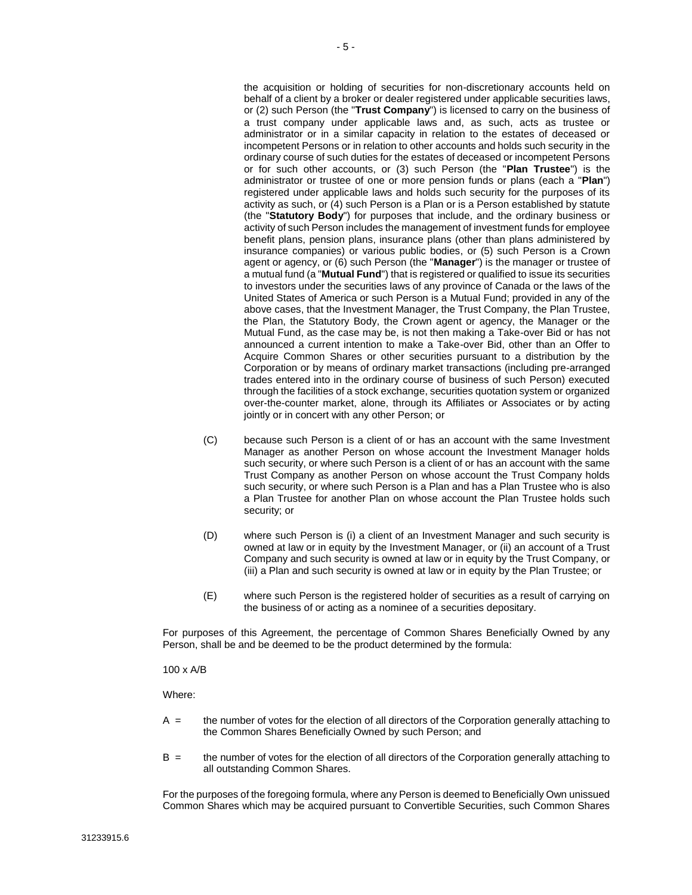the acquisition or holding of securities for non-discretionary accounts held on behalf of a client by a broker or dealer registered under applicable securities laws, or (2) such Person (the "**Trust Company**") is licensed to carry on the business of a trust company under applicable laws and, as such, acts as trustee or administrator or in a similar capacity in relation to the estates of deceased or incompetent Persons or in relation to other accounts and holds such security in the ordinary course of such duties for the estates of deceased or incompetent Persons or for such other accounts, or (3) such Person (the "**Plan Trustee**") is the administrator or trustee of one or more pension funds or plans (each a "**Plan**") registered under applicable laws and holds such security for the purposes of its activity as such, or (4) such Person is a Plan or is a Person established by statute (the "**Statutory Body**") for purposes that include, and the ordinary business or activity of such Person includes the management of investment funds for employee benefit plans, pension plans, insurance plans (other than plans administered by insurance companies) or various public bodies, or (5) such Person is a Crown agent or agency, or (6) such Person (the "**Manager**") is the manager or trustee of a mutual fund (a "**Mutual Fund**") that is registered or qualified to issue its securities to investors under the securities laws of any province of Canada or the laws of the United States of America or such Person is a Mutual Fund; provided in any of the above cases, that the Investment Manager, the Trust Company, the Plan Trustee, the Plan, the Statutory Body, the Crown agent or agency, the Manager or the Mutual Fund, as the case may be, is not then making a Take-over Bid or has not announced a current intention to make a Take-over Bid, other than an Offer to Acquire Common Shares or other securities pursuant to a distribution by the Corporation or by means of ordinary market transactions (including pre-arranged trades entered into in the ordinary course of business of such Person) executed through the facilities of a stock exchange, securities quotation system or organized over-the-counter market, alone, through its Affiliates or Associates or by acting jointly or in concert with any other Person; or

(C) because such Person is a client of or has an account with the same Investment Manager as another Person on whose account the Investment Manager holds such security, or where such Person is a client of or has an account with the same Trust Company as another Person on whose account the Trust Company holds such security, or where such Person is a Plan and has a Plan Trustee who is also a Plan Trustee for another Plan on whose account the Plan Trustee holds such security; or

(D) where such Person is (i) a client of an Investment Manager and such security is owned at law or in equity by the Investment Manager, or (ii) an account of a Trust Company and such security is owned at law or in equity by the Trust Company, or (iii) a Plan and such security is owned at law or in equity by the Plan Trustee; or

(E) where such Person is the registered holder of securities as a result of carrying on the business of or acting as a nominee of a securities depositary.

For purposes of this Agreement, the percentage of Common Shares Beneficially Owned by any Person, shall be and be deemed to be the product determined by the formula:

$100 \times A/B$

Where:

A = the number of votes for the election of all directors of the Corporation generally attaching to the Common Shares Beneficially Owned by such Person; and

B = the number of votes for the election of all directors of the Corporation generally attaching to all outstanding Common Shares.

For the purposes of the foregoing formula, where any Person is deemed to Beneficially Own unissued Common Shares which may be acquired pursuant to Convertible Securities, such Common Shares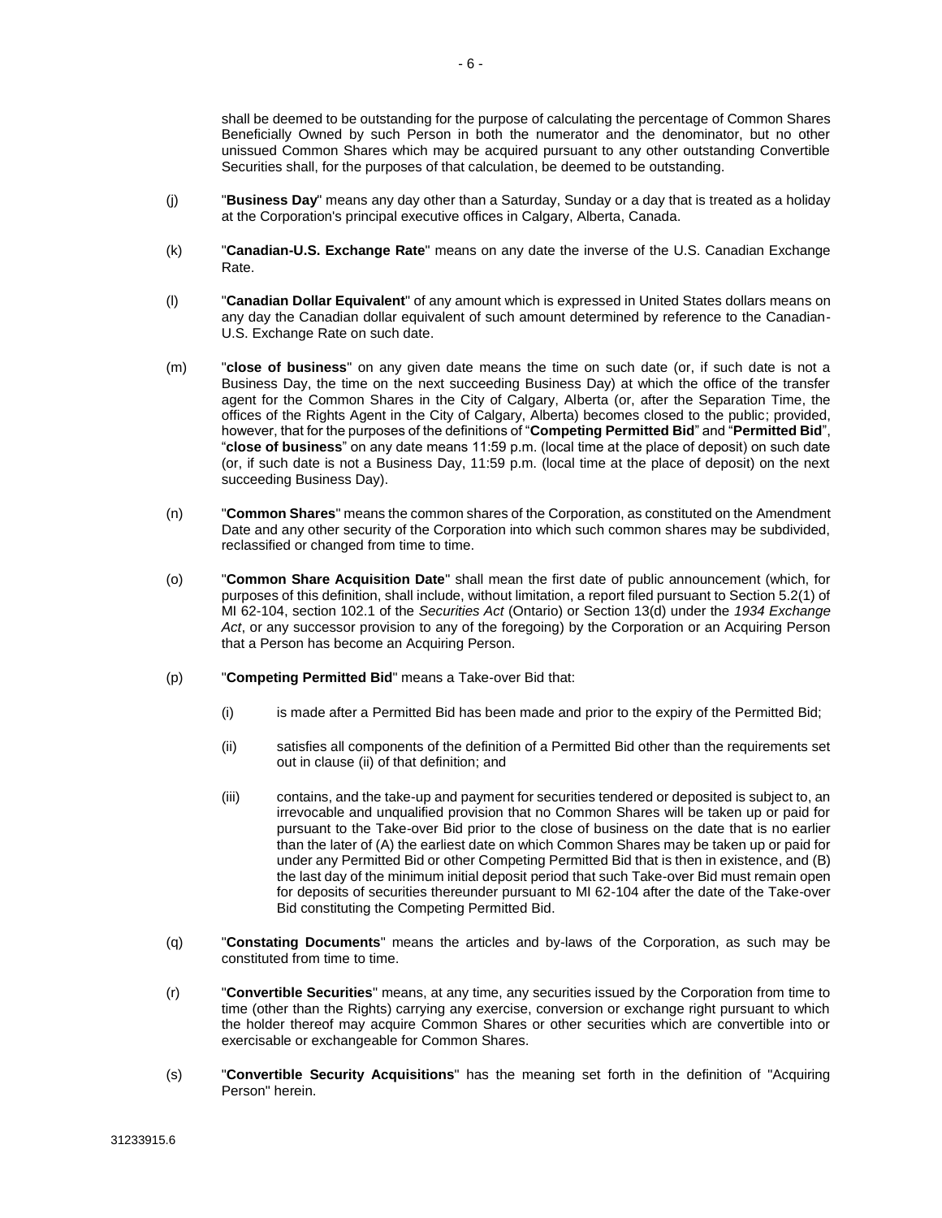shall be deemed to be outstanding for the purpose of calculating the percentage of Common Shares Beneficially Owned by such Person in both the numerator and the denominator, but no other unissued Common Shares which may be acquired pursuant to any other outstanding Convertible Securities shall, for the purposes of that calculation, be deemed to be outstanding.

(j) "**Business Day**" means any day other than a Saturday, Sunday or a day that is treated as a holiday at the Corporation's principal executive offices in Calgary, Alberta, Canada.

(k) "**Canadian-U.S. Exchange Rate**" means on any date the inverse of the U.S. Canadian Exchange Rate.

(l) "**Canadian Dollar Equivalent**" of any amount which is expressed in United States dollars means on any day the Canadian dollar equivalent of such amount determined by reference to the Canadian-U.S. Exchange Rate on such date.

(m) "**close of business**" on any given date means the time on such date (or, if such date is not a Business Day, the time on the next succeeding Business Day) at which the office of the transfer agent for the Common Shares in the City of Calgary, Alberta (or, after the Separation Time, the offices of the Rights Agent in the City of Calgary, Alberta) becomes closed to the public; provided, however, that for the purposes of the definitions of "**Competing Permitted Bid**" and "**Permitted Bid**", "**close of business**" on any date means 11:59 p.m. (local time at the place of deposit) on such date (or, if such date is not a Business Day, 11:59 p.m. (local time at the place of deposit) on the next succeeding Business Day).

(n) "**Common Shares**" means the common shares of the Corporation, as constituted on the Amendment Date and any other security of the Corporation into which such common shares may be subdivided, reclassified or changed from time to time.

(o) "**Common Share Acquisition Date**" shall mean the first date of public announcement (which, for purposes of this definition, shall include, without limitation, a report filed pursuant to Section 5.2(1) of MI 62-104, section 102.1 of the *Securities Act* (Ontario) or Section 13(d) under the *1934 Exchange Act*, or any successor provision to any of the foregoing) by the Corporation or an Acquiring Person that a Person has become an Acquiring Person.

(p) "**Competing Permitted Bid**" means a Take-over Bid that:

   (i) is made after a Permitted Bid has been made and prior to the expiry of the Permitted Bid;

   (ii) satisfies all components of the definition of a Permitted Bid other than the requirements set out in clause (ii) of that definition; and

   (iii) contains, and the take-up and payment for securities tendered or deposited is subject to, an irrevocable and unqualified provision that no Common Shares will be taken up or paid for pursuant to the Take-over Bid prior to the close of business on the date that is no earlier than the later of (A) the earliest date on which Common Shares may be taken up or paid for under any Permitted Bid or other Competing Permitted Bid that is then in existence, and (B) the last day of the minimum initial deposit period that such Take-over Bid must remain open for deposits of securities thereunder pursuant to MI 62-104 after the date of the Take-over Bid constituting the Competing Permitted Bid.

(q) "**Constating Documents**" means the articles and by-laws of the Corporation, as such may be constituted from time to time.

(r) "**Convertible Securities**" means, at any time, any securities issued by the Corporation from time to time (other than the Rights) carrying any exercise, conversion or exchange right pursuant to which the holder thereof may acquire Common Shares or other securities which are convertible into or exercisable or exchangeable for Common Shares.

(s) "**Convertible Security Acquisitions**" has the meaning set forth in the definition of "Acquiring Person" herein.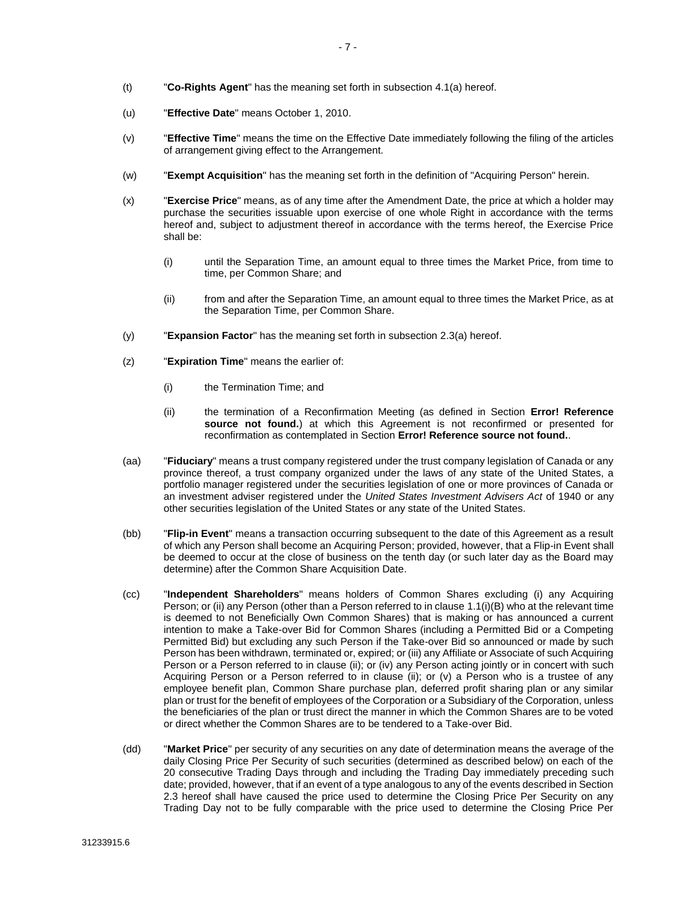(t) "**Co-Rights Agent**" has the meaning set forth in subsection 4.1(a) hereof.

(u) "**Effective Date**" means October 1, 2010.

(v) "**Effective Time**" means the time on the Effective Date immediately following the filing of the articles of arrangement giving effect to the Arrangement.

(w) "**Exempt Acquisition**" has the meaning set forth in the definition of "Acquiring Person" herein.

(x) "**Exercise Price**" means, as of any time after the Amendment Date, the price at which a holder may purchase the securities issuable upon exercise of one whole Right in accordance with the terms hereof and, subject to adjustment thereof in accordance with the terms hereof, the Exercise Price shall be:

  (i) until the Separation Time, an amount equal to three times the Market Price, from time to time, per Common Share; and

  (ii) from and after the Separation Time, an amount equal to three times the Market Price, as at the Separation Time, per Common Share.

(y) "**Expansion Factor**" has the meaning set forth in subsection 2.3(a) hereof.

(z) "**Expiration Time**" means the earlier of:

  (i) the Termination Time; and

  (ii) the termination of a Reconfirmation Meeting (as defined in Section **Error! Reference source not found.**) at which this Agreement is not reconfirmed or presented for reconfirmation as contemplated in Section **Error! Reference source not found.**.

(aa) "**Fiduciary**" means a trust company registered under the trust company legislation of Canada or any province thereof, a trust company organized under the laws of any state of the United States, a portfolio manager registered under the securities legislation of one or more provinces of Canada or an investment adviser registered under the *United States Investment Advisers Act* of 1940 or any other securities legislation of the United States or any state of the United States.

(bb) "**Flip-in Event**" means a transaction occurring subsequent to the date of this Agreement as a result of which any Person shall become an Acquiring Person; provided, however, that a Flip-in Event shall be deemed to occur at the close of business on the tenth day (or such later day as the Board may determine) after the Common Share Acquisition Date.

(cc) "**Independent Shareholders**" means holders of Common Shares excluding (i) any Acquiring Person; or (ii) any Person (other than a Person referred to in clause 1.1(i)(B) who at the relevant time is deemed to not Beneficially Own Common Shares) that is making or has announced a current intention to make a Take-over Bid for Common Shares (including a Permitted Bid or a Competing Permitted Bid) but excluding any such Person if the Take-over Bid so announced or made by such Person has been withdrawn, terminated or, expired; or (iii) any Affiliate or Associate of such Acquiring Person or a Person referred to in clause (ii); or (iv) any Person acting jointly or in concert with such Acquiring Person or a Person referred to in clause (ii); or (v) a Person who is a trustee of any employee benefit plan, Common Share purchase plan, deferred profit sharing plan or any similar plan or trust for the benefit of employees of the Corporation or a Subsidiary of the Corporation, unless the beneficiaries of the plan or trust direct the manner in which the Common Shares are to be voted or direct whether the Common Shares are to be tendered to a Take-over Bid.

(dd) "**Market Price**" per security of any securities on any date of determination means the average of the daily Closing Price Per Security of such securities (determined as described below) on each of the 20 consecutive Trading Days through and including the Trading Day immediately preceding such date; provided, however, that if an event of a type analogous to any of the events described in Section 2.3 hereof shall have caused the price used to determine the Closing Price Per Security on any Trading Day not to be fully comparable with the price used to determine the Closing Price Per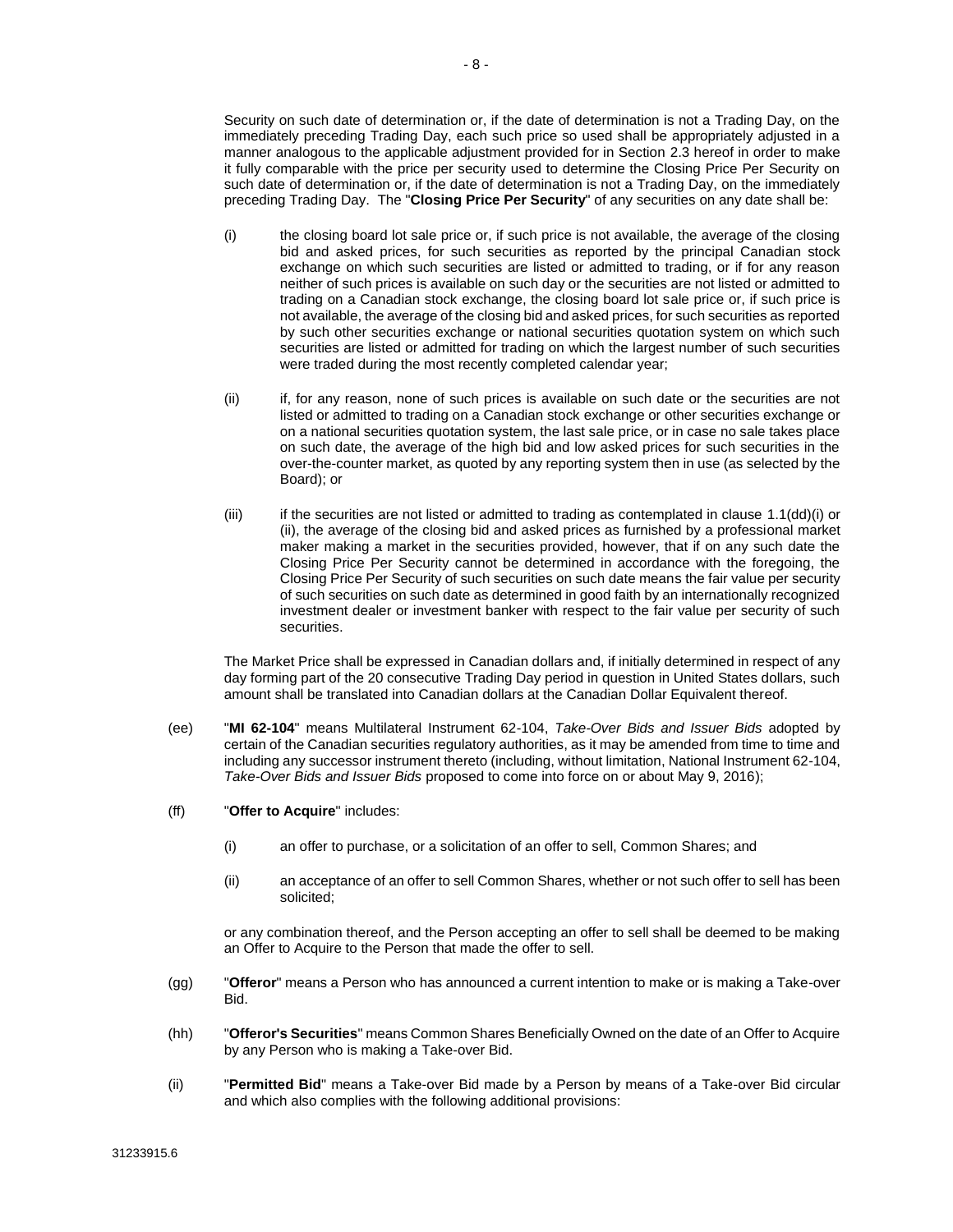Security on such date of determination or, if the date of determination is not a Trading Day, on the immediately preceding Trading Day, each such price so used shall be appropriately adjusted in a manner analogous to the applicable adjustment provided for in Section 2.3 hereof in order to make it fully comparable with the price per security used to determine the Closing Price Per Security on such date of determination or, if the date of determination is not a Trading Day, on the immediately preceding Trading Day. The "**Closing Price Per Security**" of any securities on any date shall be:

(i) the closing board lot sale price or, if such price is not available, the average of the closing bid and asked prices, for such securities as reported by the principal Canadian stock exchange on which such securities are listed or admitted to trading, or if for any reason neither of such prices is available on such day or the securities are not listed or admitted to trading on a Canadian stock exchange, the closing board lot sale price or, if such price is not available, the average of the closing bid and asked prices, for such securities as reported by such other securities exchange or national securities quotation system on which such securities are listed or admitted for trading on which the largest number of such securities were traded during the most recently completed calendar year;

(ii) if, for any reason, none of such prices is available on such date or the securities are not listed or admitted to trading on a Canadian stock exchange or other securities exchange or on a national securities quotation system, the last sale price, or in case no sale takes place on such date, the average of the high bid and low asked prices for such securities in the over-the-counter market, as quoted by any reporting system then in use (as selected by the Board); or

(iii) if the securities are not listed or admitted to trading as contemplated in clause 1.1(dd)(i) or (ii), the average of the closing bid and asked prices as furnished by a professional market maker making a market in the securities provided, however, that if on any such date the Closing Price Per Security cannot be determined in accordance with the foregoing, the Closing Price Per Security of such securities on such date means the fair value per security of such securities on such date as determined in good faith by an internationally recognized investment dealer or investment banker with respect to the fair value per security of such securities.

The Market Price shall be expressed in Canadian dollars and, if initially determined in respect of any day forming part of the 20 consecutive Trading Day period in question in United States dollars, such amount shall be translated into Canadian dollars at the Canadian Dollar Equivalent thereof.

(ee) "**MI 62-104**" means Multilateral Instrument 62-104, *Take-Over Bids and Issuer Bids* adopted by certain of the Canadian securities regulatory authorities, as it may be amended from time to time and including any successor instrument thereto (including, without limitation, National Instrument 62-104, *Take-Over Bids and Issuer Bids* proposed to come into force on or about May 9, 2016);

(ff) "**Offer to Acquire**" includes:

(i) an offer to purchase, or a solicitation of an offer to sell, Common Shares; and

(ii) an acceptance of an offer to sell Common Shares, whether or not such offer to sell has been solicited;

or any combination thereof, and the Person accepting an offer to sell shall be deemed to be making an Offer to Acquire to the Person that made the offer to sell.

(gg) "**Offeror**" means a Person who has announced a current intention to make or is making a Take-over Bid.

(hh) "**Offeror's Securities**" means Common Shares Beneficially Owned on the date of an Offer to Acquire by any Person who is making a Take-over Bid.

(ii) "**Permitted Bid**" means a Take-over Bid made by a Person by means of a Take-over Bid circular and which also complies with the following additional provisions: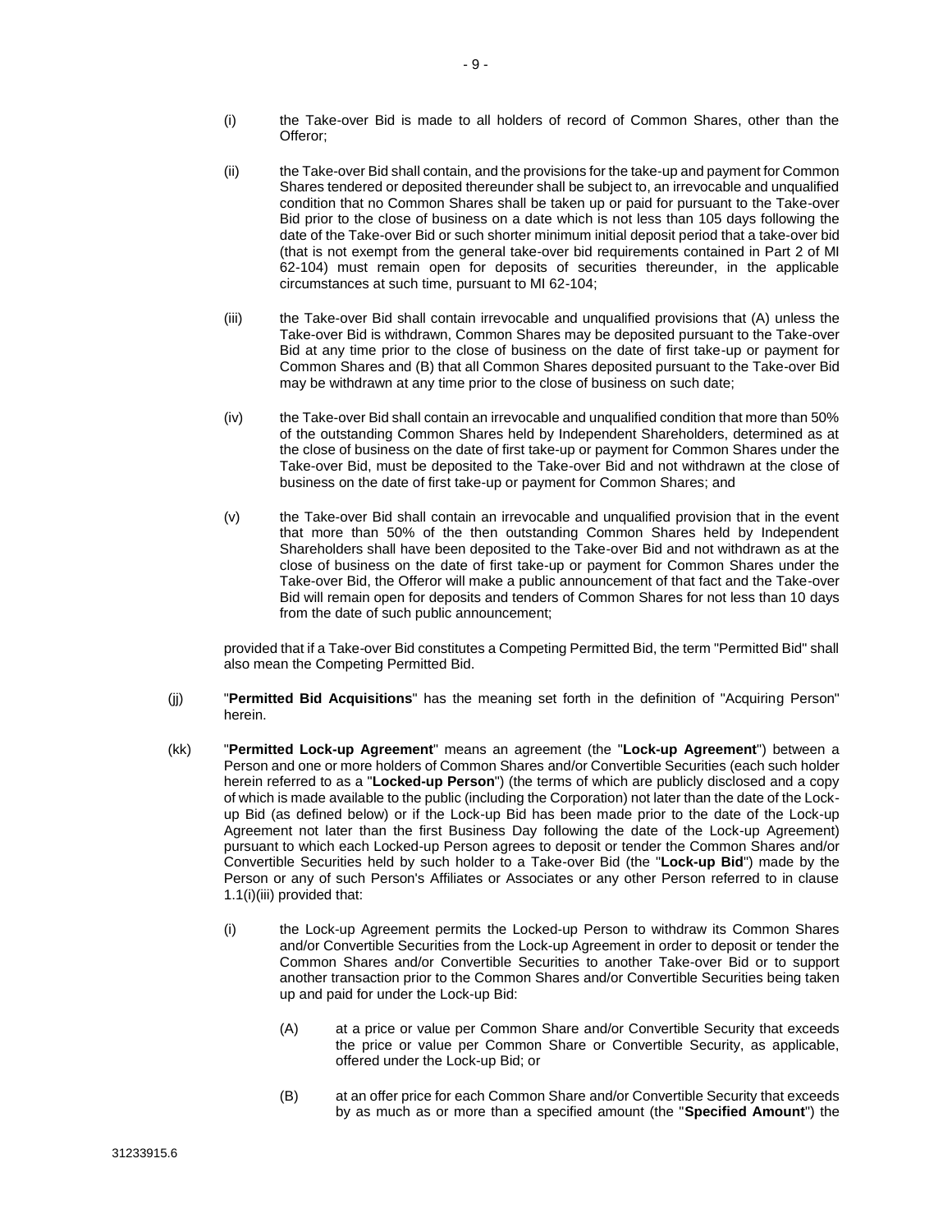(i) the Take-over Bid is made to all holders of record of Common Shares, other than the Offeror;

(ii) the Take-over Bid shall contain, and the provisions for the take-up and payment for Common Shares tendered or deposited thereunder shall be subject to, an irrevocable and unqualified condition that no Common Shares shall be taken up or paid for pursuant to the Take-over Bid prior to the close of business on a date which is not less than 105 days following the date of the Take-over Bid or such shorter minimum initial deposit period that a take-over bid (that is not exempt from the general take-over bid requirements contained in Part 2 of MI 62-104) must remain open for deposits of securities thereunder, in the applicable circumstances at such time, pursuant to MI 62-104;

(iii) the Take-over Bid shall contain irrevocable and unqualified provisions that (A) unless the Take-over Bid is withdrawn, Common Shares may be deposited pursuant to the Take-over Bid at any time prior to the close of business on the date of first take-up or payment for Common Shares and (B) that all Common Shares deposited pursuant to the Take-over Bid may be withdrawn at any time prior to the close of business on such date;

(iv) the Take-over Bid shall contain an irrevocable and unqualified condition that more than 50% of the outstanding Common Shares held by Independent Shareholders, determined as at the close of business on the date of first take-up or payment for Common Shares under the Take-over Bid, must be deposited to the Take-over Bid and not withdrawn at the close of business on the date of first take-up or payment for Common Shares; and

(v) the Take-over Bid shall contain an irrevocable and unqualified provision that in the event that more than 50% of the then outstanding Common Shares held by Independent Shareholders shall have been deposited to the Take-over Bid and not withdrawn as at the close of business on the date of first take-up or payment for Common Shares under the Take-over Bid, the Offeror will make a public announcement of that fact and the Take-over Bid will remain open for deposits and tenders of Common Shares for not less than 10 days from the date of such public announcement;

provided that if a Take-over Bid constitutes a Competing Permitted Bid, the term "Permitted Bid" shall also mean the Competing Permitted Bid.

(jj) "**Permitted Bid Acquisitions**" has the meaning set forth in the definition of "Acquiring Person" herein.

(kk) "**Permitted Lock-up Agreement**" means an agreement (the "**Lock-up Agreement**") between a Person and one or more holders of Common Shares and/or Convertible Securities (each such holder herein referred to as a "**Locked-up Person**") (the terms of which are publicly disclosed and a copy of which is made available to the public (including the Corporation) not later than the date of the Lock-up Bid (as defined below) or if the Lock-up Bid has been made prior to the date of the Lock-up Agreement not later than the first Business Day following the date of the Lock-up Agreement) pursuant to which each Locked-up Person agrees to deposit or tender the Common Shares and/or Convertible Securities held by such holder to a Take-over Bid (the "**Lock-up Bid**") made by the Person or any of such Person's Affiliates or Associates or any other Person referred to in clause 1.1(i)(iii) provided that:

(i) the Lock-up Agreement permits the Locked-up Person to withdraw its Common Shares and/or Convertible Securities from the Lock-up Agreement in order to deposit or tender the Common Shares and/or Convertible Securities to another Take-over Bid or to support another transaction prior to the Common Shares and/or Convertible Securities being taken up and paid for under the Lock-up Bid:

(A) at a price or value per Common Share and/or Convertible Security that exceeds the price or value per Common Share or Convertible Security, as applicable, offered under the Lock-up Bid; or

(B) at an offer price for each Common Share and/or Convertible Security that exceeds by as much as or more than a specified amount (the "**Specified Amount**") the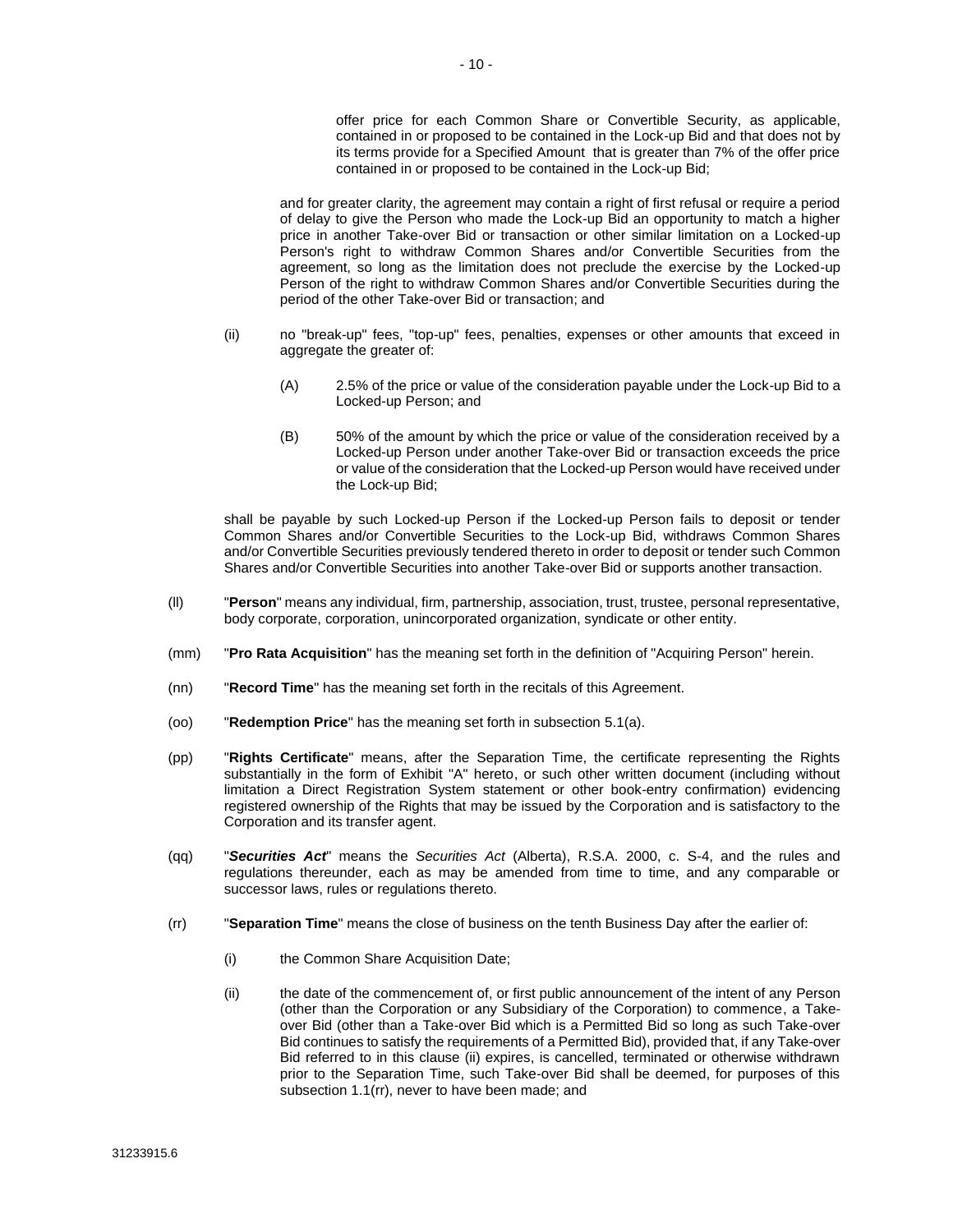offer price for each Common Share or Convertible Security, as applicable, contained in or proposed to be contained in the Lock-up Bid and that does not by its terms provide for a Specified Amount that is greater than 7% of the offer price contained in or proposed to be contained in the Lock-up Bid;

and for greater clarity, the agreement may contain a right of first refusal or require a period of delay to give the Person who made the Lock-up Bid an opportunity to match a higher price in another Take-over Bid or transaction or other similar limitation on a Locked-up Person's right to withdraw Common Shares and/or Convertible Securities from the agreement, so long as the limitation does not preclude the exercise by the Locked-up Person of the right to withdraw Common Shares and/or Convertible Securities during the period of the other Take-over Bid or transaction; and

(ii) no "break-up" fees, "top-up" fees, penalties, expenses or other amounts that exceed in aggregate the greater of:

(A) 2.5% of the price or value of the consideration payable under the Lock-up Bid to a Locked-up Person; and

(B) 50% of the amount by which the price or value of the consideration received by a Locked-up Person under another Take-over Bid or transaction exceeds the price or value of the consideration that the Locked-up Person would have received under the Lock-up Bid;

shall be payable by such Locked-up Person if the Locked-up Person fails to deposit or tender Common Shares and/or Convertible Securities to the Lock-up Bid, withdraws Common Shares and/or Convertible Securities previously tendered thereto in order to deposit or tender such Common Shares and/or Convertible Securities into another Take-over Bid or supports another transaction.

(ll) "**Person**" means any individual, firm, partnership, association, trust, trustee, personal representative, body corporate, corporation, unincorporated organization, syndicate or other entity.

(mm) "**Pro Rata Acquisition**" has the meaning set forth in the definition of "Acquiring Person" herein.

(nn) "**Record Time**" has the meaning set forth in the recitals of this Agreement.

(oo) "**Redemption Price**" has the meaning set forth in subsection 5.1(a).

(pp) "**Rights Certificate**" means, after the Separation Time, the certificate representing the Rights substantially in the form of Exhibit "A" hereto, or such other written document (including without limitation a Direct Registration System statement or other book-entry confirmation) evidencing registered ownership of the Rights that may be issued by the Corporation and is satisfactory to the Corporation and its transfer agent.

(qq) "***Securities Act***" means the *Securities Act* (Alberta), R.S.A. 2000, c. S-4, and the rules and regulations thereunder, each as may be amended from time to time, and any comparable or successor laws, rules or regulations thereto.

(rr) "**Separation Time**" means the close of business on the tenth Business Day after the earlier of:

(i) the Common Share Acquisition Date;

(ii) the date of the commencement of, or first public announcement of the intent of any Person (other than the Corporation or any Subsidiary of the Corporation) to commence, a Take-over Bid (other than a Take-over Bid which is a Permitted Bid so long as such Take-over Bid continues to satisfy the requirements of a Permitted Bid), provided that, if any Take-over Bid referred to in this clause (ii) expires, is cancelled, terminated or otherwise withdrawn prior to the Separation Time, such Take-over Bid shall be deemed, for purposes of this subsection 1.1(rr), never to have been made; and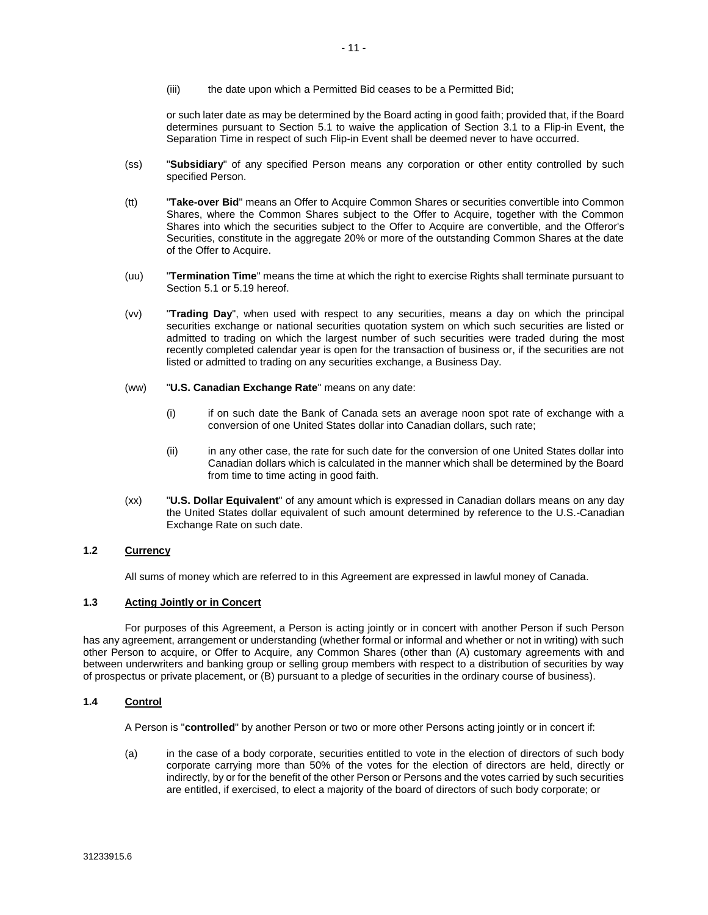(iii) the date upon which a Permitted Bid ceases to be a Permitted Bid;

or such later date as may be determined by the Board acting in good faith; provided that, if the Board determines pursuant to Section 5.1 to waive the application of Section 3.1 to a Flip-in Event, the Separation Time in respect of such Flip-in Event shall be deemed never to have occurred.

(ss) "**Subsidiary**" of any specified Person means any corporation or other entity controlled by such specified Person.

(tt) "**Take-over Bid**" means an Offer to Acquire Common Shares or securities convertible into Common Shares, where the Common Shares subject to the Offer to Acquire, together with the Common Shares into which the securities subject to the Offer to Acquire are convertible, and the Offeror's Securities, constitute in the aggregate 20% or more of the outstanding Common Shares at the date of the Offer to Acquire.

(uu) "**Termination Time**" means the time at which the right to exercise Rights shall terminate pursuant to Section 5.1 or 5.19 hereof.

(vv) "**Trading Day**", when used with respect to any securities, means a day on which the principal securities exchange or national securities quotation system on which such securities are listed or admitted to trading on which the largest number of such securities were traded during the most recently completed calendar year is open for the transaction of business or, if the securities are not listed or admitted to trading on any securities exchange, a Business Day.

(ww) "**U.S. Canadian Exchange Rate**" means on any date:

(i) if on such date the Bank of Canada sets an average noon spot rate of exchange with a conversion of one United States dollar into Canadian dollars, such rate;

(ii) in any other case, the rate for such date for the conversion of one United States dollar into Canadian dollars which is calculated in the manner which shall be determined by the Board from time to time acting in good faith.

(xx) "**U.S. Dollar Equivalent**" of any amount which is expressed in Canadian dollars means on any day the United States dollar equivalent of such amount determined by reference to the U.S.-Canadian Exchange Rate on such date.

### 1.2 Currency

All sums of money which are referred to in this Agreement are expressed in lawful money of Canada.

### 1.3 Acting Jointly or in Concert

For purposes of this Agreement, a Person is acting jointly or in concert with another Person if such Person has any agreement, arrangement or understanding (whether formal or informal and whether or not in writing) with such other Person to acquire, or Offer to Acquire, any Common Shares (other than (A) customary agreements with and between underwriters and banking group or selling group members with respect to a distribution of securities by way of prospectus or private placement, or (B) pursuant to a pledge of securities in the ordinary course of business).

### 1.4 Control

A Person is "**controlled**" by another Person or two or more other Persons acting jointly or in concert if:

(a) in the case of a body corporate, securities entitled to vote in the election of directors of such body corporate carrying more than 50% of the votes for the election of directors are held, directly or indirectly, by or for the benefit of the other Person or Persons and the votes carried by such securities are entitled, if exercised, to elect a majority of the board of directors of such body corporate; or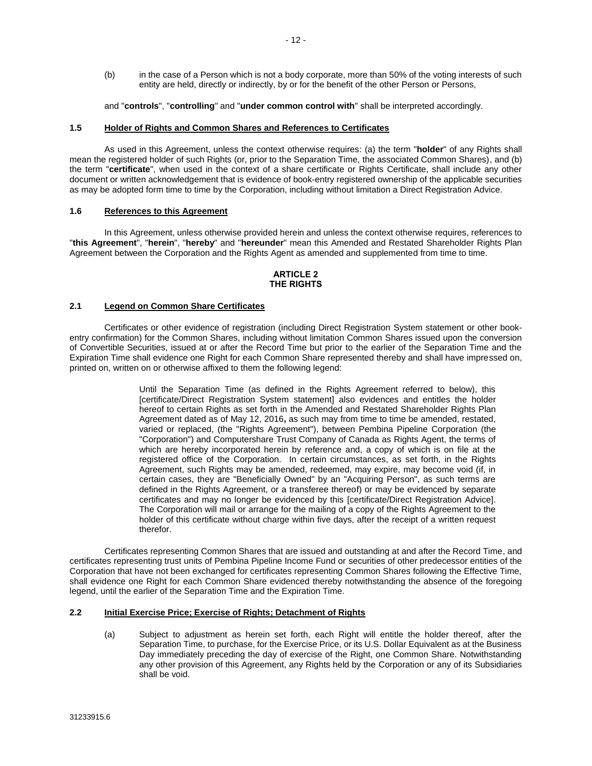(b) in the case of a Person which is not a body corporate, more than 50% of the voting interests of such entity are held, directly or indirectly, by or for the benefit of the other Person or Persons,

and "**controls**", "**controlling**" and "**under common control with**" shall be interpreted accordingly.

### 1.5 Holder of Rights and Common Shares and References to Certificates

As used in this Agreement, unless the context otherwise requires: (a) the term "**holder**" of any Rights shall mean the registered holder of such Rights (or, prior to the Separation Time, the associated Common Shares), and (b) the term "**certificate**", when used in the context of a share certificate or Rights Certificate, shall include any other document or written acknowledgement that is evidence of book-entry registered ownership of the applicable securities as may be adopted form time to time by the Corporation, including without limitation a Direct Registration Advice.

### 1.6 References to this Agreement

In this Agreement, unless otherwise provided herein and unless the context otherwise requires, references to "**this Agreement**", "**herein**", "**hereby**" and "**hereunder**" mean this Amended and Restated Shareholder Rights Plan Agreement between the Corporation and the Rights Agent as amended and supplemented from time to time.

## ARTICLE 2
## THE RIGHTS

### 2.1 Legend on Common Share Certificates

Certificates or other evidence of registration (including Direct Registration System statement or other book-entry confirmation) for the Common Shares, including without limitation Common Shares issued upon the conversion of Convertible Securities, issued at or after the Record Time but prior to the earlier of the Separation Time and the Expiration Time shall evidence one Right for each Common Share represented thereby and shall have impressed on, printed on, written on or otherwise affixed to them the following legend:

> Until the Separation Time (as defined in the Rights Agreement referred to below), this [certificate/Direct Registration System statement] also evidences and entitles the holder hereof to certain Rights as set forth in the Amended and Restated Shareholder Rights Plan Agreement dated as of May 12, 2016**,** as such may from time to time be amended, restated, varied or replaced, (the "Rights Agreement"), between Pembina Pipeline Corporation (the "Corporation") and Computershare Trust Company of Canada as Rights Agent, the terms of which are hereby incorporated herein by reference and, a copy of which is on file at the registered office of the Corporation. In certain circumstances, as set forth, in the Rights Agreement, such Rights may be amended, redeemed, may expire, may become void (if, in certain cases, they are "Beneficially Owned" by an "Acquiring Person", as such terms are defined in the Rights Agreement, or a transferee thereof) or may be evidenced by separate certificates and may no longer be evidenced by this [certificate/Direct Registration Advice]. The Corporation will mail or arrange for the mailing of a copy of the Rights Agreement to the holder of this certificate without charge within five days, after the receipt of a written request therefor.

Certificates representing Common Shares that are issued and outstanding at and after the Record Time, and certificates representing trust units of Pembina Pipeline Income Fund or securities of other predecessor entities of the Corporation that have not been exchanged for certificates representing Common Shares following the Effective Time, shall evidence one Right for each Common Share evidenced thereby notwithstanding the absence of the foregoing legend, until the earlier of the Separation Time and the Expiration Time.

### 2.2 Initial Exercise Price; Exercise of Rights; Detachment of Rights

(a) Subject to adjustment as herein set forth, each Right will entitle the holder thereof, after the Separation Time, to purchase, for the Exercise Price, or its U.S. Dollar Equivalent as at the Business Day immediately preceding the day of exercise of the Right, one Common Share. Notwithstanding any other provision of this Agreement, any Rights held by the Corporation or any of its Subsidiaries shall be void.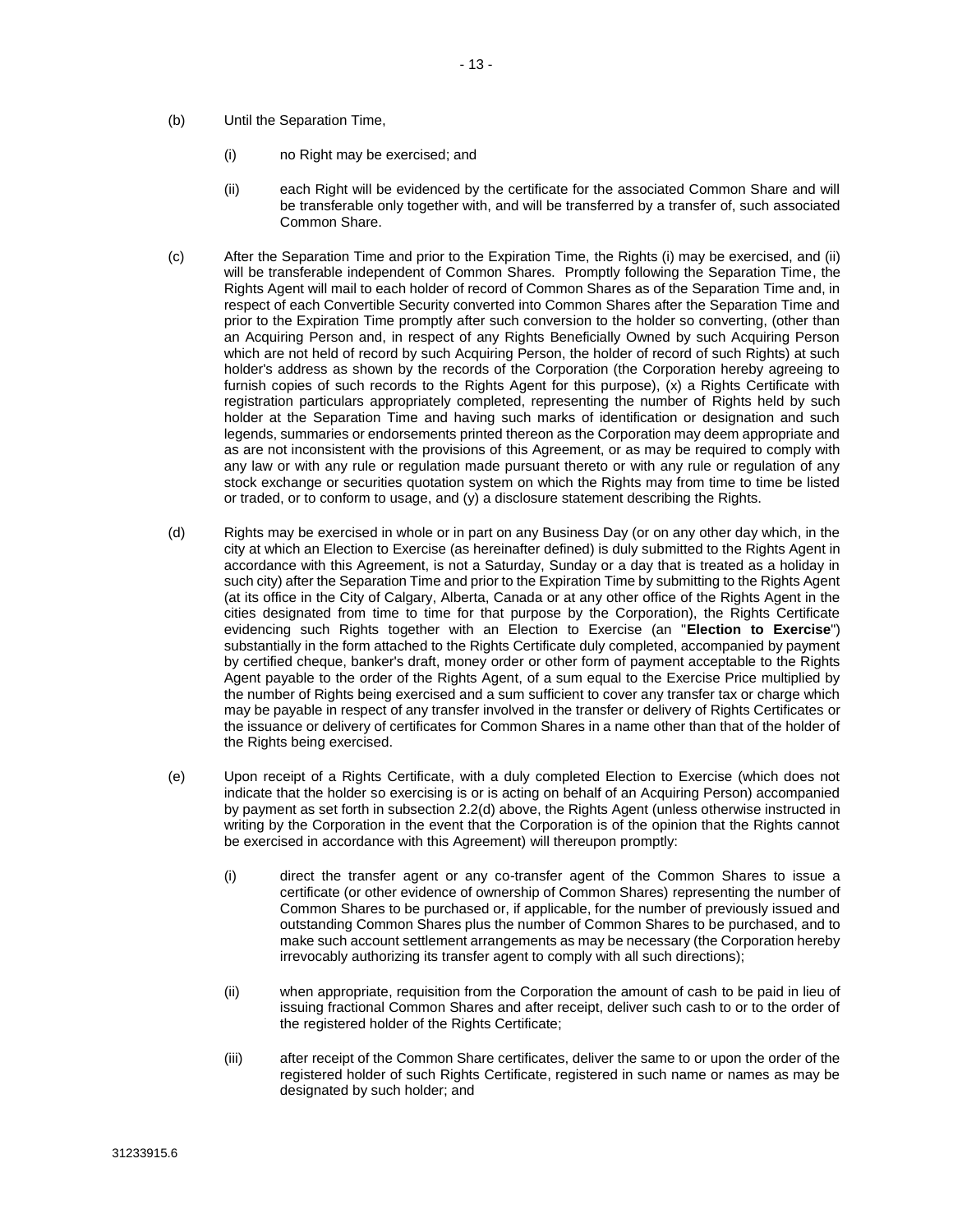(b) Until the Separation Time,

(i) no Right may be exercised; and

(ii) each Right will be evidenced by the certificate for the associated Common Share and will be transferable only together with, and will be transferred by a transfer of, such associated Common Share.

(c) After the Separation Time and prior to the Expiration Time, the Rights (i) may be exercised, and (ii) will be transferable independent of Common Shares. Promptly following the Separation Time, the Rights Agent will mail to each holder of record of Common Shares as of the Separation Time and, in respect of each Convertible Security converted into Common Shares after the Separation Time and prior to the Expiration Time promptly after such conversion to the holder so converting, (other than an Acquiring Person and, in respect of any Rights Beneficially Owned by such Acquiring Person which are not held of record by such Acquiring Person, the holder of record of such Rights) at such holder's address as shown by the records of the Corporation (the Corporation hereby agreeing to furnish copies of such records to the Rights Agent for this purpose), (x) a Rights Certificate with registration particulars appropriately completed, representing the number of Rights held by such holder at the Separation Time and having such marks of identification or designation and such legends, summaries or endorsements printed thereon as the Corporation may deem appropriate and as are not inconsistent with the provisions of this Agreement, or as may be required to comply with any law or with any rule or regulation made pursuant thereto or with any rule or regulation of any stock exchange or securities quotation system on which the Rights may from time to time be listed or traded, or to conform to usage, and (y) a disclosure statement describing the Rights.

(d) Rights may be exercised in whole or in part on any Business Day (or on any other day which, in the city at which an Election to Exercise (as hereinafter defined) is duly submitted to the Rights Agent in accordance with this Agreement, is not a Saturday, Sunday or a day that is treated as a holiday in such city) after the Separation Time and prior to the Expiration Time by submitting to the Rights Agent (at its office in the City of Calgary, Alberta, Canada or at any other office of the Rights Agent in the cities designated from time to time for that purpose by the Corporation), the Rights Certificate evidencing such Rights together with an Election to Exercise (an "**Election to Exercise**") substantially in the form attached to the Rights Certificate duly completed, accompanied by payment by certified cheque, banker's draft, money order or other form of payment acceptable to the Rights Agent payable to the order of the Rights Agent, of a sum equal to the Exercise Price multiplied by the number of Rights being exercised and a sum sufficient to cover any transfer tax or charge which may be payable in respect of any transfer involved in the transfer or delivery of Rights Certificates or the issuance or delivery of certificates for Common Shares in a name other than that of the holder of the Rights being exercised.

(e) Upon receipt of a Rights Certificate, with a duly completed Election to Exercise (which does not indicate that the holder so exercising is or is acting on behalf of an Acquiring Person) accompanied by payment as set forth in subsection 2.2(d) above, the Rights Agent (unless otherwise instructed in writing by the Corporation in the event that the Corporation is of the opinion that the Rights cannot be exercised in accordance with this Agreement) will thereupon promptly:

(i) direct the transfer agent or any co-transfer agent of the Common Shares to issue a certificate (or other evidence of ownership of Common Shares) representing the number of Common Shares to be purchased or, if applicable, for the number of previously issued and outstanding Common Shares plus the number of Common Shares to be purchased, and to make such account settlement arrangements as may be necessary (the Corporation hereby irrevocably authorizing its transfer agent to comply with all such directions);

(ii) when appropriate, requisition from the Corporation the amount of cash to be paid in lieu of issuing fractional Common Shares and after receipt, deliver such cash to or to the order of the registered holder of the Rights Certificate;

(iii) after receipt of the Common Share certificates, deliver the same to or upon the order of the registered holder of such Rights Certificate, registered in such name or names as may be designated by such holder; and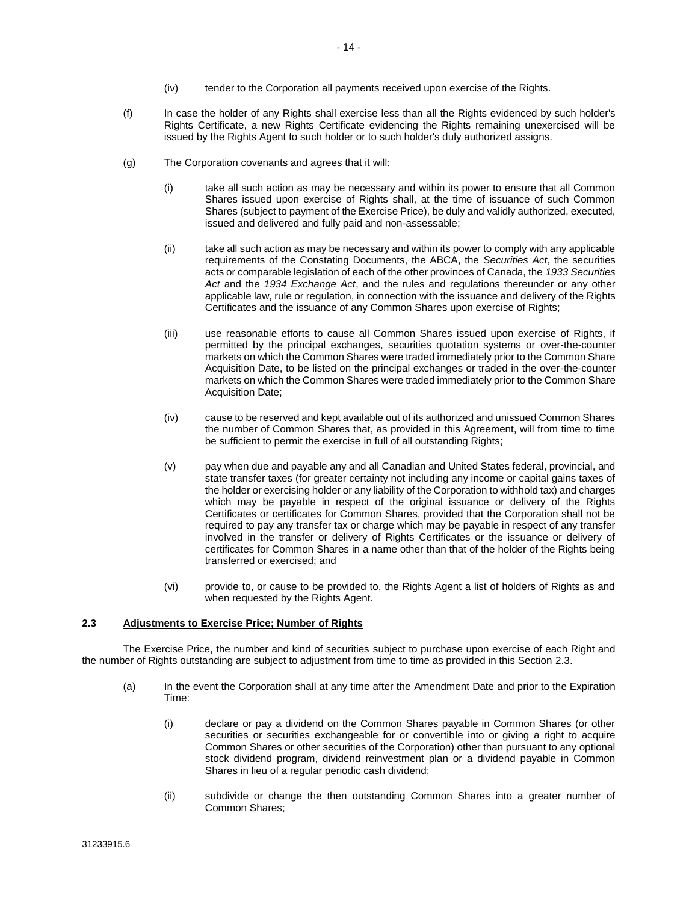(iv) tender to the Corporation all payments received upon exercise of the Rights.

(f) In case the holder of any Rights shall exercise less than all the Rights evidenced by such holder's Rights Certificate, a new Rights Certificate evidencing the Rights remaining unexercised will be issued by the Rights Agent to such holder or to such holder's duly authorized assigns.

(g) The Corporation covenants and agrees that it will:

(i) take all such action as may be necessary and within its power to ensure that all Common Shares issued upon exercise of Rights shall, at the time of issuance of such Common Shares (subject to payment of the Exercise Price), be duly and validly authorized, executed, issued and delivered and fully paid and non-assessable;

(ii) take all such action as may be necessary and within its power to comply with any applicable requirements of the Constating Documents, the ABCA, the *Securities Act*, the securities acts or comparable legislation of each of the other provinces of Canada, the *1933 Securities Act* and the *1934 Exchange Act*, and the rules and regulations thereunder or any other applicable law, rule or regulation, in connection with the issuance and delivery of the Rights Certificates and the issuance of any Common Shares upon exercise of Rights;

(iii) use reasonable efforts to cause all Common Shares issued upon exercise of Rights, if permitted by the principal exchanges, securities quotation systems or over-the-counter markets on which the Common Shares were traded immediately prior to the Common Share Acquisition Date, to be listed on the principal exchanges or traded in the over-the-counter markets on which the Common Shares were traded immediately prior to the Common Share Acquisition Date;

(iv) cause to be reserved and kept available out of its authorized and unissued Common Shares the number of Common Shares that, as provided in this Agreement, will from time to time be sufficient to permit the exercise in full of all outstanding Rights;

(v) pay when due and payable any and all Canadian and United States federal, provincial, and state transfer taxes (for greater certainty not including any income or capital gains taxes of the holder or exercising holder or any liability of the Corporation to withhold tax) and charges which may be payable in respect of the original issuance or delivery of the Rights Certificates or certificates for Common Shares, provided that the Corporation shall not be required to pay any transfer tax or charge which may be payable in respect of any transfer involved in the transfer or delivery of Rights Certificates or the issuance or delivery of certificates for Common Shares in a name other than that of the holder of the Rights being transferred or exercised; and

(vi) provide to, or cause to be provided to, the Rights Agent a list of holders of Rights as and when requested by the Rights Agent.

### 2.3 Adjustments to Exercise Price; Number of Rights

The Exercise Price, the number and kind of securities subject to purchase upon exercise of each Right and the number of Rights outstanding are subject to adjustment from time to time as provided in this Section 2.3.

(a) In the event the Corporation shall at any time after the Amendment Date and prior to the Expiration Time:

(i) declare or pay a dividend on the Common Shares payable in Common Shares (or other securities or securities exchangeable for or convertible into or giving a right to acquire Common Shares or other securities of the Corporation) other than pursuant to any optional stock dividend program, dividend reinvestment plan or a dividend payable in Common Shares in lieu of a regular periodic cash dividend;

(ii) subdivide or change the then outstanding Common Shares into a greater number of Common Shares;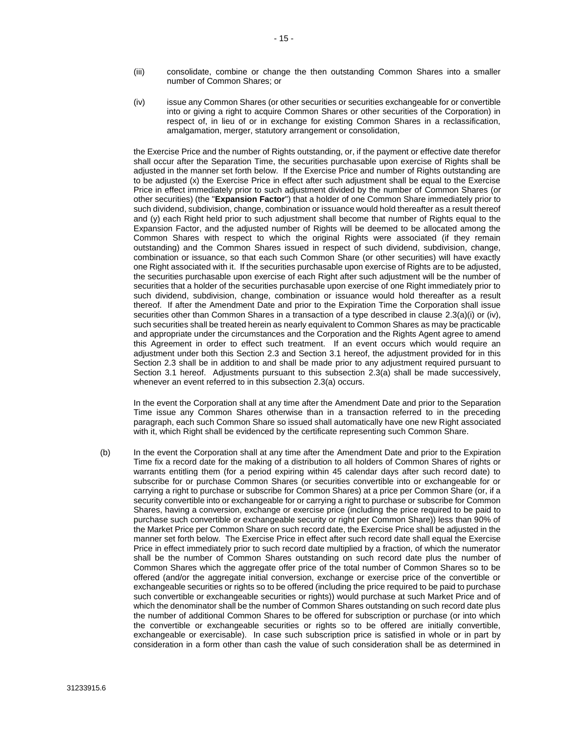(iii) consolidate, combine or change the then outstanding Common Shares into a smaller number of Common Shares; or

(iv) issue any Common Shares (or other securities or securities exchangeable for or convertible into or giving a right to acquire Common Shares or other securities of the Corporation) in respect of, in lieu of or in exchange for existing Common Shares in a reclassification, amalgamation, merger, statutory arrangement or consolidation,

the Exercise Price and the number of Rights outstanding, or, if the payment or effective date therefor shall occur after the Separation Time, the securities purchasable upon exercise of Rights shall be adjusted in the manner set forth below. If the Exercise Price and number of Rights outstanding are to be adjusted (x) the Exercise Price in effect after such adjustment shall be equal to the Exercise Price in effect immediately prior to such adjustment divided by the number of Common Shares (or other securities) (the "**Expansion Factor**") that a holder of one Common Share immediately prior to such dividend, subdivision, change, combination or issuance would hold thereafter as a result thereof and (y) each Right held prior to such adjustment shall become that number of Rights equal to the Expansion Factor, and the adjusted number of Rights will be deemed to be allocated among the Common Shares with respect to which the original Rights were associated (if they remain outstanding) and the Common Shares issued in respect of such dividend, subdivision, change, combination or issuance, so that each such Common Share (or other securities) will have exactly one Right associated with it. If the securities purchasable upon exercise of Rights are to be adjusted, the securities purchasable upon exercise of each Right after such adjustment will be the number of securities that a holder of the securities purchasable upon exercise of one Right immediately prior to such dividend, subdivision, change, combination or issuance would hold thereafter as a result thereof. If after the Amendment Date and prior to the Expiration Time the Corporation shall issue securities other than Common Shares in a transaction of a type described in clause 2.3(a)(i) or (iv), such securities shall be treated herein as nearly equivalent to Common Shares as may be practicable and appropriate under the circumstances and the Corporation and the Rights Agent agree to amend this Agreement in order to effect such treatment. If an event occurs which would require an adjustment under both this Section 2.3 and Section 3.1 hereof, the adjustment provided for in this Section 2.3 shall be in addition to and shall be made prior to any adjustment required pursuant to Section 3.1 hereof. Adjustments pursuant to this subsection 2.3(a) shall be made successively, whenever an event referred to in this subsection 2.3(a) occurs.

In the event the Corporation shall at any time after the Amendment Date and prior to the Separation Time issue any Common Shares otherwise than in a transaction referred to in the preceding paragraph, each such Common Share so issued shall automatically have one new Right associated with it, which Right shall be evidenced by the certificate representing such Common Share.

(b) In the event the Corporation shall at any time after the Amendment Date and prior to the Expiration Time fix a record date for the making of a distribution to all holders of Common Shares of rights or warrants entitling them (for a period expiring within 45 calendar days after such record date) to subscribe for or purchase Common Shares (or securities convertible into or exchangeable for or carrying a right to purchase or subscribe for Common Shares) at a price per Common Share (or, if a security convertible into or exchangeable for or carrying a right to purchase or subscribe for Common Shares, having a conversion, exchange or exercise price (including the price required to be paid to purchase such convertible or exchangeable security or right per Common Share)) less than 90% of the Market Price per Common Share on such record date, the Exercise Price shall be adjusted in the manner set forth below. The Exercise Price in effect after such record date shall equal the Exercise Price in effect immediately prior to such record date multiplied by a fraction, of which the numerator shall be the number of Common Shares outstanding on such record date plus the number of Common Shares which the aggregate offer price of the total number of Common Shares so to be offered (and/or the aggregate initial conversion, exchange or exercise price of the convertible or exchangeable securities or rights so to be offered (including the price required to be paid to purchase such convertible or exchangeable securities or rights)) would purchase at such Market Price and of which the denominator shall be the number of Common Shares outstanding on such record date plus the number of additional Common Shares to be offered for subscription or purchase (or into which the convertible or exchangeable securities or rights so to be offered are initially convertible, exchangeable or exercisable). In case such subscription price is satisfied in whole or in part by consideration in a form other than cash the value of such consideration shall be as determined in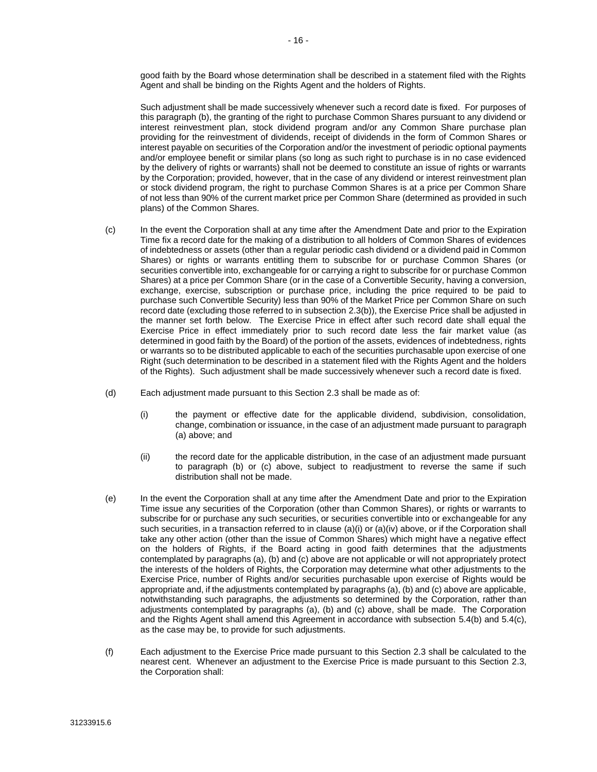good faith by the Board whose determination shall be described in a statement filed with the Rights Agent and shall be binding on the Rights Agent and the holders of Rights.

Such adjustment shall be made successively whenever such a record date is fixed. For purposes of this paragraph (b), the granting of the right to purchase Common Shares pursuant to any dividend or interest reinvestment plan, stock dividend program and/or any Common Share purchase plan providing for the reinvestment of dividends, receipt of dividends in the form of Common Shares or interest payable on securities of the Corporation and/or the investment of periodic optional payments and/or employee benefit or similar plans (so long as such right to purchase is in no case evidenced by the delivery of rights or warrants) shall not be deemed to constitute an issue of rights or warrants by the Corporation; provided, however, that in the case of any dividend or interest reinvestment plan or stock dividend program, the right to purchase Common Shares is at a price per Common Share of not less than 90% of the current market price per Common Share (determined as provided in such plans) of the Common Shares.

(c) In the event the Corporation shall at any time after the Amendment Date and prior to the Expiration Time fix a record date for the making of a distribution to all holders of Common Shares of evidences of indebtedness or assets (other than a regular periodic cash dividend or a dividend paid in Common Shares) or rights or warrants entitling them to subscribe for or purchase Common Shares (or securities convertible into, exchangeable for or carrying a right to subscribe for or purchase Common Shares) at a price per Common Share (or in the case of a Convertible Security, having a conversion, exchange, exercise, subscription or purchase price, including the price required to be paid to purchase such Convertible Security) less than 90% of the Market Price per Common Share on such record date (excluding those referred to in subsection 2.3(b)), the Exercise Price shall be adjusted in the manner set forth below. The Exercise Price in effect after such record date shall equal the Exercise Price in effect immediately prior to such record date less the fair market value (as determined in good faith by the Board) of the portion of the assets, evidences of indebtedness, rights or warrants so to be distributed applicable to each of the securities purchasable upon exercise of one Right (such determination to be described in a statement filed with the Rights Agent and the holders of the Rights). Such adjustment shall be made successively whenever such a record date is fixed.

(d) Each adjustment made pursuant to this Section 2.3 shall be made as of:

(i) the payment or effective date for the applicable dividend, subdivision, consolidation, change, combination or issuance, in the case of an adjustment made pursuant to paragraph (a) above; and

(ii) the record date for the applicable distribution, in the case of an adjustment made pursuant to paragraph (b) or (c) above, subject to readjustment to reverse the same if such distribution shall not be made.

(e) In the event the Corporation shall at any time after the Amendment Date and prior to the Expiration Time issue any securities of the Corporation (other than Common Shares), or rights or warrants to subscribe for or purchase any such securities, or securities convertible into or exchangeable for any such securities, in a transaction referred to in clause (a)(i) or (a)(iv) above, or if the Corporation shall take any other action (other than the issue of Common Shares) which might have a negative effect on the holders of Rights, if the Board acting in good faith determines that the adjustments contemplated by paragraphs (a), (b) and (c) above are not applicable or will not appropriately protect the interests of the holders of Rights, the Corporation may determine what other adjustments to the Exercise Price, number of Rights and/or securities purchasable upon exercise of Rights would be appropriate and, if the adjustments contemplated by paragraphs (a), (b) and (c) above are applicable, notwithstanding such paragraphs, the adjustments so determined by the Corporation, rather than adjustments contemplated by paragraphs (a), (b) and (c) above, shall be made. The Corporation and the Rights Agent shall amend this Agreement in accordance with subsection 5.4(b) and 5.4(c), as the case may be, to provide for such adjustments.

(f) Each adjustment to the Exercise Price made pursuant to this Section 2.3 shall be calculated to the nearest cent. Whenever an adjustment to the Exercise Price is made pursuant to this Section 2.3, the Corporation shall: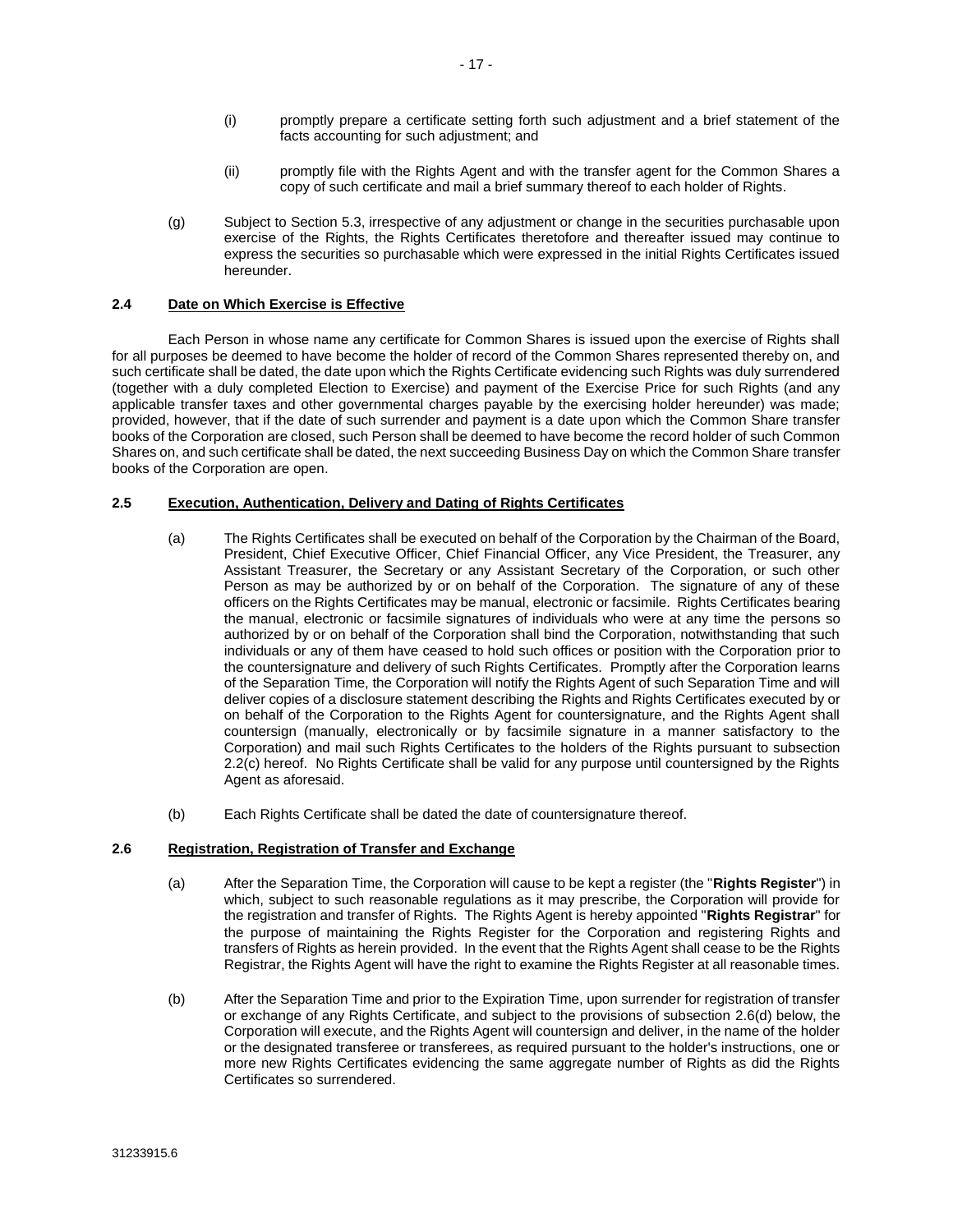(i) promptly prepare a certificate setting forth such adjustment and a brief statement of the facts accounting for such adjustment; and

(ii) promptly file with the Rights Agent and with the transfer agent for the Common Shares a copy of such certificate and mail a brief summary thereof to each holder of Rights.

(g) Subject to Section 5.3, irrespective of any adjustment or change in the securities purchasable upon exercise of the Rights, the Rights Certificates theretofore and thereafter issued may continue to express the securities so purchasable which were expressed in the initial Rights Certificates issued hereunder.

### 2.4 Date on Which Exercise is Effective

Each Person in whose name any certificate for Common Shares is issued upon the exercise of Rights shall for all purposes be deemed to have become the holder of record of the Common Shares represented thereby on, and such certificate shall be dated, the date upon which the Rights Certificate evidencing such Rights was duly surrendered (together with a duly completed Election to Exercise) and payment of the Exercise Price for such Rights (and any applicable transfer taxes and other governmental charges payable by the exercising holder hereunder) was made; provided, however, that if the date of such surrender and payment is a date upon which the Common Share transfer books of the Corporation are closed, such Person shall be deemed to have become the record holder of such Common Shares on, and such certificate shall be dated, the next succeeding Business Day on which the Common Share transfer books of the Corporation are open.

### 2.5 Execution, Authentication, Delivery and Dating of Rights Certificates

(a) The Rights Certificates shall be executed on behalf of the Corporation by the Chairman of the Board, President, Chief Executive Officer, Chief Financial Officer, any Vice President, the Treasurer, any Assistant Treasurer, the Secretary or any Assistant Secretary of the Corporation, or such other Person as may be authorized by or on behalf of the Corporation. The signature of any of these officers on the Rights Certificates may be manual, electronic or facsimile. Rights Certificates bearing the manual, electronic or facsimile signatures of individuals who were at any time the persons so authorized by or on behalf of the Corporation shall bind the Corporation, notwithstanding that such individuals or any of them have ceased to hold such offices or position with the Corporation prior to the countersignature and delivery of such Rights Certificates. Promptly after the Corporation learns of the Separation Time, the Corporation will notify the Rights Agent of such Separation Time and will deliver copies of a disclosure statement describing the Rights and Rights Certificates executed by or on behalf of the Corporation to the Rights Agent for countersignature, and the Rights Agent shall countersign (manually, electronically or by facsimile signature in a manner satisfactory to the Corporation) and mail such Rights Certificates to the holders of the Rights pursuant to subsection 2.2(c) hereof. No Rights Certificate shall be valid for any purpose until countersigned by the Rights Agent as aforesaid.

(b) Each Rights Certificate shall be dated the date of countersignature thereof.

### 2.6 Registration, Registration of Transfer and Exchange

(a) After the Separation Time, the Corporation will cause to be kept a register (the "**Rights Register**") in which, subject to such reasonable regulations as it may prescribe, the Corporation will provide for the registration and transfer of Rights. The Rights Agent is hereby appointed "**Rights Registrar**" for the purpose of maintaining the Rights Register for the Corporation and registering Rights and transfers of Rights as herein provided. In the event that the Rights Agent shall cease to be the Rights Registrar, the Rights Agent will have the right to examine the Rights Register at all reasonable times.

(b) After the Separation Time and prior to the Expiration Time, upon surrender for registration of transfer or exchange of any Rights Certificate, and subject to the provisions of subsection 2.6(d) below, the Corporation will execute, and the Rights Agent will countersign and deliver, in the name of the holder or the designated transferee or transferees, as required pursuant to the holder's instructions, one or more new Rights Certificates evidencing the same aggregate number of Rights as did the Rights Certificates so surrendered.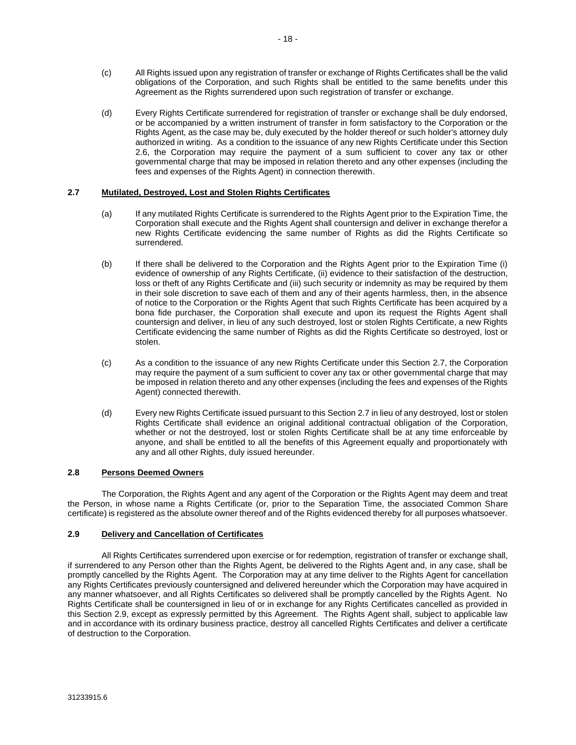(c) All Rights issued upon any registration of transfer or exchange of Rights Certificates shall be the valid obligations of the Corporation, and such Rights shall be entitled to the same benefits under this Agreement as the Rights surrendered upon such registration of transfer or exchange.

(d) Every Rights Certificate surrendered for registration of transfer or exchange shall be duly endorsed, or be accompanied by a written instrument of transfer in form satisfactory to the Corporation or the Rights Agent, as the case may be, duly executed by the holder thereof or such holder's attorney duly authorized in writing. As a condition to the issuance of any new Rights Certificate under this Section 2.6, the Corporation may require the payment of a sum sufficient to cover any tax or other governmental charge that may be imposed in relation thereto and any other expenses (including the fees and expenses of the Rights Agent) in connection therewith.

### 2.7 Mutilated, Destroyed, Lost and Stolen Rights Certificates

(a) If any mutilated Rights Certificate is surrendered to the Rights Agent prior to the Expiration Time, the Corporation shall execute and the Rights Agent shall countersign and deliver in exchange therefor a new Rights Certificate evidencing the same number of Rights as did the Rights Certificate so surrendered.

(b) If there shall be delivered to the Corporation and the Rights Agent prior to the Expiration Time (i) evidence of ownership of any Rights Certificate, (ii) evidence to their satisfaction of the destruction, loss or theft of any Rights Certificate and (iii) such security or indemnity as may be required by them in their sole discretion to save each of them and any of their agents harmless, then, in the absence of notice to the Corporation or the Rights Agent that such Rights Certificate has been acquired by a bona fide purchaser, the Corporation shall execute and upon its request the Rights Agent shall countersign and deliver, in lieu of any such destroyed, lost or stolen Rights Certificate, a new Rights Certificate evidencing the same number of Rights as did the Rights Certificate so destroyed, lost or stolen.

(c) As a condition to the issuance of any new Rights Certificate under this Section 2.7, the Corporation may require the payment of a sum sufficient to cover any tax or other governmental charge that may be imposed in relation thereto and any other expenses (including the fees and expenses of the Rights Agent) connected therewith.

(d) Every new Rights Certificate issued pursuant to this Section 2.7 in lieu of any destroyed, lost or stolen Rights Certificate shall evidence an original additional contractual obligation of the Corporation, whether or not the destroyed, lost or stolen Rights Certificate shall be at any time enforceable by anyone, and shall be entitled to all the benefits of this Agreement equally and proportionately with any and all other Rights, duly issued hereunder.

### 2.8 Persons Deemed Owners

The Corporation, the Rights Agent and any agent of the Corporation or the Rights Agent may deem and treat the Person, in whose name a Rights Certificate (or, prior to the Separation Time, the associated Common Share certificate) is registered as the absolute owner thereof and of the Rights evidenced thereby for all purposes whatsoever.

### 2.9 Delivery and Cancellation of Certificates

All Rights Certificates surrendered upon exercise or for redemption, registration of transfer or exchange shall, if surrendered to any Person other than the Rights Agent, be delivered to the Rights Agent and, in any case, shall be promptly cancelled by the Rights Agent. The Corporation may at any time deliver to the Rights Agent for cancellation any Rights Certificates previously countersigned and delivered hereunder which the Corporation may have acquired in any manner whatsoever, and all Rights Certificates so delivered shall be promptly cancelled by the Rights Agent. No Rights Certificate shall be countersigned in lieu of or in exchange for any Rights Certificates cancelled as provided in this Section 2.9, except as expressly permitted by this Agreement. The Rights Agent shall, subject to applicable law and in accordance with its ordinary business practice, destroy all cancelled Rights Certificates and deliver a certificate of destruction to the Corporation.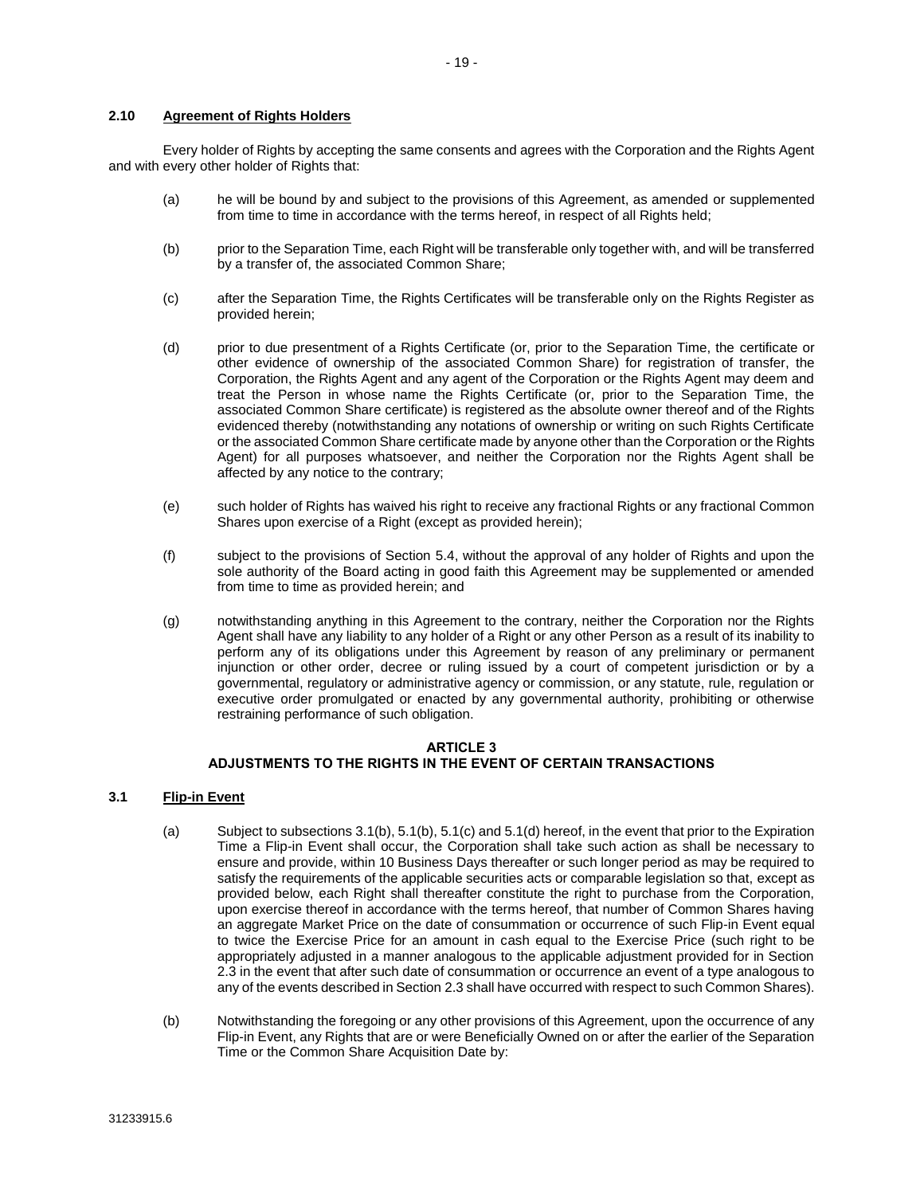### 2.10 Agreement of Rights Holders

Every holder of Rights by accepting the same consents and agrees with the Corporation and the Rights Agent and with every other holder of Rights that:

(a) he will be bound by and subject to the provisions of this Agreement, as amended or supplemented from time to time in accordance with the terms hereof, in respect of all Rights held;

(b) prior to the Separation Time, each Right will be transferable only together with, and will be transferred by a transfer of, the associated Common Share;

(c) after the Separation Time, the Rights Certificates will be transferable only on the Rights Register as provided herein;

(d) prior to due presentment of a Rights Certificate (or, prior to the Separation Time, the certificate or other evidence of ownership of the associated Common Share) for registration of transfer, the Corporation, the Rights Agent and any agent of the Corporation or the Rights Agent may deem and treat the Person in whose name the Rights Certificate (or, prior to the Separation Time, the associated Common Share certificate) is registered as the absolute owner thereof and of the Rights evidenced thereby (notwithstanding any notations of ownership or writing on such Rights Certificate or the associated Common Share certificate made by anyone other than the Corporation or the Rights Agent) for all purposes whatsoever, and neither the Corporation nor the Rights Agent shall be affected by any notice to the contrary;

(e) such holder of Rights has waived his right to receive any fractional Rights or any fractional Common Shares upon exercise of a Right (except as provided herein);

(f) subject to the provisions of Section 5.4, without the approval of any holder of Rights and upon the sole authority of the Board acting in good faith this Agreement may be supplemented or amended from time to time as provided herein; and

(g) notwithstanding anything in this Agreement to the contrary, neither the Corporation nor the Rights Agent shall have any liability to any holder of a Right or any other Person as a result of its inability to perform any of its obligations under this Agreement by reason of any preliminary or permanent injunction or other order, decree or ruling issued by a court of competent jurisdiction or by a governmental, regulatory or administrative agency or commission, or any statute, rule, regulation or executive order promulgated or enacted by any governmental authority, prohibiting or otherwise restraining performance of such obligation.

## ARTICLE 3
## ADJUSTMENTS TO THE RIGHTS IN THE EVENT OF CERTAIN TRANSACTIONS

### 3.1 Flip-in Event

(a) Subject to subsections 3.1(b), 5.1(b), 5.1(c) and 5.1(d) hereof, in the event that prior to the Expiration Time a Flip-in Event shall occur, the Corporation shall take such action as shall be necessary to ensure and provide, within 10 Business Days thereafter or such longer period as may be required to satisfy the requirements of the applicable securities acts or comparable legislation so that, except as provided below, each Right shall thereafter constitute the right to purchase from the Corporation, upon exercise thereof in accordance with the terms hereof, that number of Common Shares having an aggregate Market Price on the date of consummation or occurrence of such Flip-in Event equal to twice the Exercise Price for an amount in cash equal to the Exercise Price (such right to be appropriately adjusted in a manner analogous to the applicable adjustment provided for in Section 2.3 in the event that after such date of consummation or occurrence an event of a type analogous to any of the events described in Section 2.3 shall have occurred with respect to such Common Shares).

(b) Notwithstanding the foregoing or any other provisions of this Agreement, upon the occurrence of any Flip-in Event, any Rights that are or were Beneficially Owned on or after the earlier of the Separation Time or the Common Share Acquisition Date by: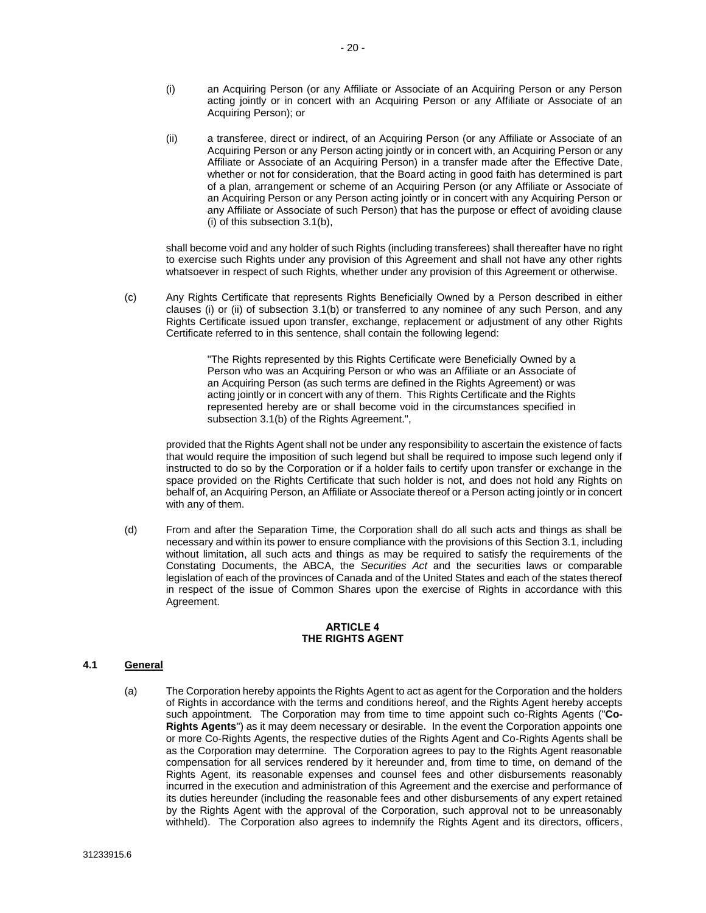(i) an Acquiring Person (or any Affiliate or Associate of an Acquiring Person or any Person acting jointly or in concert with an Acquiring Person or any Affiliate or Associate of an Acquiring Person); or

(ii) a transferee, direct or indirect, of an Acquiring Person (or any Affiliate or Associate of an Acquiring Person or any Person acting jointly or in concert with, an Acquiring Person or any Affiliate or Associate of an Acquiring Person) in a transfer made after the Effective Date, whether or not for consideration, that the Board acting in good faith has determined is part of a plan, arrangement or scheme of an Acquiring Person (or any Affiliate or Associate of an Acquiring Person or any Person acting jointly or in concert with any Acquiring Person or any Affiliate or Associate of such Person) that has the purpose or effect of avoiding clause (i) of this subsection 3.1(b),

shall become void and any holder of such Rights (including transferees) shall thereafter have no right to exercise such Rights under any provision of this Agreement and shall not have any other rights whatsoever in respect of such Rights, whether under any provision of this Agreement or otherwise.

(c) Any Rights Certificate that represents Rights Beneficially Owned by a Person described in either clauses (i) or (ii) of subsection 3.1(b) or transferred to any nominee of any such Person, and any Rights Certificate issued upon transfer, exchange, replacement or adjustment of any other Rights Certificate referred to in this sentence, shall contain the following legend:

> "The Rights represented by this Rights Certificate were Beneficially Owned by a Person who was an Acquiring Person or who was an Affiliate or an Associate of an Acquiring Person (as such terms are defined in the Rights Agreement) or was acting jointly or in concert with any of them. This Rights Certificate and the Rights represented hereby are or shall become void in the circumstances specified in subsection 3.1(b) of the Rights Agreement.",

provided that the Rights Agent shall not be under any responsibility to ascertain the existence of facts that would require the imposition of such legend but shall be required to impose such legend only if instructed to do so by the Corporation or if a holder fails to certify upon transfer or exchange in the space provided on the Rights Certificate that such holder is not, and does not hold any Rights on behalf of, an Acquiring Person, an Affiliate or Associate thereof or a Person acting jointly or in concert with any of them.

(d) From and after the Separation Time, the Corporation shall do all such acts and things as shall be necessary and within its power to ensure compliance with the provisions of this Section 3.1, including without limitation, all such acts and things as may be required to satisfy the requirements of the Constating Documents, the ABCA, the *Securities Act* and the securities laws or comparable legislation of each of the provinces of Canada and of the United States and each of the states thereof in respect of the issue of Common Shares upon the exercise of Rights in accordance with this Agreement.

## ARTICLE 4
## THE RIGHTS AGENT

### 4.1 General

(a) The Corporation hereby appoints the Rights Agent to act as agent for the Corporation and the holders of Rights in accordance with the terms and conditions hereof, and the Rights Agent hereby accepts such appointment. The Corporation may from time to time appoint such co-Rights Agents ("**Co-Rights Agents**") as it may deem necessary or desirable. In the event the Corporation appoints one or more Co-Rights Agents, the respective duties of the Rights Agent and Co-Rights Agents shall be as the Corporation may determine. The Corporation agrees to pay to the Rights Agent reasonable compensation for all services rendered by it hereunder and, from time to time, on demand of the Rights Agent, its reasonable expenses and counsel fees and other disbursements reasonably incurred in the execution and administration of this Agreement and the exercise and performance of its duties hereunder (including the reasonable fees and other disbursements of any expert retained by the Rights Agent with the approval of the Corporation, such approval not to be unreasonably withheld). The Corporation also agrees to indemnify the Rights Agent and its directors, officers,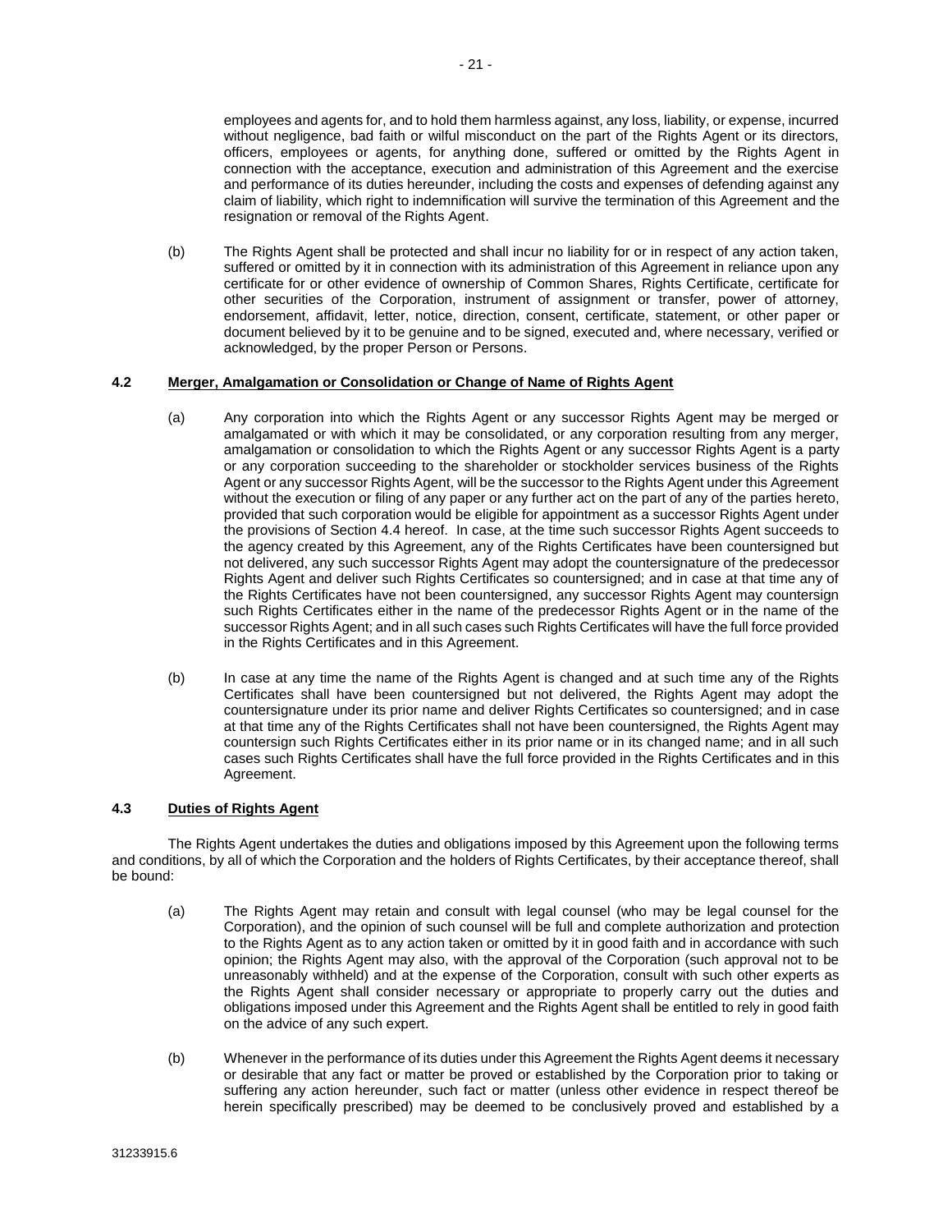employees and agents for, and to hold them harmless against, any loss, liability, or expense, incurred without negligence, bad faith or wilful misconduct on the part of the Rights Agent or its directors, officers, employees or agents, for anything done, suffered or omitted by the Rights Agent in connection with the acceptance, execution and administration of this Agreement and the exercise and performance of its duties hereunder, including the costs and expenses of defending against any claim of liability, which right to indemnification will survive the termination of this Agreement and the resignation or removal of the Rights Agent.

(b) The Rights Agent shall be protected and shall incur no liability for or in respect of any action taken, suffered or omitted by it in connection with its administration of this Agreement in reliance upon any certificate for or other evidence of ownership of Common Shares, Rights Certificate, certificate for other securities of the Corporation, instrument of assignment or transfer, power of attorney, endorsement, affidavit, letter, notice, direction, consent, certificate, statement, or other paper or document believed by it to be genuine and to be signed, executed and, where necessary, verified or acknowledged, by the proper Person or Persons.

### 4.2 Merger, Amalgamation or Consolidation or Change of Name of Rights Agent

(a) Any corporation into which the Rights Agent or any successor Rights Agent may be merged or amalgamated or with which it may be consolidated, or any corporation resulting from any merger, amalgamation or consolidation to which the Rights Agent or any successor Rights Agent is a party or any corporation succeeding to the shareholder or stockholder services business of the Rights Agent or any successor Rights Agent, will be the successor to the Rights Agent under this Agreement without the execution or filing of any paper or any further act on the part of any of the parties hereto, provided that such corporation would be eligible for appointment as a successor Rights Agent under the provisions of Section 4.4 hereof. In case, at the time such successor Rights Agent succeeds to the agency created by this Agreement, any of the Rights Certificates have been countersigned but not delivered, any such successor Rights Agent may adopt the countersignature of the predecessor Rights Agent and deliver such Rights Certificates so countersigned; and in case at that time any of the Rights Certificates have not been countersigned, any successor Rights Agent may countersign such Rights Certificates either in the name of the predecessor Rights Agent or in the name of the successor Rights Agent; and in all such cases such Rights Certificates will have the full force provided in the Rights Certificates and in this Agreement.

(b) In case at any time the name of the Rights Agent is changed and at such time any of the Rights Certificates shall have been countersigned but not delivered, the Rights Agent may adopt the countersignature under its prior name and deliver Rights Certificates so countersigned; and in case at that time any of the Rights Certificates shall not have been countersigned, the Rights Agent may countersign such Rights Certificates either in its prior name or in its changed name; and in all such cases such Rights Certificates shall have the full force provided in the Rights Certificates and in this Agreement.

### 4.3 Duties of Rights Agent

The Rights Agent undertakes the duties and obligations imposed by this Agreement upon the following terms and conditions, by all of which the Corporation and the holders of Rights Certificates, by their acceptance thereof, shall be bound:

(a) The Rights Agent may retain and consult with legal counsel (who may be legal counsel for the Corporation), and the opinion of such counsel will be full and complete authorization and protection to the Rights Agent as to any action taken or omitted by it in good faith and in accordance with such opinion; the Rights Agent may also, with the approval of the Corporation (such approval not to be unreasonably withheld) and at the expense of the Corporation, consult with such other experts as the Rights Agent shall consider necessary or appropriate to properly carry out the duties and obligations imposed under this Agreement and the Rights Agent shall be entitled to rely in good faith on the advice of any such expert.

(b) Whenever in the performance of its duties under this Agreement the Rights Agent deems it necessary or desirable that any fact or matter be proved or established by the Corporation prior to taking or suffering any action hereunder, such fact or matter (unless other evidence in respect thereof be herein specifically prescribed) may be deemed to be conclusively proved and established by a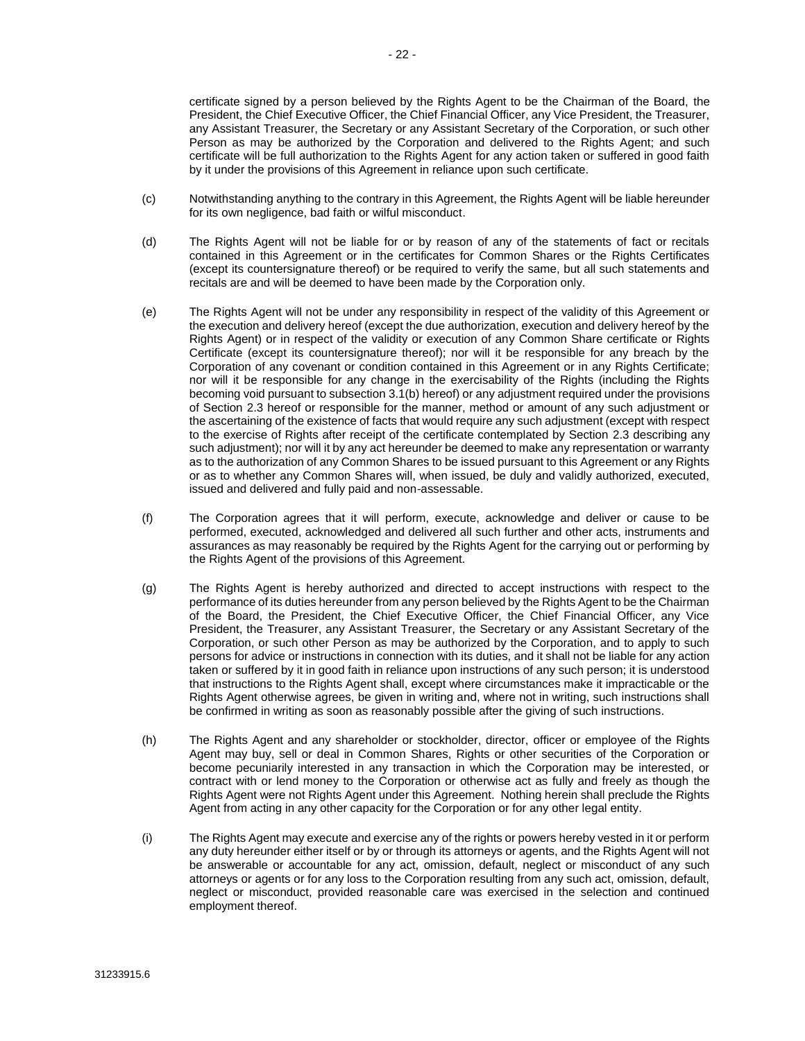certificate signed by a person believed by the Rights Agent to be the Chairman of the Board, the President, the Chief Executive Officer, the Chief Financial Officer, any Vice President, the Treasurer, any Assistant Treasurer, the Secretary or any Assistant Secretary of the Corporation, or such other Person as may be authorized by the Corporation and delivered to the Rights Agent; and such certificate will be full authorization to the Rights Agent for any action taken or suffered in good faith by it under the provisions of this Agreement in reliance upon such certificate.

(c) Notwithstanding anything to the contrary in this Agreement, the Rights Agent will be liable hereunder for its own negligence, bad faith or wilful misconduct.

(d) The Rights Agent will not be liable for or by reason of any of the statements of fact or recitals contained in this Agreement or in the certificates for Common Shares or the Rights Certificates (except its countersignature thereof) or be required to verify the same, but all such statements and recitals are and will be deemed to have been made by the Corporation only.

(e) The Rights Agent will not be under any responsibility in respect of the validity of this Agreement or the execution and delivery hereof (except the due authorization, execution and delivery hereof by the Rights Agent) or in respect of the validity or execution of any Common Share certificate or Rights Certificate (except its countersignature thereof); nor will it be responsible for any breach by the Corporation of any covenant or condition contained in this Agreement or in any Rights Certificate; nor will it be responsible for any change in the exercisability of the Rights (including the Rights becoming void pursuant to subsection 3.1(b) hereof) or any adjustment required under the provisions of Section 2.3 hereof or responsible for the manner, method or amount of any such adjustment or the ascertaining of the existence of facts that would require any such adjustment (except with respect to the exercise of Rights after receipt of the certificate contemplated by Section 2.3 describing any such adjustment); nor will it by any act hereunder be deemed to make any representation or warranty as to the authorization of any Common Shares to be issued pursuant to this Agreement or any Rights or as to whether any Common Shares will, when issued, be duly and validly authorized, executed, issued and delivered and fully paid and non-assessable.

(f) The Corporation agrees that it will perform, execute, acknowledge and deliver or cause to be performed, executed, acknowledged and delivered all such further and other acts, instruments and assurances as may reasonably be required by the Rights Agent for the carrying out or performing by the Rights Agent of the provisions of this Agreement.

(g) The Rights Agent is hereby authorized and directed to accept instructions with respect to the performance of its duties hereunder from any person believed by the Rights Agent to be the Chairman of the Board, the President, the Chief Executive Officer, the Chief Financial Officer, any Vice President, the Treasurer, any Assistant Treasurer, the Secretary or any Assistant Secretary of the Corporation, or such other Person as may be authorized by the Corporation, and to apply to such persons for advice or instructions in connection with its duties, and it shall not be liable for any action taken or suffered by it in good faith in reliance upon instructions of any such person; it is understood that instructions to the Rights Agent shall, except where circumstances make it impracticable or the Rights Agent otherwise agrees, be given in writing and, where not in writing, such instructions shall be confirmed in writing as soon as reasonably possible after the giving of such instructions.

(h) The Rights Agent and any shareholder or stockholder, director, officer or employee of the Rights Agent may buy, sell or deal in Common Shares, Rights or other securities of the Corporation or become pecuniarily interested in any transaction in which the Corporation may be interested, or contract with or lend money to the Corporation or otherwise act as fully and freely as though the Rights Agent were not Rights Agent under this Agreement. Nothing herein shall preclude the Rights Agent from acting in any other capacity for the Corporation or for any other legal entity.

(i) The Rights Agent may execute and exercise any of the rights or powers hereby vested in it or perform any duty hereunder either itself or by or through its attorneys or agents, and the Rights Agent will not be answerable or accountable for any act, omission, default, neglect or misconduct of any such attorneys or agents or for any loss to the Corporation resulting from any such act, omission, default, neglect or misconduct, provided reasonable care was exercised in the selection and continued employment thereof.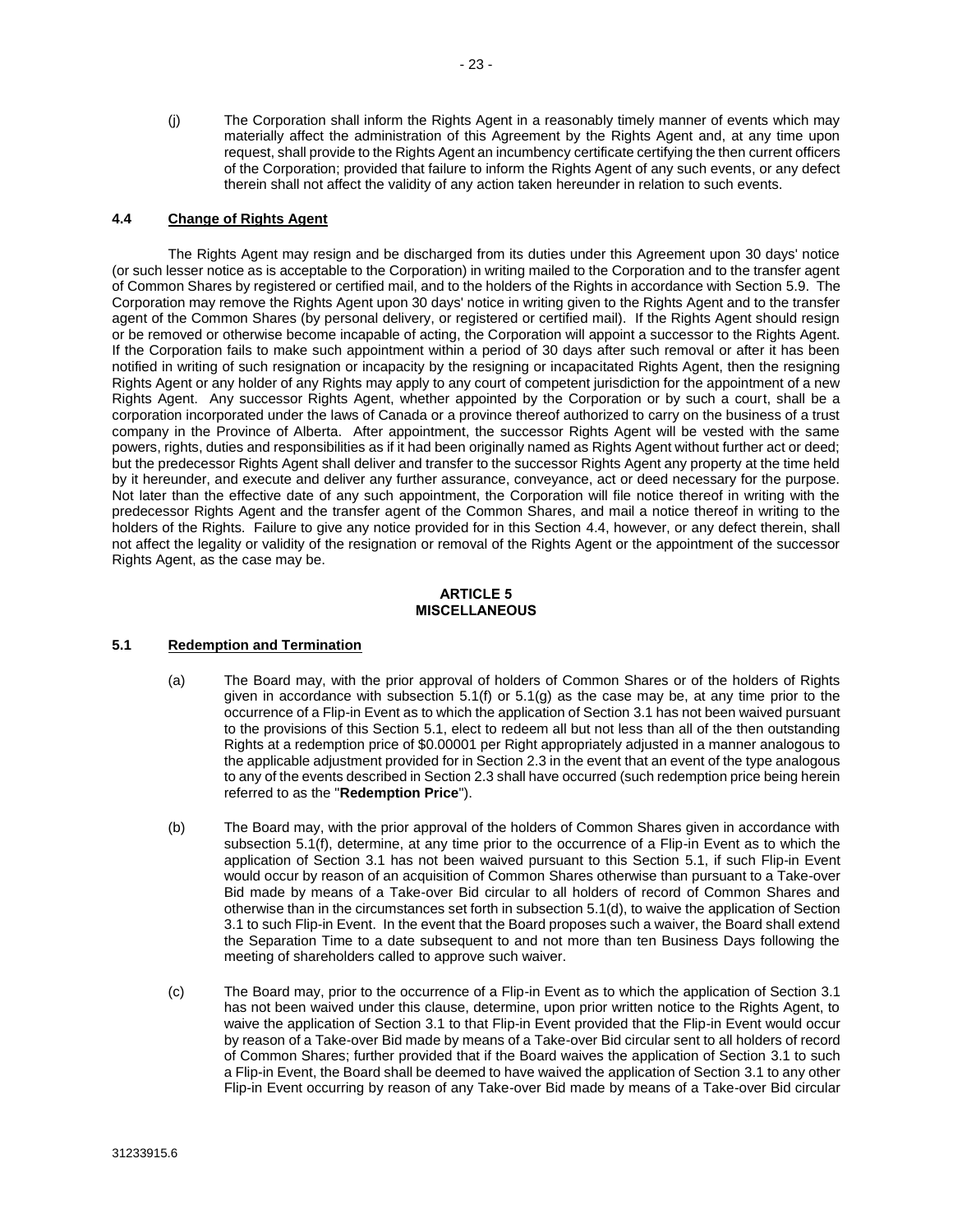(j) The Corporation shall inform the Rights Agent in a reasonably timely manner of events which may materially affect the administration of this Agreement by the Rights Agent and, at any time upon request, shall provide to the Rights Agent an incumbency certificate certifying the then current officers of the Corporation; provided that failure to inform the Rights Agent of any such events, or any defect therein shall not affect the validity of any action taken hereunder in relation to such events.

### 4.4 Change of Rights Agent

The Rights Agent may resign and be discharged from its duties under this Agreement upon 30 days' notice (or such lesser notice as is acceptable to the Corporation) in writing mailed to the Corporation and to the transfer agent of Common Shares by registered or certified mail, and to the holders of the Rights in accordance with Section 5.9. The Corporation may remove the Rights Agent upon 30 days' notice in writing given to the Rights Agent and to the transfer agent of the Common Shares (by personal delivery, or registered or certified mail). If the Rights Agent should resign or be removed or otherwise become incapable of acting, the Corporation will appoint a successor to the Rights Agent. If the Corporation fails to make such appointment within a period of 30 days after such removal or after it has been notified in writing of such resignation or incapacity by the resigning or incapacitated Rights Agent, then the resigning Rights Agent or any holder of any Rights may apply to any court of competent jurisdiction for the appointment of a new Rights Agent. Any successor Rights Agent, whether appointed by the Corporation or by such a court, shall be a corporation incorporated under the laws of Canada or a province thereof authorized to carry on the business of a trust company in the Province of Alberta. After appointment, the successor Rights Agent will be vested with the same powers, rights, duties and responsibilities as if it had been originally named as Rights Agent without further act or deed; but the predecessor Rights Agent shall deliver and transfer to the successor Rights Agent any property at the time held by it hereunder, and execute and deliver any further assurance, conveyance, act or deed necessary for the purpose. Not later than the effective date of any such appointment, the Corporation will file notice thereof in writing with the predecessor Rights Agent and the transfer agent of the Common Shares, and mail a notice thereof in writing to the holders of the Rights. Failure to give any notice provided for in this Section 4.4, however, or any defect therein, shall not affect the legality or validity of the resignation or removal of the Rights Agent or the appointment of the successor Rights Agent, as the case may be.

## ARTICLE 5
## MISCELLANEOUS

### 5.1 Redemption and Termination

(a) The Board may, with the prior approval of holders of Common Shares or of the holders of Rights given in accordance with subsection 5.1(f) or 5.1(g) as the case may be, at any time prior to the occurrence of a Flip-in Event as to which the application of Section 3.1 has not been waived pursuant to the provisions of this Section 5.1, elect to redeem all but not less than all of the then outstanding Rights at a redemption price of $0.00001 per Right appropriately adjusted in a manner analogous to the applicable adjustment provided for in Section 2.3 in the event that an event of the type analogous to any of the events described in Section 2.3 shall have occurred (such redemption price being herein referred to as the "**Redemption Price**").

(b) The Board may, with the prior approval of the holders of Common Shares given in accordance with subsection 5.1(f), determine, at any time prior to the occurrence of a Flip-in Event as to which the application of Section 3.1 has not been waived pursuant to this Section 5.1, if such Flip-in Event would occur by reason of an acquisition of Common Shares otherwise than pursuant to a Take-over Bid made by means of a Take-over Bid circular to all holders of record of Common Shares and otherwise than in the circumstances set forth in subsection 5.1(d), to waive the application of Section 3.1 to such Flip-in Event. In the event that the Board proposes such a waiver, the Board shall extend the Separation Time to a date subsequent to and not more than ten Business Days following the meeting of shareholders called to approve such waiver.

(c) The Board may, prior to the occurrence of a Flip-in Event as to which the application of Section 3.1 has not been waived under this clause, determine, upon prior written notice to the Rights Agent, to waive the application of Section 3.1 to that Flip-in Event provided that the Flip-in Event would occur by reason of a Take-over Bid made by means of a Take-over Bid circular sent to all holders of record of Common Shares; further provided that if the Board waives the application of Section 3.1 to such a Flip-in Event, the Board shall be deemed to have waived the application of Section 3.1 to any other Flip-in Event occurring by reason of any Take-over Bid made by means of a Take-over Bid circular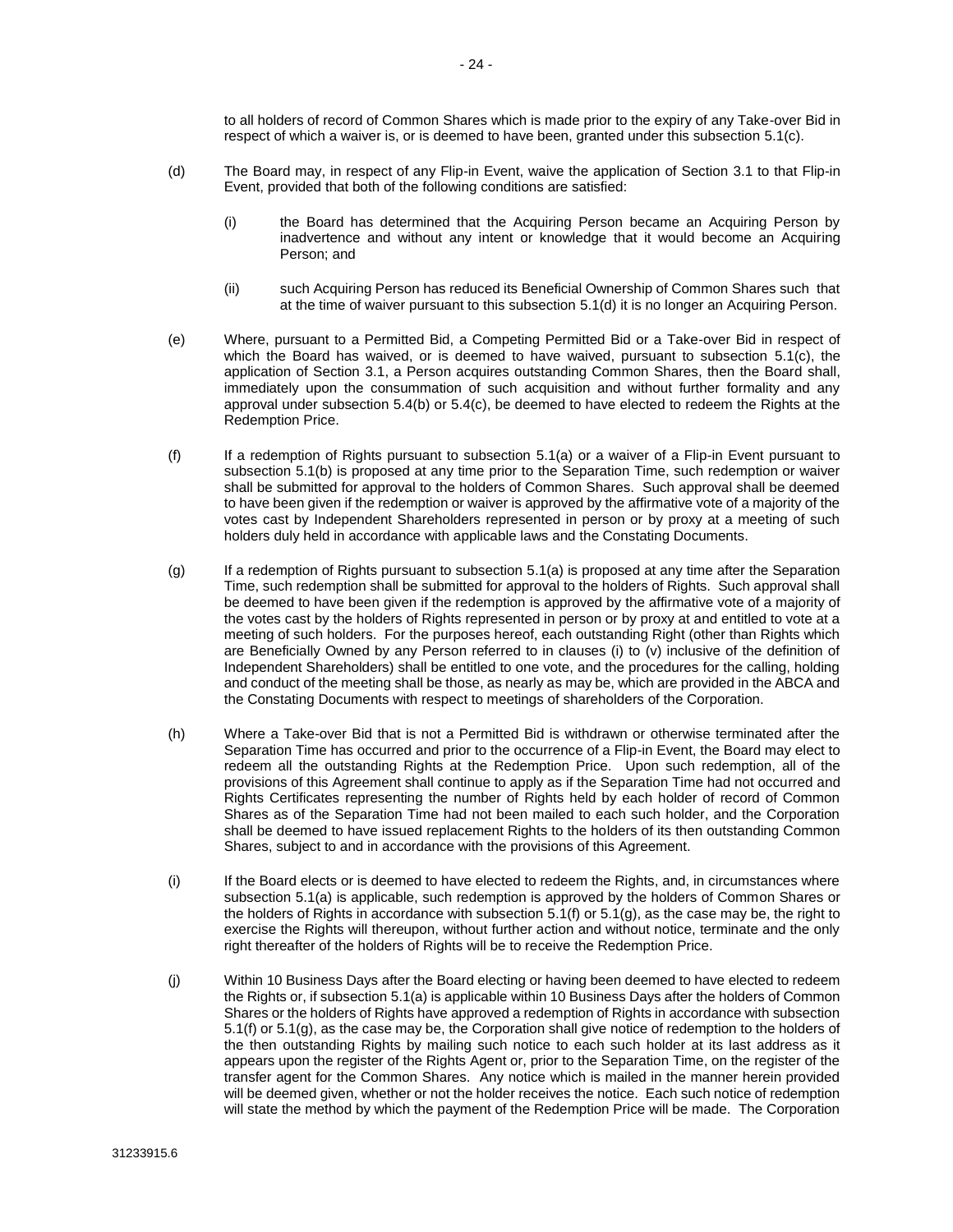to all holders of record of Common Shares which is made prior to the expiry of any Take-over Bid in respect of which a waiver is, or is deemed to have been, granted under this subsection 5.1(c).

(d) The Board may, in respect of any Flip-in Event, waive the application of Section 3.1 to that Flip-in Event, provided that both of the following conditions are satisfied:

(i) the Board has determined that the Acquiring Person became an Acquiring Person by inadvertence and without any intent or knowledge that it would become an Acquiring Person; and

(ii) such Acquiring Person has reduced its Beneficial Ownership of Common Shares such that at the time of waiver pursuant to this subsection 5.1(d) it is no longer an Acquiring Person.

(e) Where, pursuant to a Permitted Bid, a Competing Permitted Bid or a Take-over Bid in respect of which the Board has waived, or is deemed to have waived, pursuant to subsection 5.1(c), the application of Section 3.1, a Person acquires outstanding Common Shares, then the Board shall, immediately upon the consummation of such acquisition and without further formality and any approval under subsection 5.4(b) or 5.4(c), be deemed to have elected to redeem the Rights at the Redemption Price.

(f) If a redemption of Rights pursuant to subsection 5.1(a) or a waiver of a Flip-in Event pursuant to subsection 5.1(b) is proposed at any time prior to the Separation Time, such redemption or waiver shall be submitted for approval to the holders of Common Shares. Such approval shall be deemed to have been given if the redemption or waiver is approved by the affirmative vote of a majority of the votes cast by Independent Shareholders represented in person or by proxy at a meeting of such holders duly held in accordance with applicable laws and the Constating Documents.

(g) If a redemption of Rights pursuant to subsection 5.1(a) is proposed at any time after the Separation Time, such redemption shall be submitted for approval to the holders of Rights. Such approval shall be deemed to have been given if the redemption is approved by the affirmative vote of a majority of the votes cast by the holders of Rights represented in person or by proxy at and entitled to vote at a meeting of such holders. For the purposes hereof, each outstanding Right (other than Rights which are Beneficially Owned by any Person referred to in clauses (i) to (v) inclusive of the definition of Independent Shareholders) shall be entitled to one vote, and the procedures for the calling, holding and conduct of the meeting shall be those, as nearly as may be, which are provided in the ABCA and the Constating Documents with respect to meetings of shareholders of the Corporation.

(h) Where a Take-over Bid that is not a Permitted Bid is withdrawn or otherwise terminated after the Separation Time has occurred and prior to the occurrence of a Flip-in Event, the Board may elect to redeem all the outstanding Rights at the Redemption Price. Upon such redemption, all of the provisions of this Agreement shall continue to apply as if the Separation Time had not occurred and Rights Certificates representing the number of Rights held by each holder of record of Common Shares as of the Separation Time had not been mailed to each such holder, and the Corporation shall be deemed to have issued replacement Rights to the holders of its then outstanding Common Shares, subject to and in accordance with the provisions of this Agreement.

(i) If the Board elects or is deemed to have elected to redeem the Rights, and, in circumstances where subsection 5.1(a) is applicable, such redemption is approved by the holders of Common Shares or the holders of Rights in accordance with subsection 5.1(f) or 5.1(g), as the case may be, the right to exercise the Rights will thereupon, without further action and without notice, terminate and the only right thereafter of the holders of Rights will be to receive the Redemption Price.

(j) Within 10 Business Days after the Board electing or having been deemed to have elected to redeem the Rights or, if subsection 5.1(a) is applicable within 10 Business Days after the holders of Common Shares or the holders of Rights have approved a redemption of Rights in accordance with subsection 5.1(f) or 5.1(g), as the case may be, the Corporation shall give notice of redemption to the holders of the then outstanding Rights by mailing such notice to each such holder at its last address as it appears upon the register of the Rights Agent or, prior to the Separation Time, on the register of the transfer agent for the Common Shares. Any notice which is mailed in the manner herein provided will be deemed given, whether or not the holder receives the notice. Each such notice of redemption will state the method by which the payment of the Redemption Price will be made. The Corporation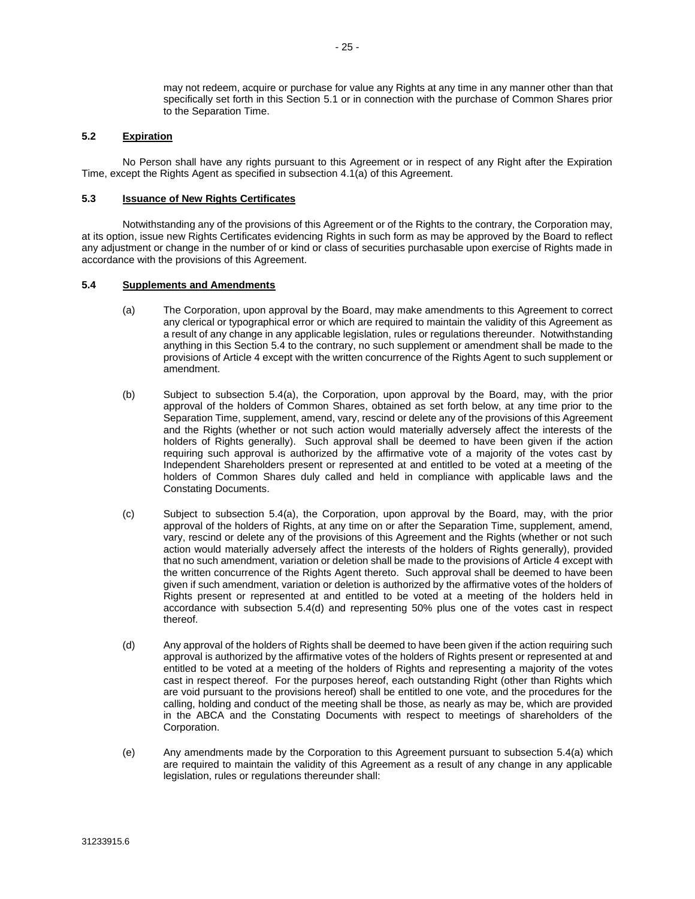may not redeem, acquire or purchase for value any Rights at any time in any manner other than that specifically set forth in this Section 5.1 or in connection with the purchase of Common Shares prior to the Separation Time.

### 5.2 Expiration

No Person shall have any rights pursuant to this Agreement or in respect of any Right after the Expiration Time, except the Rights Agent as specified in subsection 4.1(a) of this Agreement.

### 5.3 Issuance of New Rights Certificates

Notwithstanding any of the provisions of this Agreement or of the Rights to the contrary, the Corporation may, at its option, issue new Rights Certificates evidencing Rights in such form as may be approved by the Board to reflect any adjustment or change in the number of or kind or class of securities purchasable upon exercise of Rights made in accordance with the provisions of this Agreement.

### 5.4 Supplements and Amendments

(a) The Corporation, upon approval by the Board, may make amendments to this Agreement to correct any clerical or typographical error or which are required to maintain the validity of this Agreement as a result of any change in any applicable legislation, rules or regulations thereunder. Notwithstanding anything in this Section 5.4 to the contrary, no such supplement or amendment shall be made to the provisions of Article 4 except with the written concurrence of the Rights Agent to such supplement or amendment.

(b) Subject to subsection 5.4(a), the Corporation, upon approval by the Board, may, with the prior approval of the holders of Common Shares, obtained as set forth below, at any time prior to the Separation Time, supplement, amend, vary, rescind or delete any of the provisions of this Agreement and the Rights (whether or not such action would materially adversely affect the interests of the holders of Rights generally). Such approval shall be deemed to have been given if the action requiring such approval is authorized by the affirmative vote of a majority of the votes cast by Independent Shareholders present or represented at and entitled to be voted at a meeting of the holders of Common Shares duly called and held in compliance with applicable laws and the Constating Documents.

(c) Subject to subsection 5.4(a), the Corporation, upon approval by the Board, may, with the prior approval of the holders of Rights, at any time on or after the Separation Time, supplement, amend, vary, rescind or delete any of the provisions of this Agreement and the Rights (whether or not such action would materially adversely affect the interests of the holders of Rights generally), provided that no such amendment, variation or deletion shall be made to the provisions of Article 4 except with the written concurrence of the Rights Agent thereto. Such approval shall be deemed to have been given if such amendment, variation or deletion is authorized by the affirmative votes of the holders of Rights present or represented at and entitled to be voted at a meeting of the holders held in accordance with subsection 5.4(d) and representing 50% plus one of the votes cast in respect thereof.

(d) Any approval of the holders of Rights shall be deemed to have been given if the action requiring such approval is authorized by the affirmative votes of the holders of Rights present or represented at and entitled to be voted at a meeting of the holders of Rights and representing a majority of the votes cast in respect thereof. For the purposes hereof, each outstanding Right (other than Rights which are void pursuant to the provisions hereof) shall be entitled to one vote, and the procedures for the calling, holding and conduct of the meeting shall be those, as nearly as may be, which are provided in the ABCA and the Constating Documents with respect to meetings of shareholders of the Corporation.

(e) Any amendments made by the Corporation to this Agreement pursuant to subsection 5.4(a) which are required to maintain the validity of this Agreement as a result of any change in any applicable legislation, rules or regulations thereunder shall: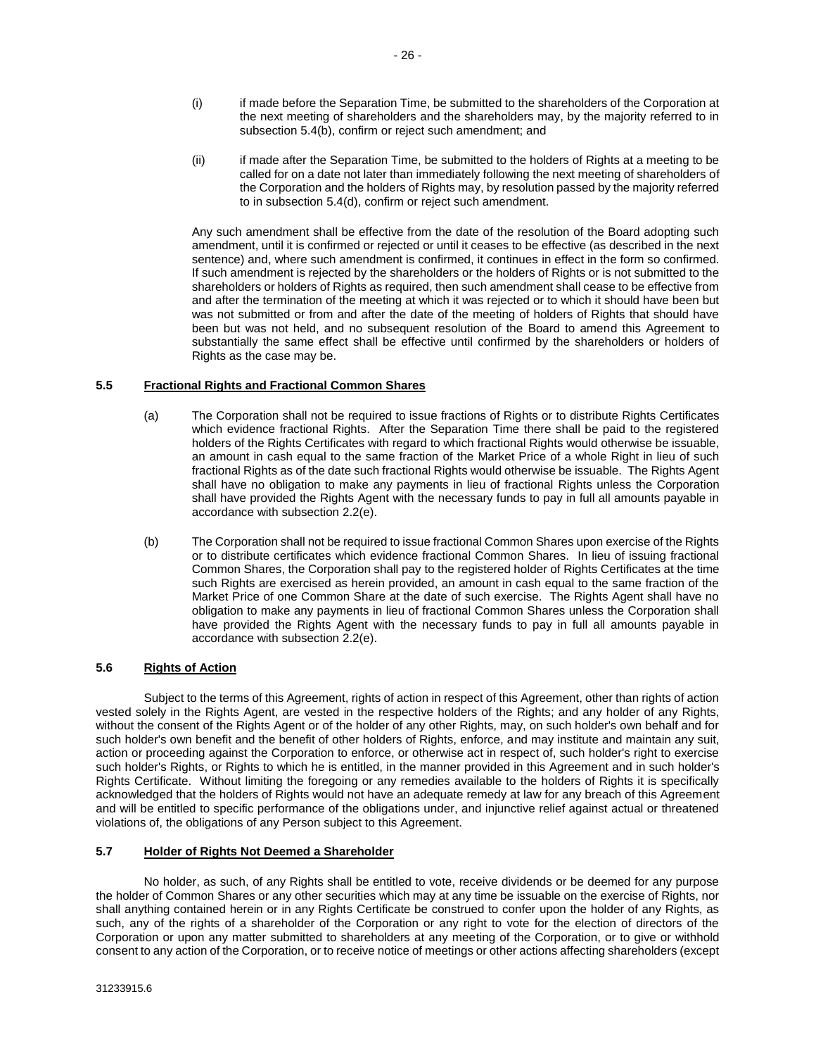(i) if made before the Separation Time, be submitted to the shareholders of the Corporation at the next meeting of shareholders and the shareholders may, by the majority referred to in subsection 5.4(b), confirm or reject such amendment; and

(ii) if made after the Separation Time, be submitted to the holders of Rights at a meeting to be called for on a date not later than immediately following the next meeting of shareholders of the Corporation and the holders of Rights may, by resolution passed by the majority referred to in subsection 5.4(d), confirm or reject such amendment.

Any such amendment shall be effective from the date of the resolution of the Board adopting such amendment, until it is confirmed or rejected or until it ceases to be effective (as described in the next sentence) and, where such amendment is confirmed, it continues in effect in the form so confirmed. If such amendment is rejected by the shareholders or the holders of Rights or is not submitted to the shareholders or holders of Rights as required, then such amendment shall cease to be effective from and after the termination of the meeting at which it was rejected or to which it should have been but was not submitted or from and after the date of the meeting of holders of Rights that should have been but was not held, and no subsequent resolution of the Board to amend this Agreement to substantially the same effect shall be effective until confirmed by the shareholders or holders of Rights as the case may be.

### 5.5 Fractional Rights and Fractional Common Shares

(a) The Corporation shall not be required to issue fractions of Rights or to distribute Rights Certificates which evidence fractional Rights. After the Separation Time there shall be paid to the registered holders of the Rights Certificates with regard to which fractional Rights would otherwise be issuable, an amount in cash equal to the same fraction of the Market Price of a whole Right in lieu of such fractional Rights as of the date such fractional Rights would otherwise be issuable. The Rights Agent shall have no obligation to make any payments in lieu of fractional Rights unless the Corporation shall have provided the Rights Agent with the necessary funds to pay in full all amounts payable in accordance with subsection 2.2(e).

(b) The Corporation shall not be required to issue fractional Common Shares upon exercise of the Rights or to distribute certificates which evidence fractional Common Shares. In lieu of issuing fractional Common Shares, the Corporation shall pay to the registered holder of Rights Certificates at the time such Rights are exercised as herein provided, an amount in cash equal to the same fraction of the Market Price of one Common Share at the date of such exercise. The Rights Agent shall have no obligation to make any payments in lieu of fractional Common Shares unless the Corporation shall have provided the Rights Agent with the necessary funds to pay in full all amounts payable in accordance with subsection 2.2(e).

### 5.6 Rights of Action

Subject to the terms of this Agreement, rights of action in respect of this Agreement, other than rights of action vested solely in the Rights Agent, are vested in the respective holders of the Rights; and any holder of any Rights, without the consent of the Rights Agent or of the holder of any other Rights, may, on such holder's own behalf and for such holder's own benefit and the benefit of other holders of Rights, enforce, and may institute and maintain any suit, action or proceeding against the Corporation to enforce, or otherwise act in respect of, such holder's right to exercise such holder's Rights, or Rights to which he is entitled, in the manner provided in this Agreement and in such holder's Rights Certificate. Without limiting the foregoing or any remedies available to the holders of Rights it is specifically acknowledged that the holders of Rights would not have an adequate remedy at law for any breach of this Agreement and will be entitled to specific performance of the obligations under, and injunctive relief against actual or threatened violations of, the obligations of any Person subject to this Agreement.

### 5.7 Holder of Rights Not Deemed a Shareholder

No holder, as such, of any Rights shall be entitled to vote, receive dividends or be deemed for any purpose the holder of Common Shares or any other securities which may at any time be issuable on the exercise of Rights, nor shall anything contained herein or in any Rights Certificate be construed to confer upon the holder of any Rights, as such, any of the rights of a shareholder of the Corporation or any right to vote for the election of directors of the Corporation or upon any matter submitted to shareholders at any meeting of the Corporation, or to give or withhold consent to any action of the Corporation, or to receive notice of meetings or other actions affecting shareholders (except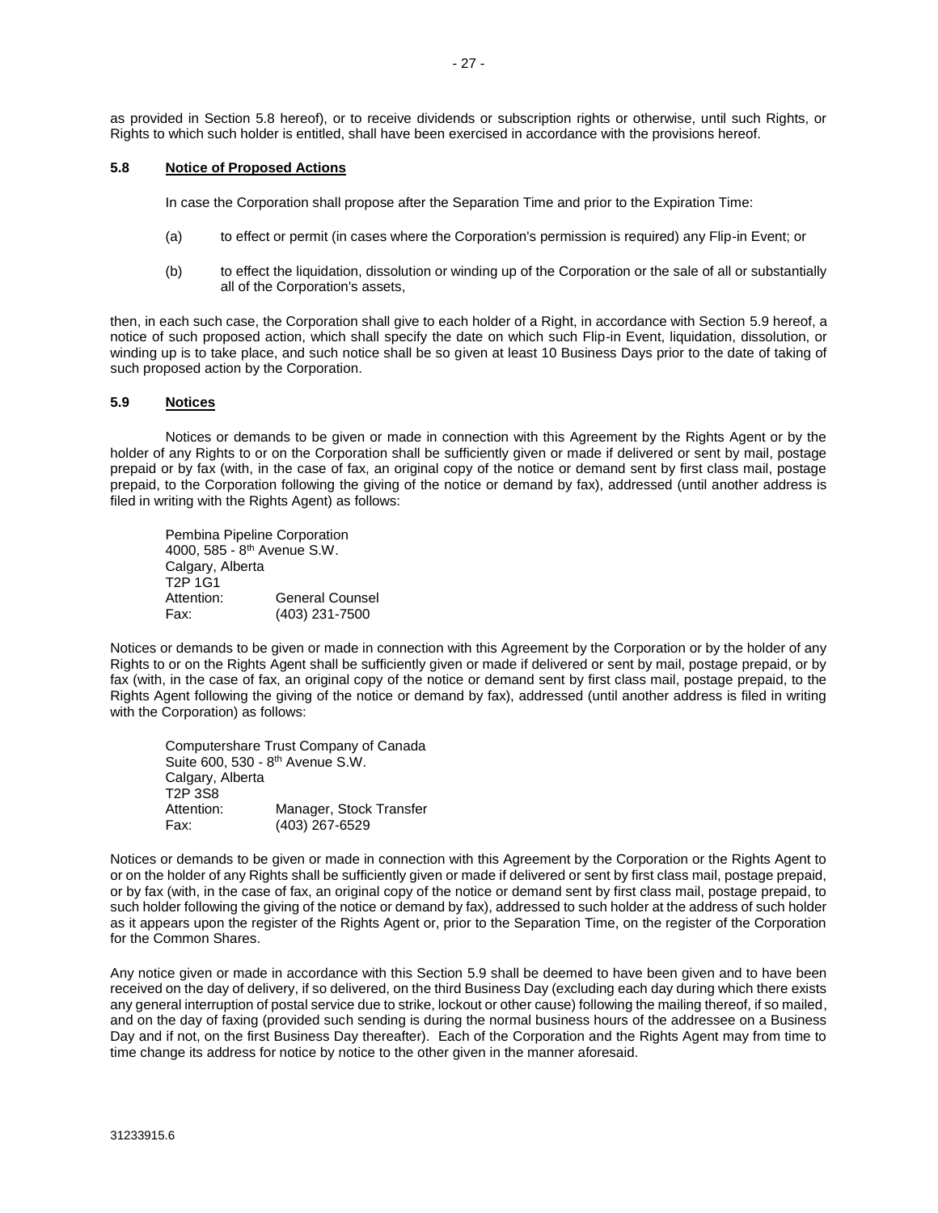as provided in Section 5.8 hereof), or to receive dividends or subscription rights or otherwise, until such Rights, or Rights to which such holder is entitled, shall have been exercised in accordance with the provisions hereof.

### 5.8 Notice of Proposed Actions

In case the Corporation shall propose after the Separation Time and prior to the Expiration Time:

(a) to effect or permit (in cases where the Corporation's permission is required) any Flip-in Event; or

(b) to effect the liquidation, dissolution or winding up of the Corporation or the sale of all or substantially all of the Corporation's assets,

then, in each such case, the Corporation shall give to each holder of a Right, in accordance with Section 5.9 hereof, a notice of such proposed action, which shall specify the date on which such Flip-in Event, liquidation, dissolution, or winding up is to take place, and such notice shall be so given at least 10 Business Days prior to the date of taking of such proposed action by the Corporation.

### 5.9 Notices

Notices or demands to be given or made in connection with this Agreement by the Rights Agent or by the holder of any Rights to or on the Corporation shall be sufficiently given or made if delivered or sent by mail, postage prepaid or by fax (with, in the case of fax, an original copy of the notice or demand sent by first class mail, postage prepaid, to the Corporation following the giving of the notice or demand by fax), addressed (until another address is filed in writing with the Rights Agent) as follows:

Pembina Pipeline Corporation
4000, 585 - 8th Avenue S.W.
Calgary, Alberta
T2P 1G1
Attention: General Counsel
Fax: (403) 231-7500

Notices or demands to be given or made in connection with this Agreement by the Corporation or by the holder of any Rights to or on the Rights Agent shall be sufficiently given or made if delivered or sent by mail, postage prepaid, or by fax (with, in the case of fax, an original copy of the notice or demand sent by first class mail, postage prepaid, to the Rights Agent following the giving of the notice or demand by fax), addressed (until another address is filed in writing with the Corporation) as follows:

Computershare Trust Company of Canada
Suite 600, 530 - 8th Avenue S.W.
Calgary, Alberta
T2P 3S8
Attention: Manager, Stock Transfer
Fax: (403) 267-6529

Notices or demands to be given or made in connection with this Agreement by the Corporation or the Rights Agent to or on the holder of any Rights shall be sufficiently given or made if delivered or sent by first class mail, postage prepaid, or by fax (with, in the case of fax, an original copy of the notice or demand sent by first class mail, postage prepaid, to such holder following the giving of the notice or demand by fax), addressed to such holder at the address of such holder as it appears upon the register of the Rights Agent or, prior to the Separation Time, on the register of the Corporation for the Common Shares.

Any notice given or made in accordance with this Section 5.9 shall be deemed to have been given and to have been received on the day of delivery, if so delivered, on the third Business Day (excluding each day during which there exists any general interruption of postal service due to strike, lockout or other cause) following the mailing thereof, if so mailed, and on the day of faxing (provided such sending is during the normal business hours of the addressee on a Business Day and if not, on the first Business Day thereafter). Each of the Corporation and the Rights Agent may from time to time change its address for notice by notice to the other given in the manner aforesaid.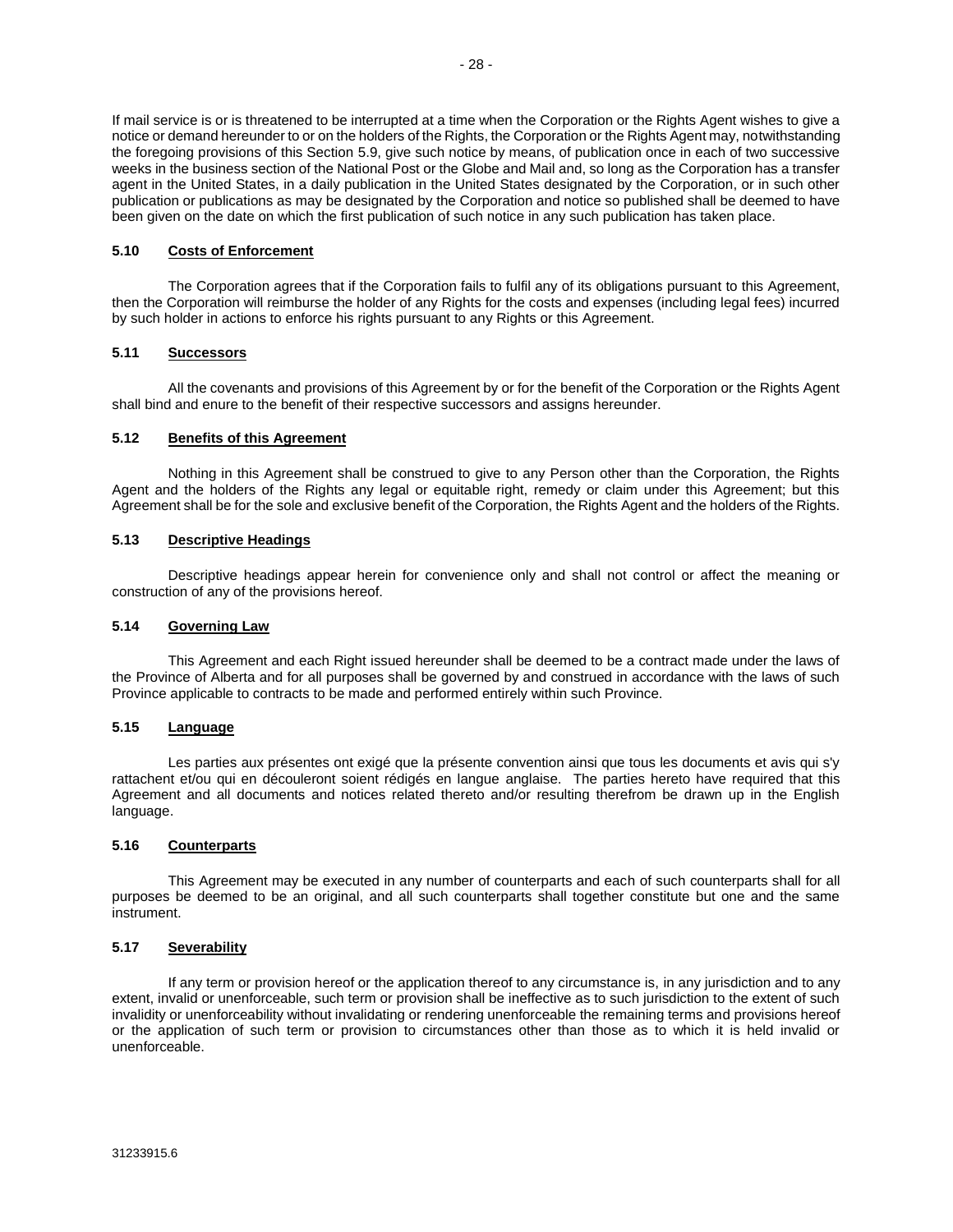If mail service is or is threatened to be interrupted at a time when the Corporation or the Rights Agent wishes to give a notice or demand hereunder to or on the holders of the Rights, the Corporation or the Rights Agent may, notwithstanding the foregoing provisions of this Section 5.9, give such notice by means, of publication once in each of two successive weeks in the business section of the National Post or the Globe and Mail and, so long as the Corporation has a transfer agent in the United States, in a daily publication in the United States designated by the Corporation, or in such other publication or publications as may be designated by the Corporation and notice so published shall be deemed to have been given on the date on which the first publication of such notice in any such publication has taken place.

### 5.10 Costs of Enforcement

The Corporation agrees that if the Corporation fails to fulfil any of its obligations pursuant to this Agreement, then the Corporation will reimburse the holder of any Rights for the costs and expenses (including legal fees) incurred by such holder in actions to enforce his rights pursuant to any Rights or this Agreement.

### 5.11 Successors

All the covenants and provisions of this Agreement by or for the benefit of the Corporation or the Rights Agent shall bind and enure to the benefit of their respective successors and assigns hereunder.

### 5.12 Benefits of this Agreement

Nothing in this Agreement shall be construed to give to any Person other than the Corporation, the Rights Agent and the holders of the Rights any legal or equitable right, remedy or claim under this Agreement; but this Agreement shall be for the sole and exclusive benefit of the Corporation, the Rights Agent and the holders of the Rights.

### 5.13 Descriptive Headings

Descriptive headings appear herein for convenience only and shall not control or affect the meaning or construction of any of the provisions hereof.

### 5.14 Governing Law

This Agreement and each Right issued hereunder shall be deemed to be a contract made under the laws of the Province of Alberta and for all purposes shall be governed by and construed in accordance with the laws of such Province applicable to contracts to be made and performed entirely within such Province.

### 5.15 Language

Les parties aux présentes ont exigé que la présente convention ainsi que tous les documents et avis qui s'y rattachent et/ou qui en découleront soient rédigés en langue anglaise. The parties hereto have required that this Agreement and all documents and notices related thereto and/or resulting therefrom be drawn up in the English language.

### 5.16 Counterparts

This Agreement may be executed in any number of counterparts and each of such counterparts shall for all purposes be deemed to be an original, and all such counterparts shall together constitute but one and the same instrument.

### 5.17 Severability

If any term or provision hereof or the application thereof to any circumstance is, in any jurisdiction and to any extent, invalid or unenforceable, such term or provision shall be ineffective as to such jurisdiction to the extent of such invalidity or unenforceability without invalidating or rendering unenforceable the remaining terms and provisions hereof or the application of such term or provision to circumstances other than those as to which it is held invalid or unenforceable.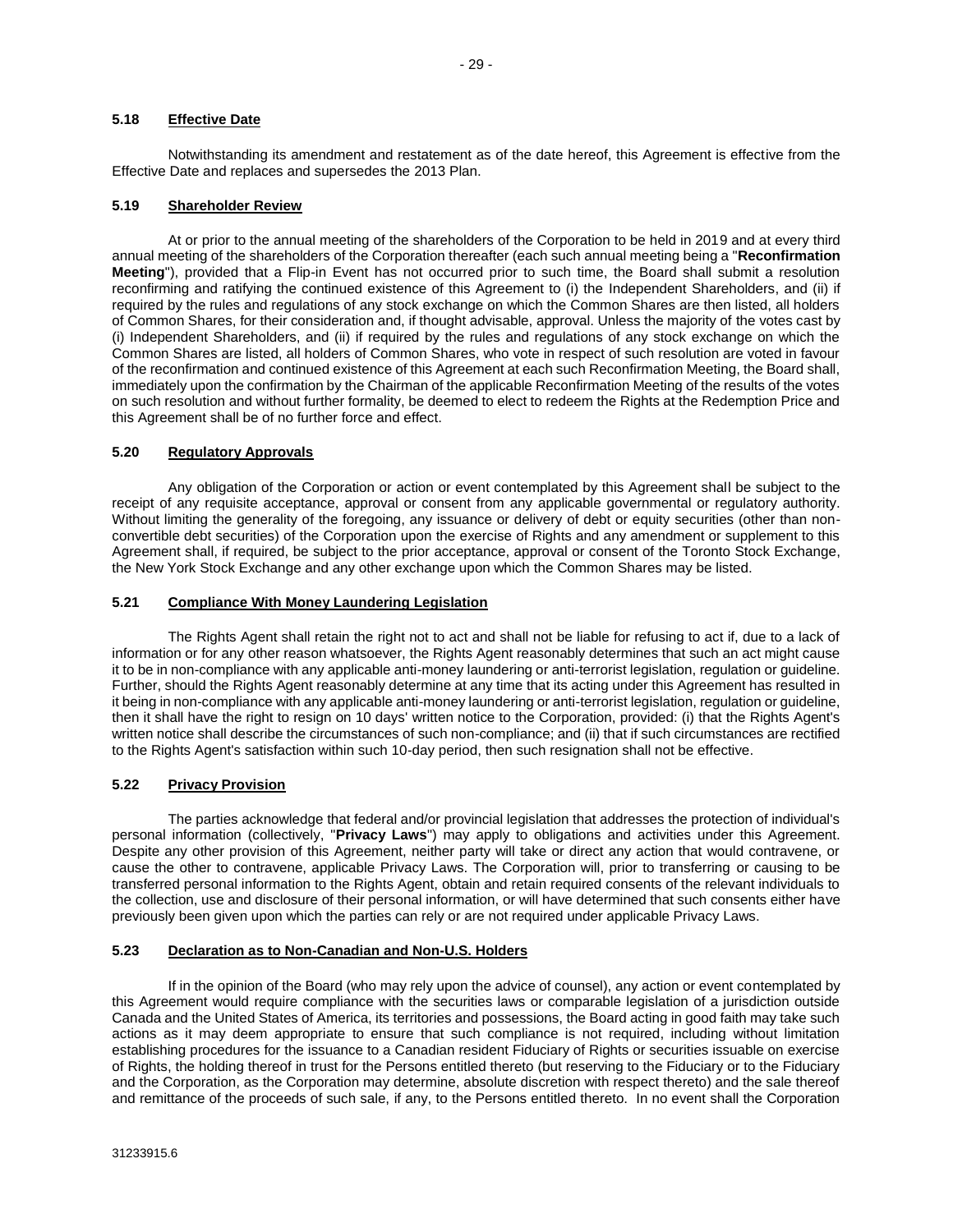### 5.18 Effective Date

Notwithstanding its amendment and restatement as of the date hereof, this Agreement is effective from the Effective Date and replaces and supersedes the 2013 Plan.

### 5.19 Shareholder Review

At or prior to the annual meeting of the shareholders of the Corporation to be held in 2019 and at every third annual meeting of the shareholders of the Corporation thereafter (each such annual meeting being a "**Reconfirmation Meeting**"), provided that a Flip-in Event has not occurred prior to such time, the Board shall submit a resolution reconfirming and ratifying the continued existence of this Agreement to (i) the Independent Shareholders, and (ii) if required by the rules and regulations of any stock exchange on which the Common Shares are then listed, all holders of Common Shares, for their consideration and, if thought advisable, approval. Unless the majority of the votes cast by (i) Independent Shareholders, and (ii) if required by the rules and regulations of any stock exchange on which the Common Shares are listed, all holders of Common Shares, who vote in respect of such resolution are voted in favour of the reconfirmation and continued existence of this Agreement at each such Reconfirmation Meeting, the Board shall, immediately upon the confirmation by the Chairman of the applicable Reconfirmation Meeting of the results of the votes on such resolution and without further formality, be deemed to elect to redeem the Rights at the Redemption Price and this Agreement shall be of no further force and effect.

### 5.20 Regulatory Approvals

Any obligation of the Corporation or action or event contemplated by this Agreement shall be subject to the receipt of any requisite acceptance, approval or consent from any applicable governmental or regulatory authority. Without limiting the generality of the foregoing, any issuance or delivery of debt or equity securities (other than non-convertible debt securities) of the Corporation upon the exercise of Rights and any amendment or supplement to this Agreement shall, if required, be subject to the prior acceptance, approval or consent of the Toronto Stock Exchange, the New York Stock Exchange and any other exchange upon which the Common Shares may be listed.

### 5.21 Compliance With Money Laundering Legislation

The Rights Agent shall retain the right not to act and shall not be liable for refusing to act if, due to a lack of information or for any other reason whatsoever, the Rights Agent reasonably determines that such an act might cause it to be in non-compliance with any applicable anti-money laundering or anti-terrorist legislation, regulation or guideline. Further, should the Rights Agent reasonably determine at any time that its acting under this Agreement has resulted in it being in non-compliance with any applicable anti-money laundering or anti-terrorist legislation, regulation or guideline, then it shall have the right to resign on 10 days' written notice to the Corporation, provided: (i) that the Rights Agent's written notice shall describe the circumstances of such non-compliance; and (ii) that if such circumstances are rectified to the Rights Agent's satisfaction within such 10-day period, then such resignation shall not be effective.

### 5.22 Privacy Provision

The parties acknowledge that federal and/or provincial legislation that addresses the protection of individual's personal information (collectively, "**Privacy Laws**") may apply to obligations and activities under this Agreement. Despite any other provision of this Agreement, neither party will take or direct any action that would contravene, or cause the other to contravene, applicable Privacy Laws. The Corporation will, prior to transferring or causing to be transferred personal information to the Rights Agent, obtain and retain required consents of the relevant individuals to the collection, use and disclosure of their personal information, or will have determined that such consents either have previously been given upon which the parties can rely or are not required under applicable Privacy Laws.

### 5.23 Declaration as to Non-Canadian and Non-U.S. Holders

If in the opinion of the Board (who may rely upon the advice of counsel), any action or event contemplated by this Agreement would require compliance with the securities laws or comparable legislation of a jurisdiction outside Canada and the United States of America, its territories and possessions, the Board acting in good faith may take such actions as it may deem appropriate to ensure that such compliance is not required, including without limitation establishing procedures for the issuance to a Canadian resident Fiduciary of Rights or securities issuable on exercise of Rights, the holding thereof in trust for the Persons entitled thereto (but reserving to the Fiduciary or to the Fiduciary and the Corporation, as the Corporation may determine, absolute discretion with respect thereto) and the sale thereof and remittance of the proceeds of such sale, if any, to the Persons entitled thereto. In no event shall the Corporation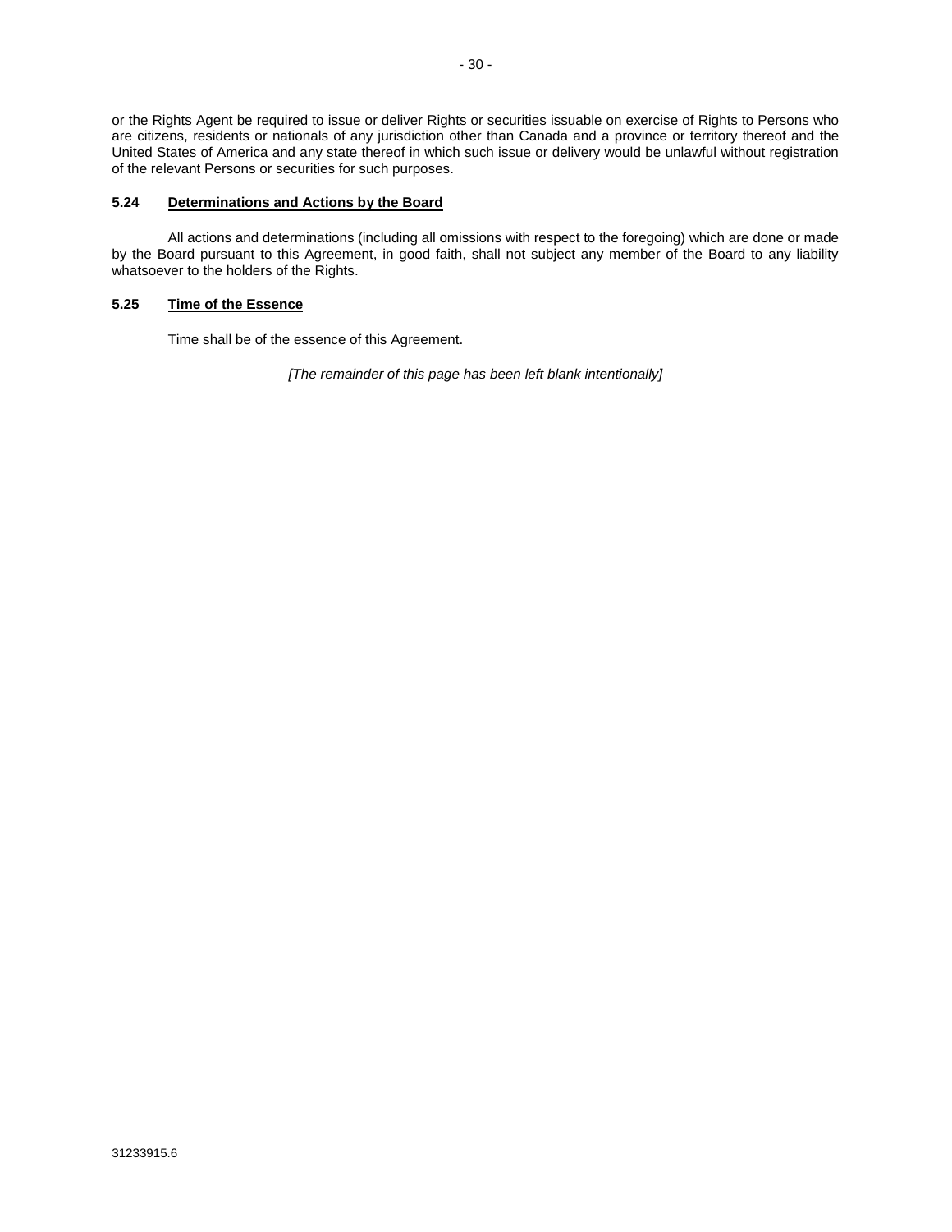or the Rights Agent be required to issue or deliver Rights or securities issuable on exercise of Rights to Persons who are citizens, residents or nationals of any jurisdiction other than Canada and a province or territory thereof and the United States of America and any state thereof in which such issue or delivery would be unlawful without registration of the relevant Persons or securities for such purposes.

### 5.24 Determinations and Actions by the Board

All actions and determinations (including all omissions with respect to the foregoing) which are done or made by the Board pursuant to this Agreement, in good faith, shall not subject any member of the Board to any liability whatsoever to the holders of the Rights.

### 5.25 Time of the Essence

Time shall be of the essence of this Agreement.

*[The remainder of this page has been left blank intentionally]*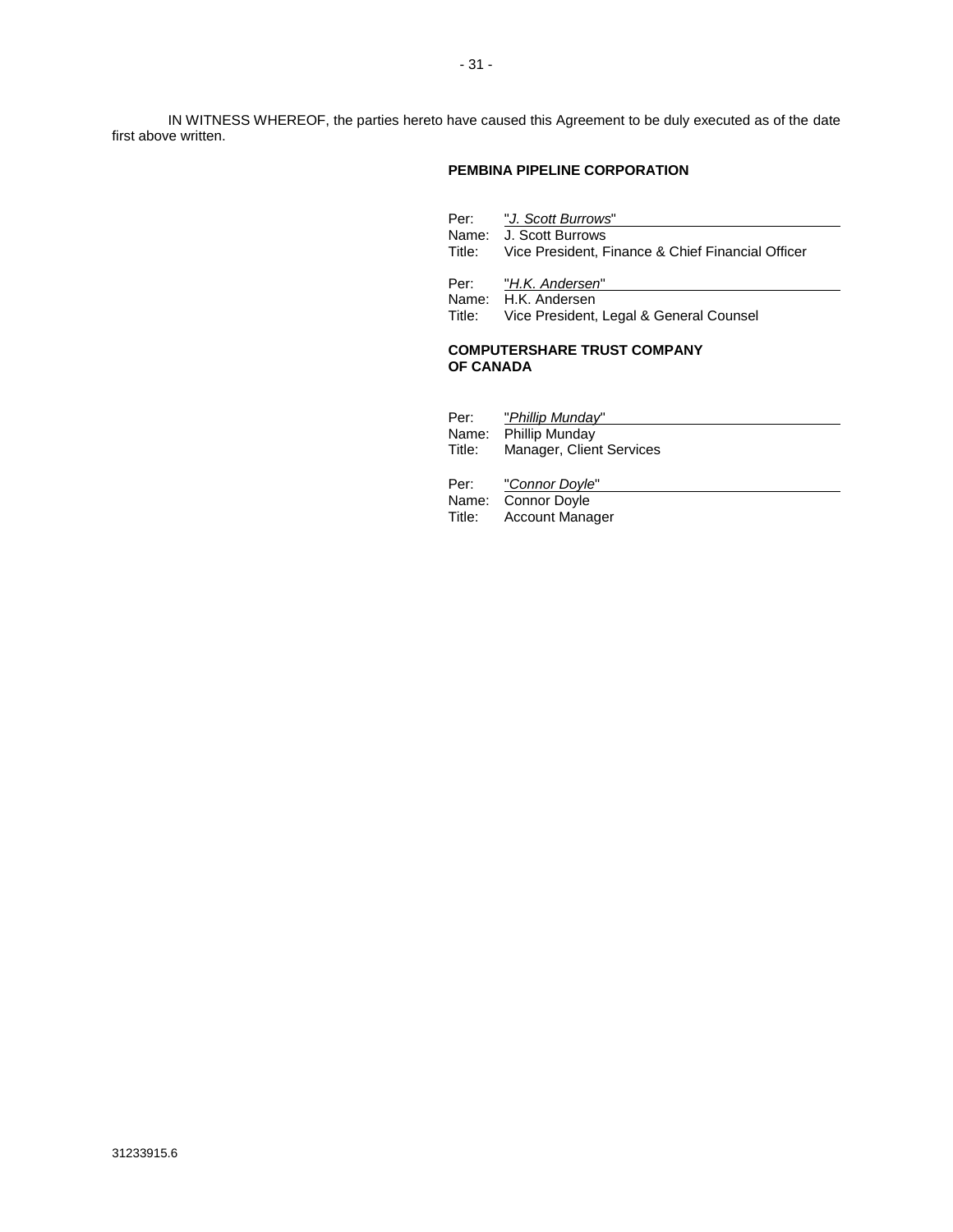IN WITNESS WHEREOF, the parties hereto have caused this Agreement to be duly executed as of the date first above written.

**PEMBINA PIPELINE CORPORATION**

Per: "*J. Scott Burrows*"
Name: J. Scott Burrows
Title: Vice President, Finance & Chief Financial Officer

Per: "*H.K. Andersen*"
Name: H.K. Andersen
Title: Vice President, Legal & General Counsel

**COMPUTERSHARE TRUST COMPANY OF CANADA**

Per: "*Phillip Munday*"
Name: Phillip Munday
Title: Manager, Client Services

Per: "*Connor Doyle*"
Name: Connor Doyle
Title: Account Manager

31233915.6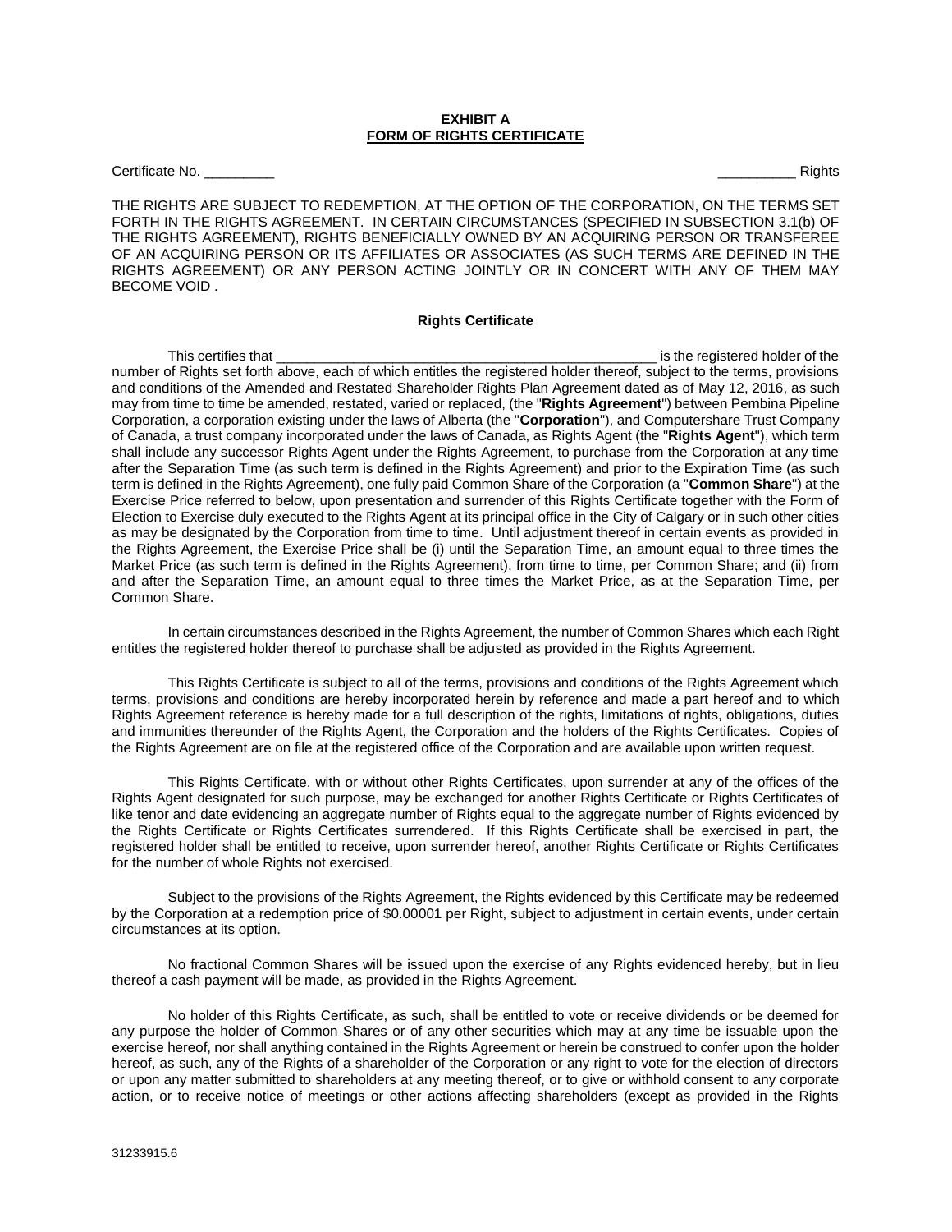**EXHIBIT A**
**FORM OF RIGHTS CERTIFICATE**

Certificate No. _________ __________ Rights

THE RIGHTS ARE SUBJECT TO REDEMPTION, AT THE OPTION OF THE CORPORATION, ON THE TERMS SET FORTH IN THE RIGHTS AGREEMENT. IN CERTAIN CIRCUMSTANCES (SPECIFIED IN SUBSECTION 3.1(b) OF THE RIGHTS AGREEMENT), RIGHTS BENEFICIALLY OWNED BY AN ACQUIRING PERSON OR TRANSFEREE OF AN ACQUIRING PERSON OR ITS AFFILIATES OR ASSOCIATES (AS SUCH TERMS ARE DEFINED IN THE RIGHTS AGREEMENT) OR ANY PERSON ACTING JOINTLY OR IN CONCERT WITH ANY OF THEM MAY BECOME VOID .

**Rights Certificate**

This certifies that ___________________________________________________ is the registered holder of the number of Rights set forth above, each of which entitles the registered holder thereof, subject to the terms, provisions and conditions of the Amended and Restated Shareholder Rights Plan Agreement dated as of May 12, 2016, as such may from time to time be amended, restated, varied or replaced, (the "**Rights Agreement**") between Pembina Pipeline Corporation, a corporation existing under the laws of Alberta (the "**Corporation**"), and Computershare Trust Company of Canada, a trust company incorporated under the laws of Canada, as Rights Agent (the "**Rights Agent**"), which term shall include any successor Rights Agent under the Rights Agreement, to purchase from the Corporation at any time after the Separation Time (as such term is defined in the Rights Agreement) and prior to the Expiration Time (as such term is defined in the Rights Agreement), one fully paid Common Share of the Corporation (a "**Common Share**") at the Exercise Price referred to below, upon presentation and surrender of this Rights Certificate together with the Form of Election to Exercise duly executed to the Rights Agent at its principal office in the City of Calgary or in such other cities as may be designated by the Corporation from time to time. Until adjustment thereof in certain events as provided in the Rights Agreement, the Exercise Price shall be (i) until the Separation Time, an amount equal to three times the Market Price (as such term is defined in the Rights Agreement), from time to time, per Common Share; and (ii) from and after the Separation Time, an amount equal to three times the Market Price, as at the Separation Time, per Common Share.

In certain circumstances described in the Rights Agreement, the number of Common Shares which each Right entitles the registered holder thereof to purchase shall be adjusted as provided in the Rights Agreement.

This Rights Certificate is subject to all of the terms, provisions and conditions of the Rights Agreement which terms, provisions and conditions are hereby incorporated herein by reference and made a part hereof and to which Rights Agreement reference is hereby made for a full description of the rights, limitations of rights, obligations, duties and immunities thereunder of the Rights Agent, the Corporation and the holders of the Rights Certificates. Copies of the Rights Agreement are on file at the registered office of the Corporation and are available upon written request.

This Rights Certificate, with or without other Rights Certificates, upon surrender at any of the offices of the Rights Agent designated for such purpose, may be exchanged for another Rights Certificate or Rights Certificates of like tenor and date evidencing an aggregate number of Rights equal to the aggregate number of Rights evidenced by the Rights Certificate or Rights Certificates surrendered. If this Rights Certificate shall be exercised in part, the registered holder shall be entitled to receive, upon surrender hereof, another Rights Certificate or Rights Certificates for the number of whole Rights not exercised.

Subject to the provisions of the Rights Agreement, the Rights evidenced by this Certificate may be redeemed by the Corporation at a redemption price of $0.00001 per Right, subject to adjustment in certain events, under certain circumstances at its option.

No fractional Common Shares will be issued upon the exercise of any Rights evidenced hereby, but in lieu thereof a cash payment will be made, as provided in the Rights Agreement.

No holder of this Rights Certificate, as such, shall be entitled to vote or receive dividends or be deemed for any purpose the holder of Common Shares or of any other securities which may at any time be issuable upon the exercise hereof, nor shall anything contained in the Rights Agreement or herein be construed to confer upon the holder hereof, as such, any of the Rights of a shareholder of the Corporation or any right to vote for the election of directors or upon any matter submitted to shareholders at any meeting thereof, or to give or withhold consent to any corporate action, or to receive notice of meetings or other actions affecting shareholders (except as provided in the Rights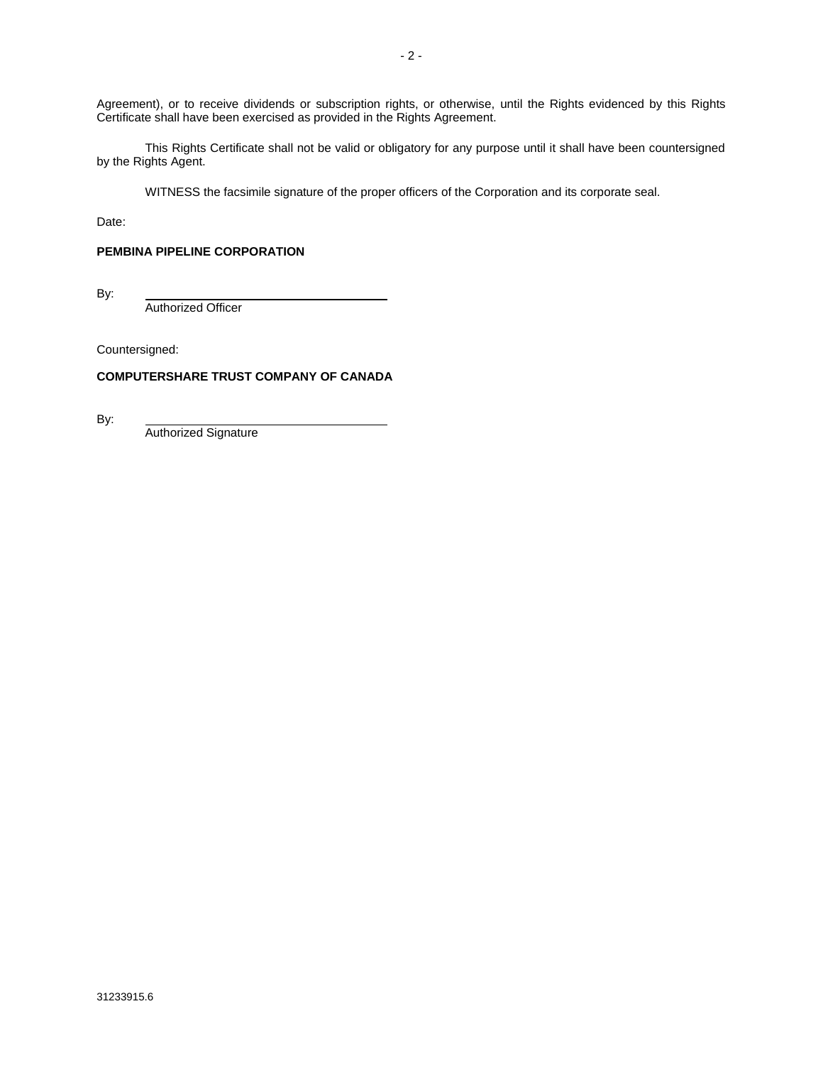Agreement), or to receive dividends or subscription rights, or otherwise, until the Rights evidenced by this Rights Certificate shall have been exercised as provided in the Rights Agreement.

This Rights Certificate shall not be valid or obligatory for any purpose until it shall have been countersigned by the Rights Agent.

WITNESS the facsimile signature of the proper officers of the Corporation and its corporate seal.

Date:

**PEMBINA PIPELINE CORPORATION**

By: ____________________________________
Authorized Officer

Countersigned:

**COMPUTERSHARE TRUST COMPANY OF CANADA**

By: ____________________________________
Authorized Signature

31233915.6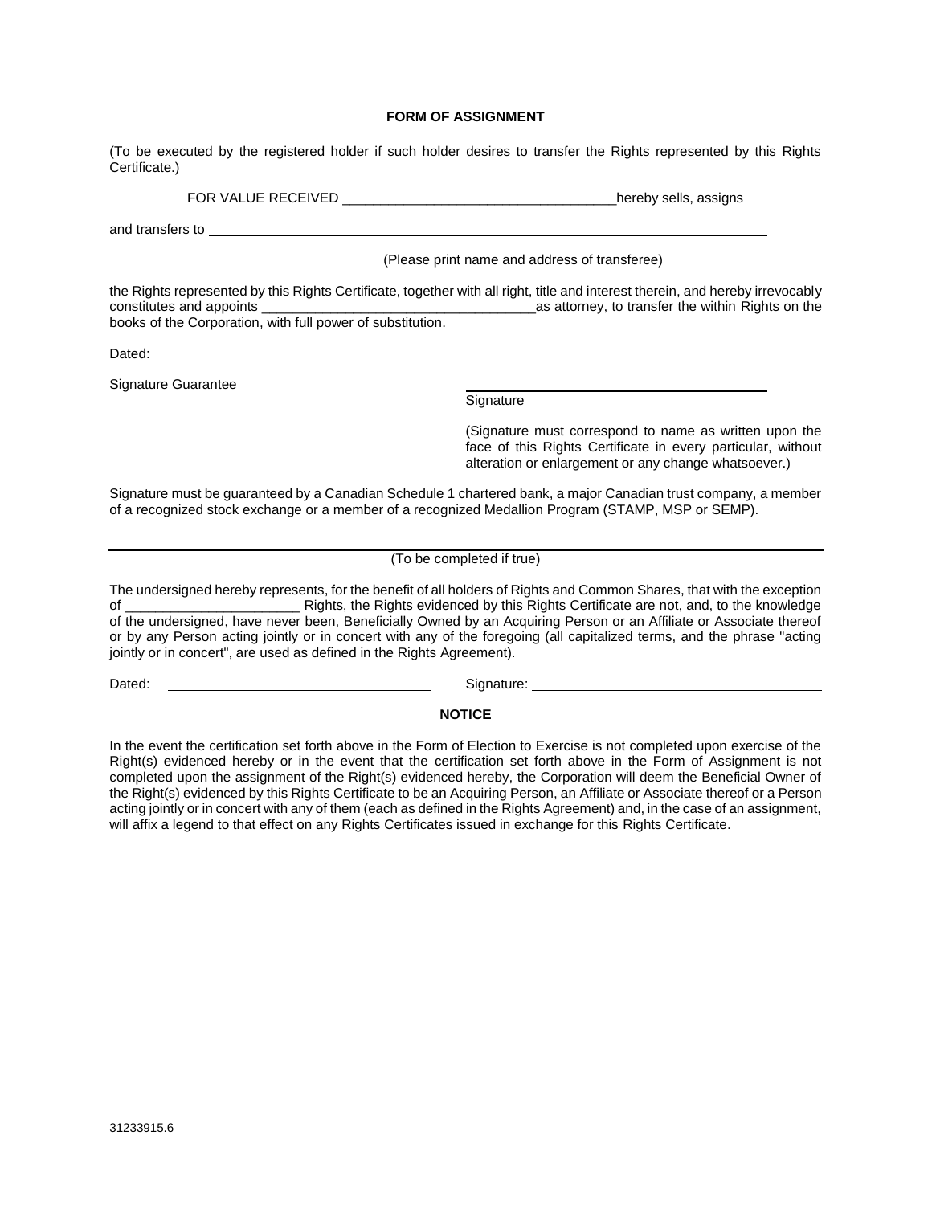**FORM OF ASSIGNMENT**

(To be executed by the registered holder if such holder desires to transfer the Rights represented by this Rights Certificate.)

FOR VALUE RECEIVED ___________________________________hereby sells, assigns

and transfers to ________________________________________________________________________

(Please print name and address of transferee)

the Rights represented by this Rights Certificate, together with all right, title and interest therein, and hereby irrevocably constitutes and appoints ___________________________________as attorney, to transfer the within Rights on the books of the Corporation, with full power of substitution.

Dated:

Signature Guarantee

______________________________________
Signature

(Signature must correspond to name as written upon the face of this Rights Certificate in every particular, without alteration or enlargement or any change whatsoever.)

Signature must be guaranteed by a Canadian Schedule 1 chartered bank, a major Canadian trust company, a member of a recognized stock exchange or a member of a recognized Medallion Program (STAMP, MSP or SEMP).

---

(To be completed if true)

The undersigned hereby represents, for the benefit of all holders of Rights and Common Shares, that with the exception of ______________________ Rights, the Rights evidenced by this Rights Certificate are not, and, to the knowledge of the undersigned, have never been, Beneficially Owned by an Acquiring Person or an Affiliate or Associate thereof or by any Person acting jointly or in concert with any of the foregoing (all capitalized terms, and the phrase "acting jointly or in concert", are used as defined in the Rights Agreement).

Dated: ________________________________ Signature: ____________________________________

**NOTICE**

In the event the certification set forth above in the Form of Election to Exercise is not completed upon exercise of the Right(s) evidenced hereby or in the event that the certification set forth above in the Form of Assignment is not completed upon the assignment of the Right(s) evidenced hereby, the Corporation will deem the Beneficial Owner of the Right(s) evidenced by this Rights Certificate to be an Acquiring Person, an Affiliate or Associate thereof or a Person acting jointly or in concert with any of them (each as defined in the Rights Agreement) and, in the case of an assignment, will affix a legend to that effect on any Rights Certificates issued in exchange for this Rights Certificate.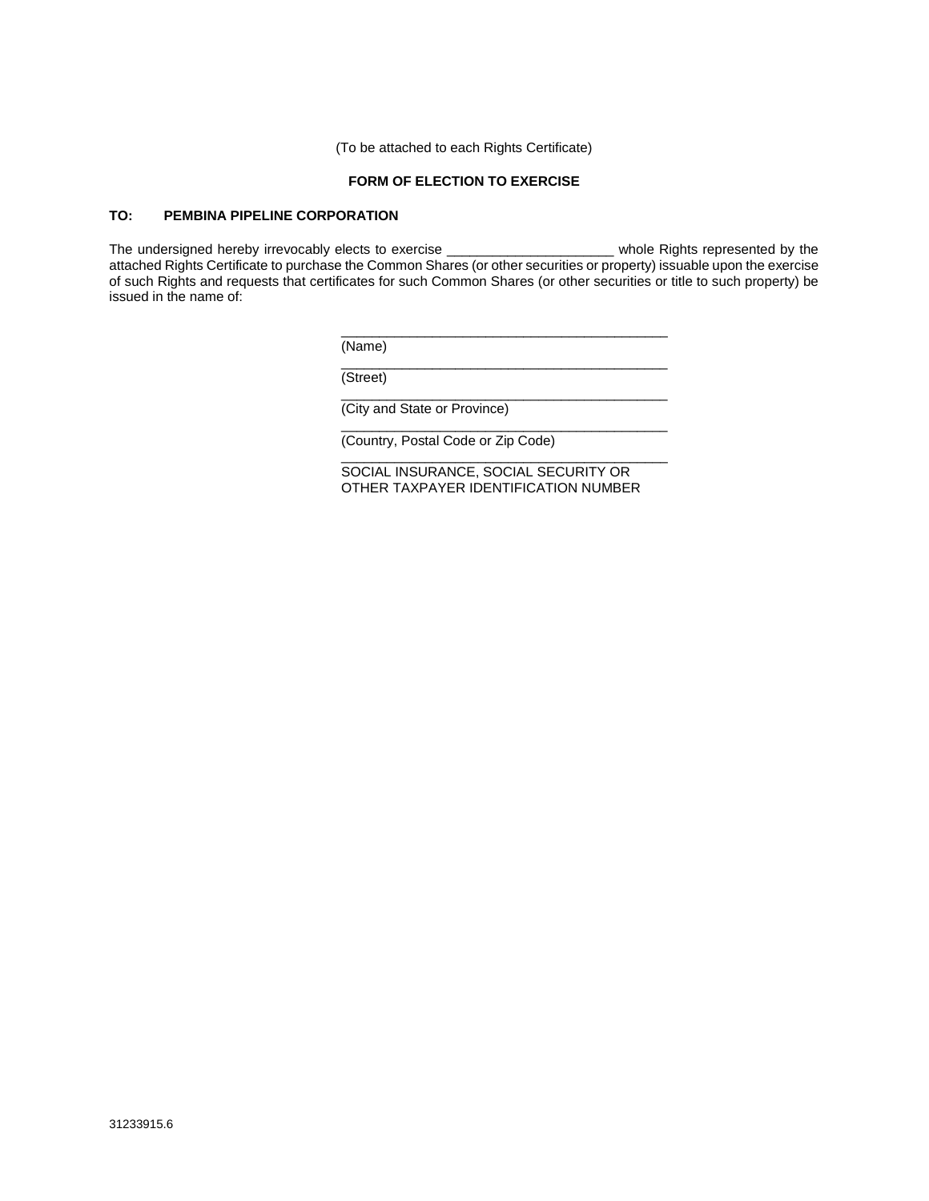(To be attached to each Rights Certificate)

**FORM OF ELECTION TO EXERCISE**

**TO: PEMBINA PIPELINE CORPORATION**

The undersigned hereby irrevocably elects to exercise ______________________ whole Rights represented by the attached Rights Certificate to purchase the Common Shares (or other securities or property) issuable upon the exercise of such Rights and requests that certificates for such Common Shares (or other securities or title to such property) be issued in the name of:

_____________________________________________
(Name)

_____________________________________________
(Street)

_____________________________________________
(City and State or Province)

_____________________________________________
(Country, Postal Code or Zip Code)

_____________________________________________
SOCIAL INSURANCE, SOCIAL SECURITY OR OTHER TAXPAYER IDENTIFICATION NUMBER

31233915.6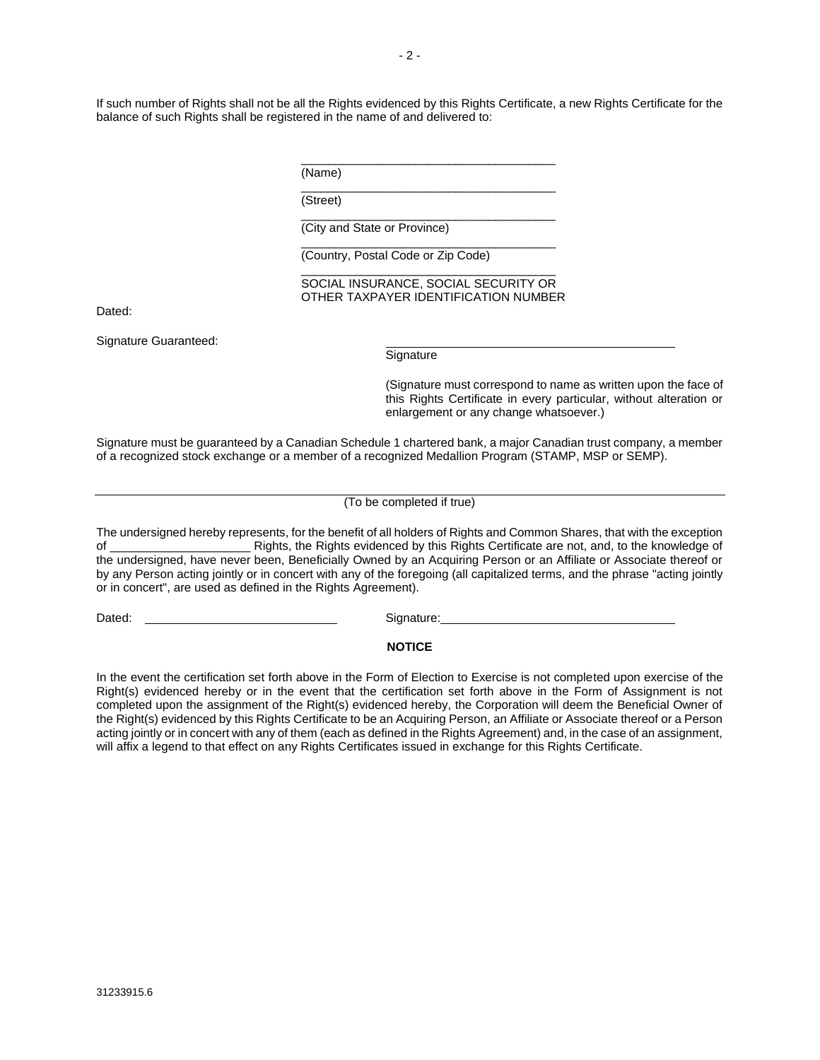If such number of Rights shall not be all the Rights evidenced by this Rights Certificate, a new Rights Certificate for the balance of such Rights shall be registered in the name of and delivered to:

______________________________________
(Name)

______________________________________
(Street)

______________________________________
(City and State or Province)

______________________________________
(Country, Postal Code or Zip Code)

______________________________________
SOCIAL INSURANCE, SOCIAL SECURITY OR OTHER TAXPAYER IDENTIFICATION NUMBER

Dated:

Signature Guaranteed:

______________________________________
Signature

(Signature must correspond to name as written upon the face of this Rights Certificate in every particular, without alteration or enlargement or any change whatsoever.)

Signature must be guaranteed by a Canadian Schedule 1 chartered bank, a major Canadian trust company, a member of a recognized stock exchange or a member of a recognized Medallion Program (STAMP, MSP or SEMP).

---

(To be completed if true)

The undersigned hereby represents, for the benefit of all holders of Rights and Common Shares, that with the exception of ____________________ Rights, the Rights evidenced by this Rights Certificate are not, and, to the knowledge of the undersigned, have never been, Beneficially Owned by an Acquiring Person or an Affiliate or Associate thereof or by any Person acting jointly or in concert with any of the foregoing (all capitalized terms, and the phrase "acting jointly or in concert", are used as defined in the Rights Agreement).

Dated: ____________________________ Signature: ____________________________

**NOTICE**

In the event the certification set forth above in the Form of Election to Exercise is not completed upon exercise of the Right(s) evidenced hereby or in the event that the certification set forth above in the Form of Assignment is not completed upon the assignment of the Right(s) evidenced hereby, the Corporation will deem the Beneficial Owner of the Right(s) evidenced by this Rights Certificate to be an Acquiring Person, an Affiliate or Associate thereof or a Person acting jointly or in concert with any of them (each as defined in the Rights Agreement) and, in the case of an assignment, will affix a legend to that effect on any Rights Certificates issued in exchange for this Rights Certificate.

31233915.6